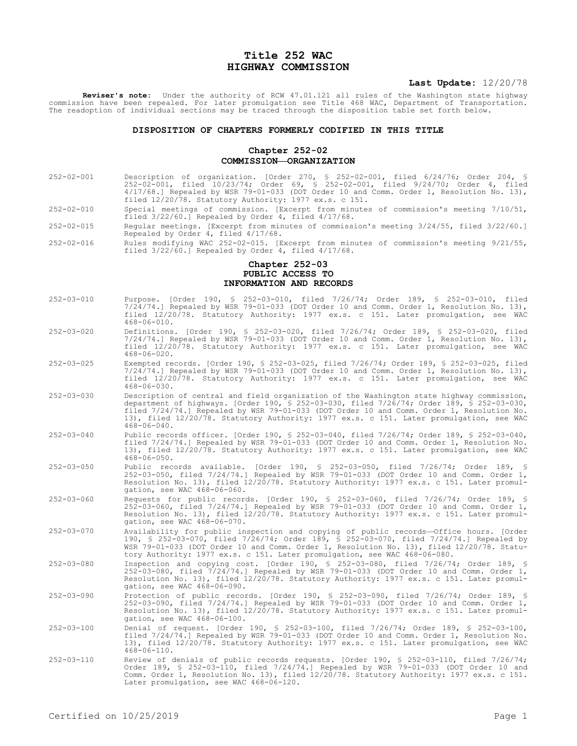# Title 252 WAC
# HIGHWAY COMMISSION

**Last Update:** 12/20/78

**Reviser's note:** Under the authority of RCW 47.01.121 all rules of the Washington state highway commission have been repealed. For later promulgation see Title 468 WAC, Department of Transportation. The readoption of individual sections may be traced through the disposition table set forth below.

### DISPOSITION OF CHAPTERS FORMERLY CODIFIED IN THIS TITLE

## Chapter 252-02
## COMMISSION—ORGANIZATION

252-02-001 Description of organization. [Order 270, § 252-02-001, filed 6/24/76; Order 204, § 252-02-001, filed 10/23/74; Order 69, § 252-02-001, filed 9/24/70; Order 4, filed 4/17/68.] Repealed by WSR 79-01-033 (DOT Order 10 and Comm. Order 1, Resolution No. 13), filed 12/20/78. Statutory Authority: 1977 ex.s. c 151.

252-02-010 Special meetings of commission. [Excerpt from minutes of commission's meeting 7/10/51, filed 3/22/60.] Repealed by Order 4, filed 4/17/68.

252-02-015 Regular meetings. [Excerpt from minutes of commission's meeting 3/24/55, filed 3/22/60.] Repealed by Order 4, filed 4/17/68.

252-02-016 Rules modifying WAC 252-02-015. [Excerpt from minutes of commission's meeting 9/21/55, filed 3/22/60.] Repealed by Order 4, filed 4/17/68.

## Chapter 252-03
## PUBLIC ACCESS TO INFORMATION AND RECORDS

252-03-010 Purpose. [Order 190, § 252-03-010, filed 7/26/74; Order 189, § 252-03-010, filed 7/24/74.] Repealed by WSR 79-01-033 (DOT Order 10 and Comm. Order 1, Resolution No. 13), filed 12/20/78. Statutory Authority: 1977 ex.s. c 151. Later promulgation, see WAC 468-06-010.

252-03-020 Definitions. [Order 190, § 252-03-020, filed 7/26/74; Order 189, § 252-03-020, filed 7/24/74.] Repealed by WSR 79-01-033 (DOT Order 10 and Comm. Order 1, Resolution No. 13), filed 12/20/78. Statutory Authority: 1977 ex.s. c 151. Later promulgation, see WAC 468-06-020.

252-03-025 Exempted records. [Order 190, § 252-03-025, filed 7/26/74; Order 189, § 252-03-025, filed 7/24/74.] Repealed by WSR 79-01-033 (DOT Order 10 and Comm. Order 1, Resolution No. 13), filed 12/20/78. Statutory Authority: 1977 ex.s. c 151. Later promulgation, see WAC 468-06-030.

252-03-030 Description of central and field organization of the Washington state highway commission, department of highways. [Order 190, § 252-03-030, filed 7/26/74; Order 189, § 252-03-030, filed 7/24/74.] Repealed by WSR 79-01-033 (DOT Order 10 and Comm. Order 1, Resolution No. 13), filed 12/20/78. Statutory Authority: 1977 ex.s. c 151. Later promulgation, see WAC 468-06-040.

252-03-040 Public records officer. [Order 190, § 252-03-040, filed 7/26/74; Order 189, § 252-03-040, filed 7/24/74.] Repealed by WSR 79-01-033 (DOT Order 10 and Comm. Order 1, Resolution No. 13), filed 12/20/78. Statutory Authority: 1977 ex.s. c 151. Later promulgation, see WAC 468-06-050.

252-03-050 Public records available. [Order 190, § 252-03-050, filed 7/26/74; Order 189, § 252-03-050, filed 7/24/74.] Repealed by WSR 79-01-033 (DOT Order 10 and Comm. Order 1, Resolution No. 13), filed 12/20/78. Statutory Authority: 1977 ex.s. c 151. Later promulgation, see WAC 468-06-060.

252-03-060 Requests for public records. [Order 190, § 252-03-060, filed 7/26/74; Order 189, § 252-03-060, filed 7/24/74.] Repealed by WSR 79-01-033 (DOT Order 10 and Comm. Order 1, Resolution No. 13), filed 12/20/78. Statutory Authority: 1977 ex.s. c 151. Later promulgation, see WAC 468-06-070.

252-03-070 Availability for public inspection and copying of public records—Office hours. [Order 190, § 252-03-070, filed 7/26/74; Order 189, § 252-03-070, filed 7/24/74.] Repealed by WSR 79-01-033 (DOT Order 10 and Comm. Order 1, Resolution No. 13), filed 12/20/78. Statutory Authority: 1977 ex.s. c 151. Later promulgation, see WAC 468-06-080.

252-03-080 Inspection and copying cost. [Order 190, § 252-03-080, filed 7/26/74; Order 189, § 252-03-080, filed 7/24/74.] Repealed by WSR 79-01-033 (DOT Order 10 and Comm. Order 1, Resolution No. 13), filed 12/20/78. Statutory Authority: 1977 ex.s. c 151. Later promulgation, see WAC 468-06-090.

252-03-090 Protection of public records. [Order 190, § 252-03-090, filed 7/26/74; Order 189, § 252-03-090, filed 7/24/74.] Repealed by WSR 79-01-033 (DOT Order 10 and Comm. Order 1, Resolution No. 13), filed 12/20/78. Statutory Authority: 1977 ex.s. c 151. Later promulgation, see WAC 468-06-100.

252-03-100 Denial of request. [Order 190, § 252-03-100, filed 7/26/74; Order 189, § 252-03-100, filed 7/24/74.] Repealed by WSR 79-01-033 (DOT Order 10 and Comm. Order 1, Resolution No. 13), filed 12/20/78. Statutory Authority: 1977 ex.s. c 151. Later promulgation, see WAC 468-06-110.

252-03-110 Review of denials of public records requests. [Order 190, § 252-03-110, filed 7/26/74; Order 189, § 252-03-110, filed 7/24/74.] Repealed by WSR 79-01-033 (DOT Order 10 and Comm. Order 1, Resolution No. 13), filed 12/20/78. Statutory Authority: 1977 ex.s. c 151. Later promulgation, see WAC 468-06-120.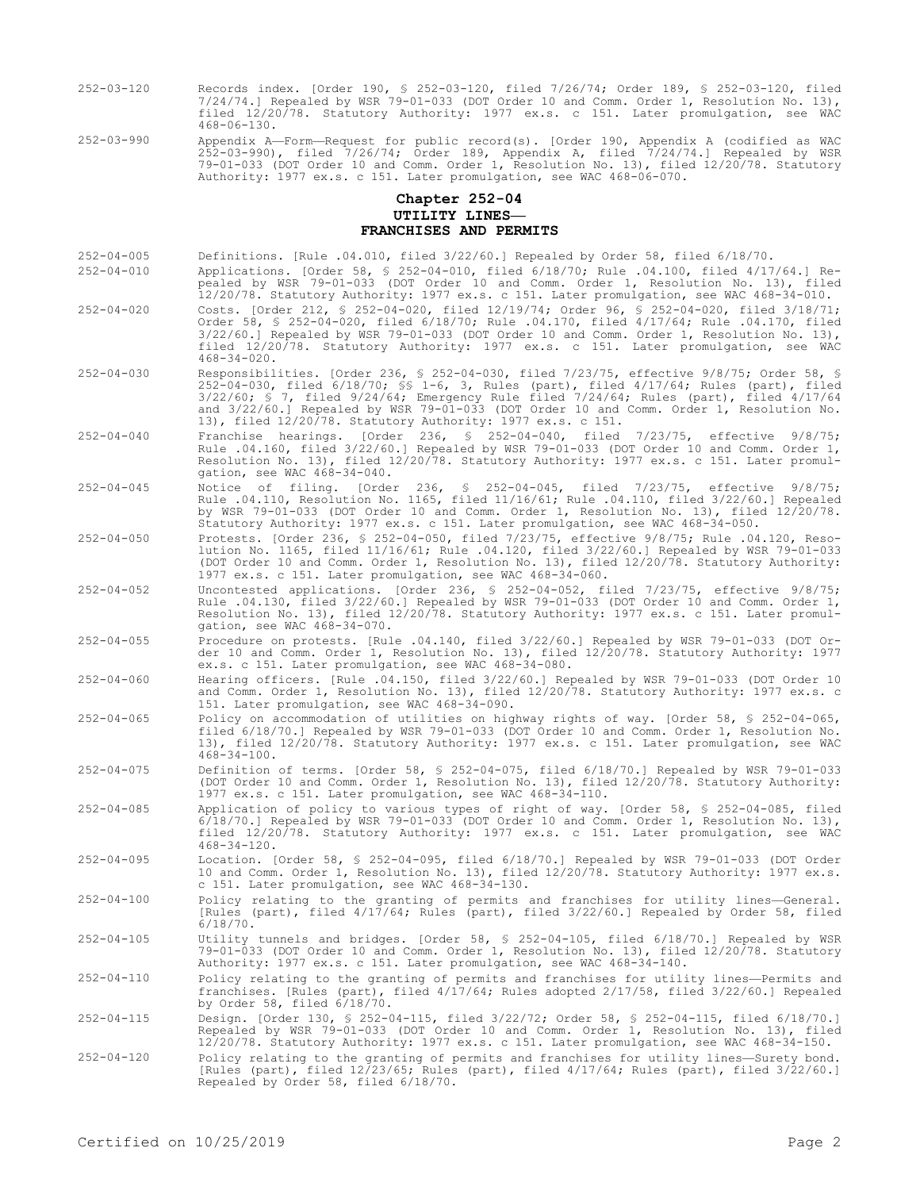252-03-120 Records index. [Order 190, § 252-03-120, filed 7/26/74; Order 189, § 252-03-120, filed 7/24/74.] Repealed by WSR 79-01-033 (DOT Order 10 and Comm. Order 1, Resolution No. 13), filed 12/20/78. Statutory Authority: 1977 ex.s. c 151. Later promulgation, see WAC 468-06-130.

252-03-990 Appendix A—Form—Request for public record(s). [Order 190, Appendix A (codified as WAC 252-03-990), filed 7/26/74; Order 189, Appendix A, filed 7/24/74.] Repealed by WSR 79-01-033 (DOT Order 10 and Comm. Order 1, Resolution No. 13), filed 12/20/78. Statutory Authority: 1977 ex.s. c 151. Later promulgation, see WAC 468-06-070.

## Chapter 252-04
## UTILITY LINES—
## FRANCHISES AND PERMITS

252-04-005 Definitions. [Rule .04.010, filed 3/22/60.] Repealed by Order 58, filed 6/18/70.

252-04-010 Applications. [Order 58, § 252-04-010, filed 6/18/70; Rule .04.100, filed 4/17/64.] Repealed by WSR 79-01-033 (DOT Order 10 and Comm. Order 1, Resolution No. 13), filed 12/20/78. Statutory Authority: 1977 ex.s. c 151. Later promulgation, see WAC 468-34-010.

252-04-020 Costs. [Order 212, § 252-04-020, filed 12/19/74; Order 96, § 252-04-020, filed 3/18/71; Order 58, § 252-04-020, filed 6/18/70; Rule .04.170, filed 4/17/64; Rule .04.170, filed 3/22/60.] Repealed by WSR 79-01-033 (DOT Order 10 and Comm. Order 1, Resolution No. 13), filed 12/20/78. Statutory Authority: 1977 ex.s. c 151. Later promulgation, see WAC 468-34-020.

252-04-030 Responsibilities. [Order 236, § 252-04-030, filed 7/23/75, effective 9/8/75; Order 58, § 252-04-030, filed 6/18/70; §§ 1-6, 3, Rules (part), filed 4/17/64; Rules (part), filed 3/22/60; § 7, filed 9/24/64; Emergency Rule filed 7/24/64; Rules (part), filed 4/17/64 and 3/22/60.] Repealed by WSR 79-01-033 (DOT Order 10 and Comm. Order 1, Resolution No. 13), filed 12/20/78. Statutory Authority: 1977 ex.s. c 151.

252-04-040 Franchise hearings. [Order 236, § 252-04-040, filed 7/23/75, effective 9/8/75; Rule .04.160, filed 3/22/60.] Repealed by WSR 79-01-033 (DOT Order 10 and Comm. Order 1, Resolution No. 13), filed 12/20/78. Statutory Authority: 1977 ex.s. c 151. Later promulgation, see WAC 468-34-040.

252-04-045 Notice of filing. [Order 236, § 252-04-045, filed 7/23/75, effective 9/8/75; Rule .04.110, Resolution No. 1165, filed 11/16/61; Rule .04.110, filed 3/22/60.] Repealed by WSR 79-01-033 (DOT Order 10 and Comm. Order 1, Resolution No. 13), filed 12/20/78. Statutory Authority: 1977 ex.s. c 151. Later promulgation, see WAC 468-34-050.

252-04-050 Protests. [Order 236, § 252-04-050, filed 7/23/75, effective 9/8/75; Rule .04.120, Resolution No. 1165, filed 11/16/61; Rule .04.120, filed 3/22/60.] Repealed by WSR 79-01-033 (DOT Order 10 and Comm. Order 1, Resolution No. 13), filed 12/20/78. Statutory Authority: 1977 ex.s. c 151. Later promulgation, see WAC 468-34-060.

252-04-052 Uncontested applications. [Order 236, § 252-04-052, filed 7/23/75, effective 9/8/75; Rule .04.130, filed 3/22/60.] Repealed by WSR 79-01-033 (DOT Order 10 and Comm. Order 1, Resolution No. 13), filed 12/20/78. Statutory Authority: 1977 ex.s. c 151. Later promulgation, see WAC 468-34-070.

252-04-055 Procedure on protests. [Rule .04.140, filed 3/22/60.] Repealed by WSR 79-01-033 (DOT Order 10 and Comm. Order 1, Resolution No. 13), filed 12/20/78. Statutory Authority: 1977 ex.s. c 151. Later promulgation, see WAC 468-34-080.

252-04-060 Hearing officers. [Rule .04.150, filed 3/22/60.] Repealed by WSR 79-01-033 (DOT Order 10 and Comm. Order 1, Resolution No. 13), filed 12/20/78. Statutory Authority: 1977 ex.s. c 151. Later promulgation, see WAC 468-34-090.

252-04-065 Policy on accommodation of utilities on highway rights of way. [Order 58, § 252-04-065, filed 6/18/70.] Repealed by WSR 79-01-033 (DOT Order 10 and Comm. Order 1, Resolution No. 13), filed 12/20/78. Statutory Authority: 1977 ex.s. c 151. Later promulgation, see WAC 468-34-100.

252-04-075 Definition of terms. [Order 58, § 252-04-075, filed 6/18/70.] Repealed by WSR 79-01-033 (DOT Order 10 and Comm. Order 1, Resolution No. 13), filed 12/20/78. Statutory Authority: 1977 ex.s. c 151. Later promulgation, see WAC 468-34-110.

252-04-085 Application of policy to various types of right of way. [Order 58, § 252-04-085, filed 6/18/70.] Repealed by WSR 79-01-033 (DOT Order 10 and Comm. Order 1, Resolution No. 13), filed 12/20/78. Statutory Authority: 1977 ex.s. c 151. Later promulgation, see WAC 468-34-120.

252-04-095 Location. [Order 58, § 252-04-095, filed 6/18/70.] Repealed by WSR 79-01-033 (DOT Order 10 and Comm. Order 1, Resolution No. 13), filed 12/20/78. Statutory Authority: 1977 ex.s. c 151. Later promulgation, see WAC 468-34-130.

252-04-100 Policy relating to the granting of permits and franchises for utility lines—General. [Rules (part), filed 4/17/64; Rules (part), filed 3/22/60.] Repealed by Order 58, filed 6/18/70.

252-04-105 Utility tunnels and bridges. [Order 58, § 252-04-105, filed 6/18/70.] Repealed by WSR 79-01-033 (DOT Order 10 and Comm. Order 1, Resolution No. 13), filed 12/20/78. Statutory Authority: 1977 ex.s. c 151. Later promulgation, see WAC 468-34-140.

252-04-110 Policy relating to the granting of permits and franchises for utility lines—Permits and franchises. [Rules (part), filed 4/17/64; Rules adopted 2/17/58, filed 3/22/60.] Repealed by Order 58, filed 6/18/70.

252-04-115 Design. [Order 130, § 252-04-115, filed 3/22/72; Order 58, § 252-04-115, filed 6/18/70.] Repealed by WSR 79-01-033 (DOT Order 10 and Comm. Order 1, Resolution No. 13), filed 12/20/78. Statutory Authority: 1977 ex.s. c 151. Later promulgation, see WAC 468-34-150.

252-04-120 Policy relating to the granting of permits and franchises for utility lines—Surety bond. [Rules (part), filed 12/23/65; Rules (part), filed 4/17/64; Rules (part), filed 3/22/60.] Repealed by Order 58, filed 6/18/70.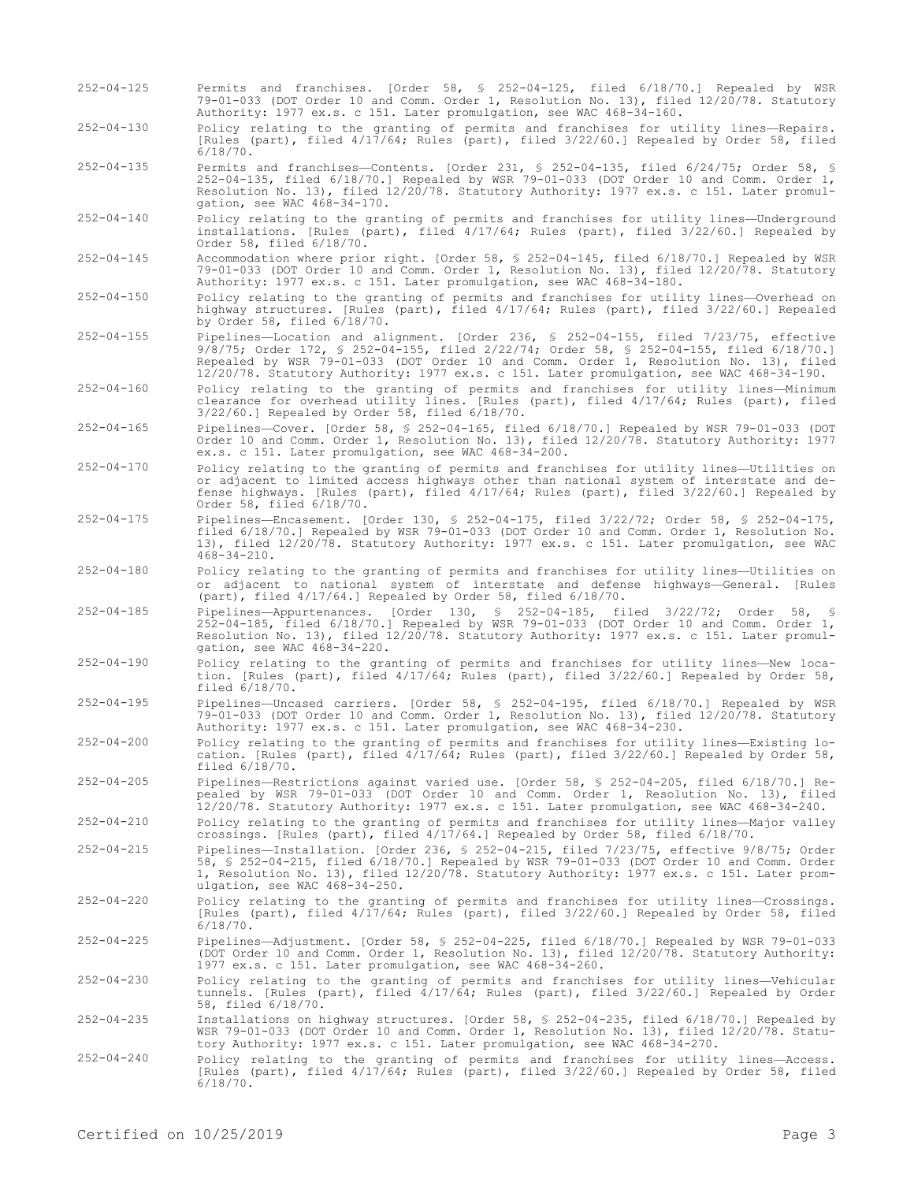252-04-125 Permits and franchises. [Order 58, § 252-04-125, filed 6/18/70.] Repealed by WSR 79-01-033 (DOT Order 10 and Comm. Order 1, Resolution No. 13), filed 12/20/78. Statutory Authority: 1977 ex.s. c 151. Later promulgation, see WAC 468-34-160.

252-04-130 Policy relating to the granting of permits and franchises for utility lines—Repairs. [Rules (part), filed 4/17/64; Rules (part), filed 3/22/60.] Repealed by Order 58, filed 6/18/70.

252-04-135 Permits and franchises—Contents. [Order 231, § 252-04-135, filed 6/24/75; Order 58, § 252-04-135, filed 6/18/70.] Repealed by WSR 79-01-033 (DOT Order 10 and Comm. Order 1, Resolution No. 13), filed 12/20/78. Statutory Authority: 1977 ex.s. c 151. Later promulgation, see WAC 468-34-170.

252-04-140 Policy relating to the granting of permits and franchises for utility lines—Underground installations. [Rules (part), filed 4/17/64; Rules (part), filed 3/22/60.] Repealed by Order 58, filed 6/18/70.

252-04-145 Accommodation where prior right. [Order 58, § 252-04-145, filed 6/18/70.] Repealed by WSR 79-01-033 (DOT Order 10 and Comm. Order 1, Resolution No. 13), filed 12/20/78. Statutory Authority: 1977 ex.s. c 151. Later promulgation, see WAC 468-34-180.

252-04-150 Policy relating to the granting of permits and franchises for utility lines—Overhead on highway structures. [Rules (part), filed 4/17/64; Rules (part), filed 3/22/60.] Repealed by Order 58, filed 6/18/70.

252-04-155 Pipelines—Location and alignment. [Order 236, § 252-04-155, filed 7/23/75, effective 9/8/75; Order 172, § 252-04-155, filed 2/22/74; Order 58, § 252-04-155, filed 6/18/70.] Repealed by WSR 79-01-033 (DOT Order 10 and Comm. Order 1, Resolution No. 13), filed 12/20/78. Statutory Authority: 1977 ex.s. c 151. Later promulgation, see WAC 468-34-190.

252-04-160 Policy relating to the granting of permits and franchises for utility lines—Minimum clearance for overhead utility lines. [Rules (part), filed 4/17/64; Rules (part), filed 3/22/60.] Repealed by Order 58, filed 6/18/70.

252-04-165 Pipelines—Cover. [Order 58, § 252-04-165, filed 6/18/70.] Repealed by WSR 79-01-033 (DOT Order 10 and Comm. Order 1, Resolution No. 13), filed 12/20/78. Statutory Authority: 1977 ex.s. c 151. Later promulgation, see WAC 468-34-200.

252-04-170 Policy relating to the granting of permits and franchises for utility lines—Utilities on or adjacent to limited access highways other than national system of interstate and defense highways. [Rules (part), filed 4/17/64; Rules (part), filed 3/22/60.] Repealed by Order 58, filed 6/18/70.

252-04-175 Pipelines—Encasement. [Order 130, § 252-04-175, filed 3/22/72; Order 58, § 252-04-175, filed 6/18/70.] Repealed by WSR 79-01-033 (DOT Order 10 and Comm. Order 1, Resolution No. 13), filed 12/20/78. Statutory Authority: 1977 ex.s. c 151. Later promulgation, see WAC 468-34-210.

252-04-180 Policy relating to the granting of permits and franchises for utility lines—Utilities on or adjacent to national system of interstate and defense highways—General. [Rules (part), filed 4/17/64.] Repealed by Order 58, filed 6/18/70.

252-04-185 Pipelines—Appurtenances. [Order 130, § 252-04-185, filed 3/22/72; Order 58, § 252-04-185, filed 6/18/70.] Repealed by WSR 79-01-033 (DOT Order 10 and Comm. Order 1, Resolution No. 13), filed 12/20/78. Statutory Authority: 1977 ex.s. c 151. Later promulgation, see WAC 468-34-220.

252-04-190 Policy relating to the granting of permits and franchises for utility lines—New location. [Rules (part), filed 4/17/64; Rules (part), filed 3/22/60.] Repealed by Order 58, filed 6/18/70.

252-04-195 Pipelines—Uncased carriers. [Order 58, § 252-04-195, filed 6/18/70.] Repealed by WSR 79-01-033 (DOT Order 10 and Comm. Order 1, Resolution No. 13), filed 12/20/78. Statutory Authority: 1977 ex.s. c 151. Later promulgation, see WAC 468-34-230.

252-04-200 Policy relating to the granting of permits and franchises for utility lines—Existing location. [Rules (part), filed 4/17/64; Rules (part), filed 3/22/60.] Repealed by Order 58, filed 6/18/70.

252-04-205 Pipelines—Restrictions against varied use. [Order 58, § 252-04-205, filed 6/18/70.] Repealed by WSR 79-01-033 (DOT Order 10 and Comm. Order 1, Resolution No. 13), filed 12/20/78. Statutory Authority: 1977 ex.s. c 151. Later promulgation, see WAC 468-34-240.

252-04-210 Policy relating to the granting of permits and franchises for utility lines—Major valley crossings. [Rules (part), filed 4/17/64.] Repealed by Order 58, filed 6/18/70.

252-04-215 Pipelines—Installation. [Order 236, § 252-04-215, filed 7/23/75, effective 9/8/75; Order 58, § 252-04-215, filed 6/18/70.] Repealed by WSR 79-01-033 (DOT Order 10 and Comm. Order 1, Resolution No. 13), filed 12/20/78. Statutory Authority: 1977 ex.s. c 151. Later promulgation, see WAC 468-34-250.

252-04-220 Policy relating to the granting of permits and franchises for utility lines—Crossings. [Rules (part), filed 4/17/64; Rules (part), filed 3/22/60.] Repealed by Order 58, filed 6/18/70.

252-04-225 Pipelines—Adjustment. [Order 58, § 252-04-225, filed 6/18/70.] Repealed by WSR 79-01-033 (DOT Order 10 and Comm. Order 1, Resolution No. 13), filed 12/20/78. Statutory Authority: 1977 ex.s. c 151. Later promulgation, see WAC 468-34-260.

252-04-230 Policy relating to the granting of permits and franchises for utility lines—Vehicular tunnels. [Rules (part), filed 4/17/64; Rules (part), filed 3/22/60.] Repealed by Order 58, filed 6/18/70.

252-04-235 Installations on highway structures. [Order 58, § 252-04-235, filed 6/18/70.] Repealed by WSR 79-01-033 (DOT Order 10 and Comm. Order 1, Resolution No. 13), filed 12/20/78. Statutory Authority: 1977 ex.s. c 151. Later promulgation, see WAC 468-34-270.

252-04-240 Policy relating to the granting of permits and franchises for utility lines—Access. [Rules (part), filed 4/17/64; Rules (part), filed 3/22/60.] Repealed by Order 58, filed 6/18/70.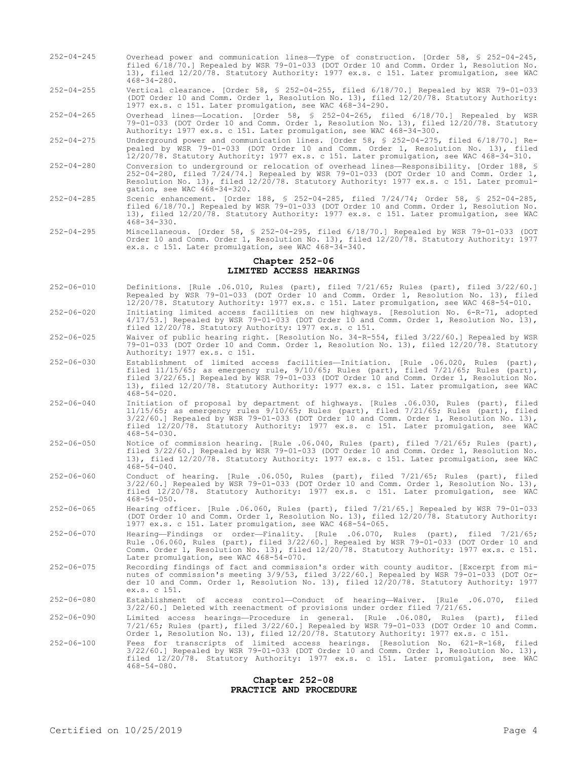252-04-245 Overhead power and communication lines—Type of construction. [Order 58, § 252-04-245, filed 6/18/70.] Repealed by WSR 79-01-033 (DOT Order 10 and Comm. Order 1, Resolution No. 13), filed 12/20/78. Statutory Authority: 1977 ex.s. c 151. Later promulgation, see WAC 468-34-280.

252-04-255 Vertical clearance. [Order 58, § 252-04-255, filed 6/18/70.] Repealed by WSR 79-01-033 (DOT Order 10 and Comm. Order 1, Resolution No. 13), filed 12/20/78. Statutory Authority: 1977 ex.s. c 151. Later promulgation, see WAC 468-34-290.

252-04-265 Overhead lines—Location. [Order 58, § 252-04-265, filed 6/18/70.] Repealed by WSR 79-01-033 (DOT Order 10 and Comm. Order 1, Resolution No. 13), filed 12/20/78. Statutory Authority: 1977 ex.s. c 151. Later promulgation, see WAC 468-34-300.

252-04-275 Underground power and communication lines. [Order 58, § 252-04-275, filed 6/18/70.] Repealed by WSR 79-01-033 (DOT Order 10 and Comm. Order 1, Resolution No. 13), filed 12/20/78. Statutory Authority: 1977 ex.s. c 151. Later promulgation, see WAC 468-34-310.

252-04-280 Conversion to underground or relocation of overhead lines—Responsibility. [Order 188, § 252-04-280, filed 7/24/74.] Repealed by WSR 79-01-033 (DOT Order 10 and Comm. Order 1, Resolution No. 13), filed 12/20/78. Statutory Authority: 1977 ex.s. c 151. Later promulgation, see WAC 468-34-320.

252-04-285 Scenic enhancement. [Order 188, § 252-04-285, filed 7/24/74; Order 58, § 252-04-285, filed 6/18/70.] Repealed by WSR 79-01-033 (DOT Order 10 and Comm. Order 1, Resolution No. 13), filed 12/20/78. Statutory Authority: 1977 ex.s. c 151. Later promulgation, see WAC 468-34-330.

252-04-295 Miscellaneous. [Order 58, § 252-04-295, filed 6/18/70.] Repealed by WSR 79-01-033 (DOT Order 10 and Comm. Order 1, Resolution No. 13), filed 12/20/78. Statutory Authority: 1977 ex.s. c 151. Later promulgation, see WAC 468-34-340.

## Chapter 252-06
## LIMITED ACCESS HEARINGS

252-06-010 Definitions. [Rule .06.010, Rules (part), filed 7/21/65; Rules (part), filed 3/22/60.] Repealed by WSR 79-01-033 (DOT Order 10 and Comm. Order 1, Resolution No. 13), filed 12/20/78. Statutory Authority: 1977 ex.s. c 151. Later promulgation, see WAC 468-54-010.

252-06-020 Initiating limited access facilities on new highways. [Resolution No. 6-R-71, adopted 4/17/53.] Repealed by WSR 79-01-033 (DOT Order 10 and Comm. Order 1, Resolution No. 13), filed 12/20/78. Statutory Authority: 1977 ex.s. c 151.

252-06-025 Waiver of public hearing right. [Resolution No. 34-R-554, filed 3/22/60.] Repealed by WSR 79-01-033 (DOT Order 10 and Comm. Order 1, Resolution No. 13), filed 12/20/78. Statutory Authority: 1977 ex.s. c 151.

252-06-030 Establishment of limited access facilities—Initiation. [Rule .06.020, Rules (part), filed 11/15/65; as emergency rule, 9/10/65; Rules (part), filed 7/21/65; Rules (part), filed 3/22/65.] Repealed by WSR 79-01-033 (DOT Order 10 and Comm. Order 1, Resolution No. 13), filed 12/20/78. Statutory Authority: 1977 ex.s. c 151. Later promulgation, see WAC 468-54-020.

252-06-040 Initiation of proposal by department of highways. [Rules .06.030, Rules (part), filed 11/15/65; as emergency rules 9/10/65; Rules (part), filed 7/21/65; Rules (part), filed 3/22/60.] Repealed by WSR 79-01-033 (DOT Order 10 and Comm. Order 1, Resolution No. 13), filed 12/20/78. Statutory Authority: 1977 ex.s. c 151. Later promulgation, see WAC 468-54-030.

252-06-050 Notice of commission hearing. [Rule .06.040, Rules (part), filed 7/21/65; Rules (part), filed 3/22/60.] Repealed by WSR 79-01-033 (DOT Order 10 and Comm. Order 1, Resolution No. 13), filed 12/20/78. Statutory Authority: 1977 ex.s. c 151. Later promulgation, see WAC 468-54-040.

252-06-060 Conduct of hearing. [Rule .06.050, Rules (part), filed 7/21/65; Rules (part), filed 3/22/60.] Repealed by WSR 79-01-033 (DOT Order 10 and Comm. Order 1, Resolution No. 13), filed 12/20/78. Statutory Authority: 1977 ex.s. c 151. Later promulgation, see WAC 468-54-050.

252-06-065 Hearing officer. [Rule .06.060, Rules (part), filed 7/21/65.] Repealed by WSR 79-01-033 (DOT Order 10 and Comm. Order 1, Resolution No. 13), filed 12/20/78. Statutory Authority: 1977 ex.s. c 151. Later promulgation, see WAC 468-54-065.

252-06-070 Hearing—Findings or order—Finality. [Rule .06.070, Rules (part), filed 7/21/65; Rule .06.060, Rules (part), filed 3/22/60.] Repealed by WSR 79-01-033 (DOT Order 10 and Comm. Order 1, Resolution No. 13), filed 12/20/78. Statutory Authority: 1977 ex.s. c 151. Later promulgation, see WAC 468-54-070.

252-06-075 Recording findings of fact and commission's order with county auditor. [Excerpt from minutes of commission's meeting 3/9/53, filed 3/22/60.] Repealed by WSR 79-01-033 (DOT Order 10 and Comm. Order 1, Resolution No. 13), filed 12/20/78. Statutory Authority: 1977 ex.s. c 151.

252-06-080 Establishment of access control—Conduct of hearing—Waiver. [Rule .06.070, filed 3/22/60.] Deleted with reenactment of provisions under order filed 7/21/65.

252-06-090 Limited access hearings—Procedure in general. [Rule .06.080, Rules (part), filed 7/21/65; Rules (part), filed 3/22/60.] Repealed by WSR 79-01-033 (DOT Order 10 and Comm. Order 1, Resolution No. 13), filed 12/20/78. Statutory Authority: 1977 ex.s. c 151.

252-06-100 Fees for transcripts of limited access hearings. [Resolution No. 621-R-168, filed 3/22/60.] Repealed by WSR 79-01-033 (DOT Order 10 and Comm. Order 1, Resolution No. 13), filed 12/20/78. Statutory Authority: 1977 ex.s. c 151. Later promulgation, see WAC 468-54-080.

## Chapter 252-08
## PRACTICE AND PROCEDURE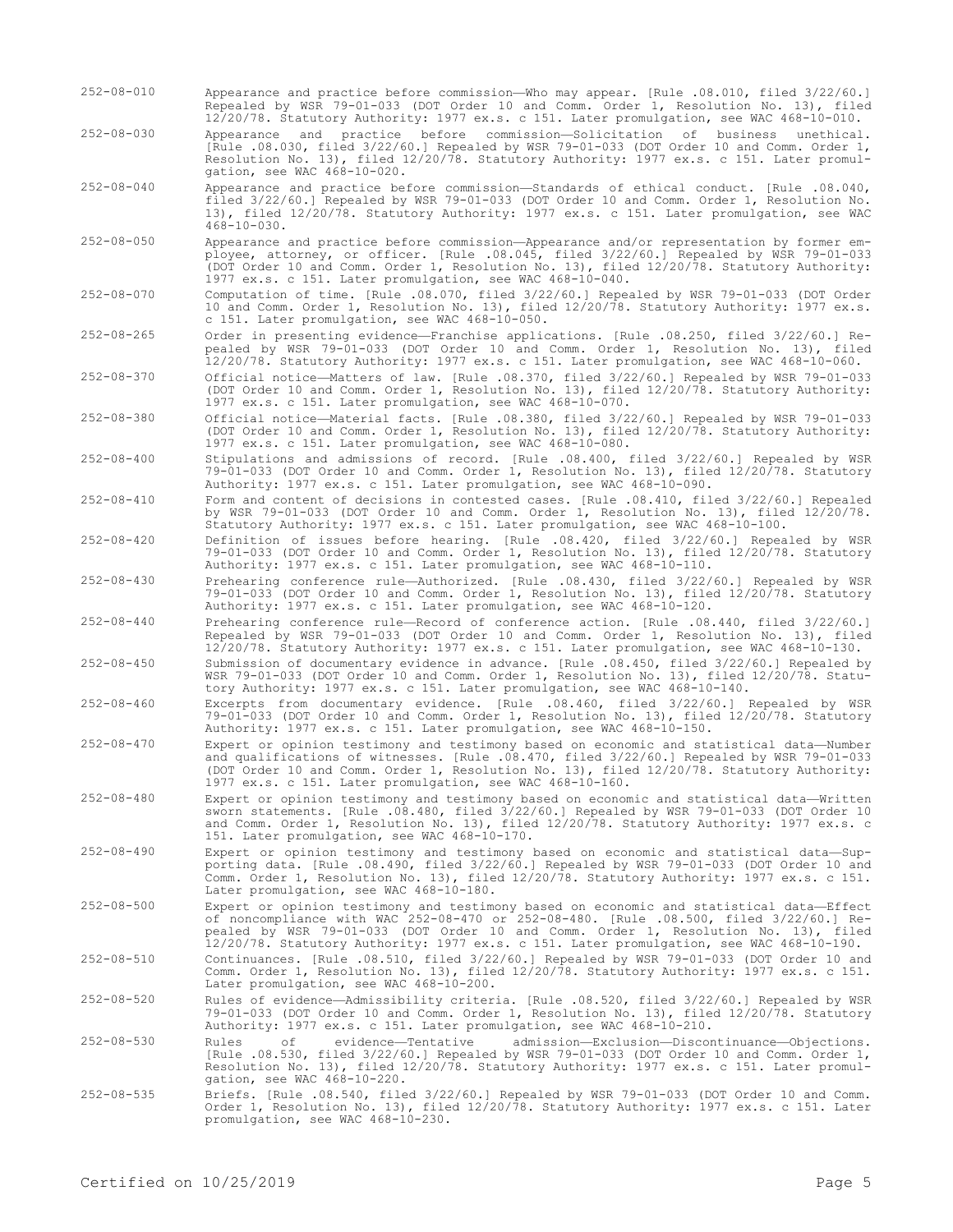252-08-010 Appearance and practice before commission—Who may appear. [Rule .08.010, filed 3/22/60.] Repealed by WSR 79-01-033 (DOT Order 10 and Comm. Order 1, Resolution No. 13), filed 12/20/78. Statutory Authority: 1977 ex.s. c 151. Later promulgation, see WAC 468-10-010.

252-08-030 Appearance and practice before commission—Solicitation of business unethical. [Rule .08.030, filed 3/22/60.] Repealed by WSR 79-01-033 (DOT Order 10 and Comm. Order 1, Resolution No. 13), filed 12/20/78. Statutory Authority: 1977 ex.s. c 151. Later promulgation, see WAC 468-10-020.

252-08-040 Appearance and practice before commission—Standards of ethical conduct. [Rule .08.040, filed 3/22/60.] Repealed by WSR 79-01-033 (DOT Order 10 and Comm. Order 1, Resolution No. 13), filed 12/20/78. Statutory Authority: 1977 ex.s. c 151. Later promulgation, see WAC 468-10-030.

252-08-050 Appearance and practice before commission—Appearance and/or representation by former employee, attorney, or officer. [Rule .08.045, filed 3/22/60.] Repealed by WSR 79-01-033 (DOT Order 10 and Comm. Order 1, Resolution No. 13), filed 12/20/78. Statutory Authority: 1977 ex.s. c 151. Later promulgation, see WAC 468-10-040.

252-08-070 Computation of time. [Rule .08.070, filed 3/22/60.] Repealed by WSR 79-01-033 (DOT Order 10 and Comm. Order 1, Resolution No. 13), filed 12/20/78. Statutory Authority: 1977 ex.s. c 151. Later promulgation, see WAC 468-10-050.

252-08-265 Order in presenting evidence—Franchise applications. [Rule .08.250, filed 3/22/60.] Repealed by WSR 79-01-033 (DOT Order 10 and Comm. Order 1, Resolution No. 13), filed 12/20/78. Statutory Authority: 1977 ex.s. c 151. Later promulgation, see WAC 468-10-060.

252-08-370 Official notice—Matters of law. [Rule .08.370, filed 3/22/60.] Repealed by WSR 79-01-033 (DOT Order 10 and Comm. Order 1, Resolution No. 13), filed 12/20/78. Statutory Authority: 1977 ex.s. c 151. Later promulgation, see WAC 468-10-070.

252-08-380 Official notice—Material facts. [Rule .08.380, filed 3/22/60.] Repealed by WSR 79-01-033 (DOT Order 10 and Comm. Order 1, Resolution No. 13), filed 12/20/78. Statutory Authority: 1977 ex.s. c 151. Later promulgation, see WAC 468-10-080.

252-08-400 Stipulations and admissions of record. [Rule .08.400, filed 3/22/60.] Repealed by WSR 79-01-033 (DOT Order 10 and Comm. Order 1, Resolution No. 13), filed 12/20/78. Statutory Authority: 1977 ex.s. c 151. Later promulgation, see WAC 468-10-090.

252-08-410 Form and content of decisions in contested cases. [Rule .08.410, filed 3/22/60.] Repealed by WSR 79-01-033 (DOT Order 10 and Comm. Order 1, Resolution No. 13), filed 12/20/78. Statutory Authority: 1977 ex.s. c 151. Later promulgation, see WAC 468-10-100.

252-08-420 Definition of issues before hearing. [Rule .08.420, filed 3/22/60.] Repealed by WSR 79-01-033 (DOT Order 10 and Comm. Order 1, Resolution No. 13), filed 12/20/78. Statutory Authority: 1977 ex.s. c 151. Later promulgation, see WAC 468-10-110.

252-08-430 Prehearing conference rule—Authorized. [Rule .08.430, filed 3/22/60.] Repealed by WSR 79-01-033 (DOT Order 10 and Comm. Order 1, Resolution No. 13), filed 12/20/78. Statutory Authority: 1977 ex.s. c 151. Later promulgation, see WAC 468-10-120.

252-08-440 Prehearing conference rule—Record of conference action. [Rule .08.440, filed 3/22/60.] Repealed by WSR 79-01-033 (DOT Order 10 and Comm. Order 1, Resolution No. 13), filed 12/20/78. Statutory Authority: 1977 ex.s. c 151. Later promulgation, see WAC 468-10-130.

252-08-450 Submission of documentary evidence in advance. [Rule .08.450, filed 3/22/60.] Repealed by WSR 79-01-033 (DOT Order 10 and Comm. Order 1, Resolution No. 13), filed 12/20/78. Statutory Authority: 1977 ex.s. c 151. Later promulgation, see WAC 468-10-140.

252-08-460 Excerpts from documentary evidence. [Rule .08.460, filed 3/22/60.] Repealed by WSR 79-01-033 (DOT Order 10 and Comm. Order 1, Resolution No. 13), filed 12/20/78. Statutory Authority: 1977 ex.s. c 151. Later promulgation, see WAC 468-10-150.

252-08-470 Expert or opinion testimony and testimony based on economic and statistical data—Number and qualifications of witnesses. [Rule .08.470, filed 3/22/60.] Repealed by WSR 79-01-033 (DOT Order 10 and Comm. Order 1, Resolution No. 13), filed 12/20/78. Statutory Authority: 1977 ex.s. c 151. Later promulgation, see WAC 468-10-160.

252-08-480 Expert or opinion testimony and testimony based on economic and statistical data—Written sworn statements. [Rule .08.480, filed 3/22/60.] Repealed by WSR 79-01-033 (DOT Order 10 and Comm. Order 1, Resolution No. 13), filed 12/20/78. Statutory Authority: 1977 ex.s. c 151. Later promulgation, see WAC 468-10-170.

252-08-490 Expert or opinion testimony and testimony based on economic and statistical data—Supporting data. [Rule .08.490, filed 3/22/60.] Repealed by WSR 79-01-033 (DOT Order 10 and Comm. Order 1, Resolution No. 13), filed 12/20/78. Statutory Authority: 1977 ex.s. c 151. Later promulgation, see WAC 468-10-180.

252-08-500 Expert or opinion testimony and testimony based on economic and statistical data—Effect of noncompliance with WAC 252-08-470 or 252-08-480. [Rule .08.500, filed 3/22/60.] Repealed by WSR 79-01-033 (DOT Order 10 and Comm. Order 1, Resolution No. 13), filed 12/20/78. Statutory Authority: 1977 ex.s. c 151. Later promulgation, see WAC 468-10-190.

252-08-510 Continuances. [Rule .08.510, filed 3/22/60.] Repealed by WSR 79-01-033 (DOT Order 10 and Comm. Order 1, Resolution No. 13), filed 12/20/78. Statutory Authority: 1977 ex.s. c 151. Later promulgation, see WAC 468-10-200.

252-08-520 Rules of evidence—Admissibility criteria. [Rule .08.520, filed 3/22/60.] Repealed by WSR 79-01-033 (DOT Order 10 and Comm. Order 1, Resolution No. 13), filed 12/20/78. Statutory Authority: 1977 ex.s. c 151. Later promulgation, see WAC 468-10-210.

252-08-530 Rules of evidence—Tentative admission—Exclusion—Discontinuance—Objections. [Rule .08.530, filed 3/22/60.] Repealed by WSR 79-01-033 (DOT Order 10 and Comm. Order 1, Resolution No. 13), filed 12/20/78. Statutory Authority: 1977 ex.s. c 151. Later promulgation, see WAC 468-10-220.

252-08-535 Briefs. [Rule .08.540, filed 3/22/60.] Repealed by WSR 79-01-033 (DOT Order 10 and Comm. Order 1, Resolution No. 13), filed 12/20/78. Statutory Authority: 1977 ex.s. c 151. Later promulgation, see WAC 468-10-230.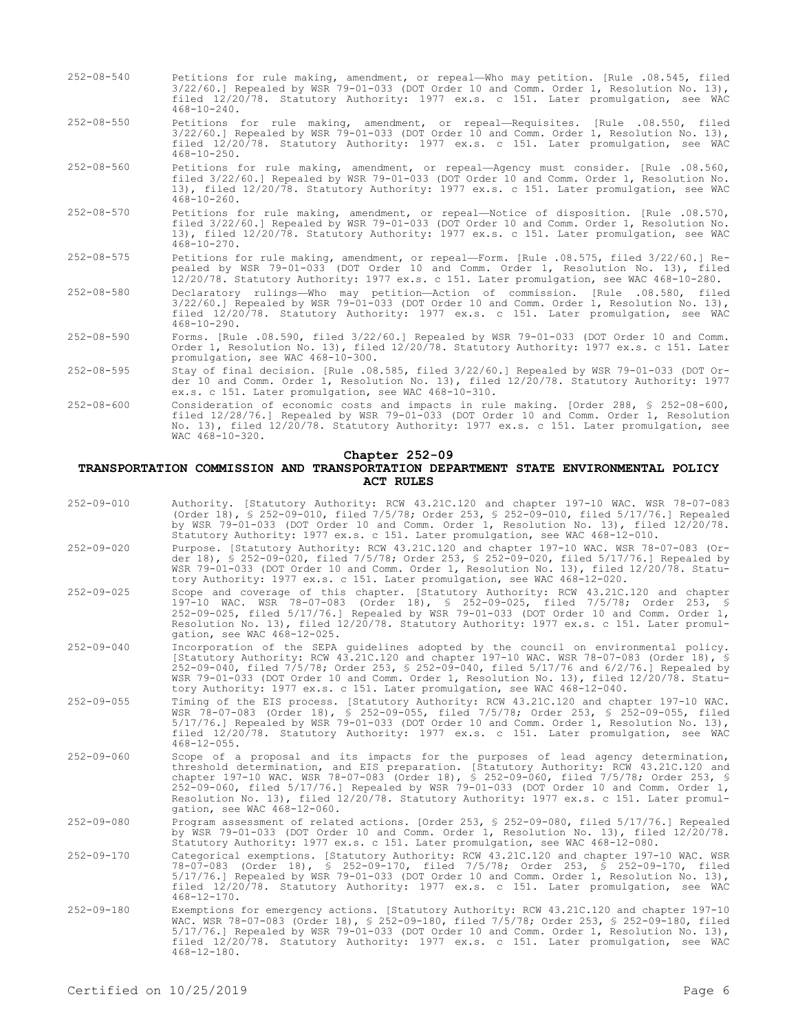252-08-540 Petitions for rule making, amendment, or repeal—Who may petition. [Rule .08.545, filed 3/22/60.] Repealed by WSR 79-01-033 (DOT Order 10 and Comm. Order 1, Resolution No. 13), filed 12/20/78. Statutory Authority: 1977 ex.s. c 151. Later promulgation, see WAC 468-10-240.

252-08-550 Petitions for rule making, amendment, or repeal—Requisites. [Rule .08.550, filed 3/22/60.] Repealed by WSR 79-01-033 (DOT Order 10 and Comm. Order 1, Resolution No. 13), filed 12/20/78. Statutory Authority: 1977 ex.s. c 151. Later promulgation, see WAC 468-10-250.

252-08-560 Petitions for rule making, amendment, or repeal—Agency must consider. [Rule .08.560, filed 3/22/60.] Repealed by WSR 79-01-033 (DOT Order 10 and Comm. Order 1, Resolution No. 13), filed 12/20/78. Statutory Authority: 1977 ex.s. c 151. Later promulgation, see WAC 468-10-260.

252-08-570 Petitions for rule making, amendment, or repeal—Notice of disposition. [Rule .08.570, filed 3/22/60.] Repealed by WSR 79-01-033 (DOT Order 10 and Comm. Order 1, Resolution No. 13), filed 12/20/78. Statutory Authority: 1977 ex.s. c 151. Later promulgation, see WAC 468-10-270.

252-08-575 Petitions for rule making, amendment, or repeal—Form. [Rule .08.575, filed 3/22/60.] Repealed by WSR 79-01-033 (DOT Order 10 and Comm. Order 1, Resolution No. 13), filed 12/20/78. Statutory Authority: 1977 ex.s. c 151. Later promulgation, see WAC 468-10-280.

252-08-580 Declaratory rulings—Who may petition—Action of commission. [Rule .08.580, filed 3/22/60.] Repealed by WSR 79-01-033 (DOT Order 10 and Comm. Order 1, Resolution No. 13), filed 12/20/78. Statutory Authority: 1977 ex.s. c 151. Later promulgation, see WAC 468-10-290.

252-08-590 Forms. [Rule .08.590, filed 3/22/60.] Repealed by WSR 79-01-033 (DOT Order 10 and Comm. Order 1, Resolution No. 13), filed 12/20/78. Statutory Authority: 1977 ex.s. c 151. Later promulgation, see WAC 468-10-300.

252-08-595 Stay of final decision. [Rule .08.585, filed 3/22/60.] Repealed by WSR 79-01-033 (DOT Order 10 and Comm. Order 1, Resolution No. 13), filed 12/20/78. Statutory Authority: 1977 ex.s. c 151. Later promulgation, see WAC 468-10-310.

252-08-600 Consideration of economic costs and impacts in rule making. [Order 288, § 252-08-600, filed 12/28/76.] Repealed by WSR 79-01-033 (DOT Order 10 and Comm. Order 1, Resolution No. 13), filed 12/20/78. Statutory Authority: 1977 ex.s. c 151. Later promulgation, see WAC 468-10-320.

## Chapter 252-09
## TRANSPORTATION COMMISSION AND TRANSPORTATION DEPARTMENT STATE ENVIRONMENTAL POLICY ACT RULES

252-09-010 Authority. [Statutory Authority: RCW 43.21C.120 and chapter 197-10 WAC. WSR 78-07-083 (Order 18), § 252-09-010, filed 7/5/78; Order 253, § 252-09-010, filed 5/17/76.] Repealed by WSR 79-01-033 (DOT Order 10 and Comm. Order 1, Resolution No. 13), filed 12/20/78. Statutory Authority: 1977 ex.s. c 151. Later promulgation, see WAC 468-12-010.

252-09-020 Purpose. [Statutory Authority: RCW 43.21C.120 and chapter 197-10 WAC. WSR 78-07-083 (Order 18), § 252-09-020, filed 7/5/78; Order 253, § 252-09-020, filed 5/17/76.] Repealed by WSR 79-01-033 (DOT Order 10 and Comm. Order 1, Resolution No. 13), filed 12/20/78. Statutory Authority: 1977 ex.s. c 151. Later promulgation, see WAC 468-12-020.

252-09-025 Scope and coverage of this chapter. [Statutory Authority: RCW 43.21C.120 and chapter 197-10 WAC. WSR 78-07-083 (Order 18), § 252-09-025, filed 7/5/78; Order 253, § 252-09-025, filed 5/17/76.] Repealed by WSR 79-01-033 (DOT Order 10 and Comm. Order 1, Resolution No. 13), filed 12/20/78. Statutory Authority: 1977 ex.s. c 151. Later promulgation, see WAC 468-12-025.

252-09-040 Incorporation of the SEPA guidelines adopted by the council on environmental policy. [Statutory Authority: RCW 43.21C.120 and chapter 197-10 WAC. WSR 78-07-083 (Order 18), § 252-09-040, filed 7/5/78; Order 253, § 252-09-040, filed 5/17/76 and 6/2/76.] Repealed by WSR 79-01-033 (DOT Order 10 and Comm. Order 1, Resolution No. 13), filed 12/20/78. Statutory Authority: 1977 ex.s. c 151. Later promulgation, see WAC 468-12-040.

252-09-055 Timing of the EIS process. [Statutory Authority: RCW 43.21C.120 and chapter 197-10 WAC. WSR 78-07-083 (Order 18), § 252-09-055, filed 7/5/78; Order 253, § 252-09-055, filed 5/17/76.] Repealed by WSR 79-01-033 (DOT Order 10 and Comm. Order 1, Resolution No. 13), filed 12/20/78. Statutory Authority: 1977 ex.s. c 151. Later promulgation, see WAC 468-12-055.

252-09-060 Scope of a proposal and its impacts for the purposes of lead agency determination, threshold determination, and EIS preparation. [Statutory Authority: RCW 43.21C.120 and chapter 197-10 WAC. WSR 78-07-083 (Order 18), § 252-09-060, filed 7/5/78; Order 253, § 252-09-060, filed 5/17/76.] Repealed by WSR 79-01-033 (DOT Order 10 and Comm. Order 1, Resolution No. 13), filed 12/20/78. Statutory Authority: 1977 ex.s. c 151. Later promulgation, see WAC 468-12-060.

252-09-080 Program assessment of related actions. [Order 253, § 252-09-080, filed 5/17/76.] Repealed by WSR 79-01-033 (DOT Order 10 and Comm. Order 1, Resolution No. 13), filed 12/20/78. Statutory Authority: 1977 ex.s. c 151. Later promulgation, see WAC 468-12-080.

252-09-170 Categorical exemptions. [Statutory Authority: RCW 43.21C.120 and chapter 197-10 WAC. WSR 78-07-083 (Order 18), § 252-09-170, filed 7/5/78; Order 253, § 252-09-170, filed 5/17/76.] Repealed by WSR 79-01-033 (DOT Order 10 and Comm. Order 1, Resolution No. 13), filed 12/20/78. Statutory Authority: 1977 ex.s. c 151. Later promulgation, see WAC 468-12-170.

252-09-180 Exemptions for emergency actions. [Statutory Authority: RCW 43.21C.120 and chapter 197-10 WAC. WSR 78-07-083 (Order 18), § 252-09-180, filed 7/5/78; Order 253, § 252-09-180, filed 5/17/76.] Repealed by WSR 79-01-033 (DOT Order 10 and Comm. Order 1, Resolution No. 13), filed 12/20/78. Statutory Authority: 1977 ex.s. c 151. Later promulgation, see WAC 468-12-180.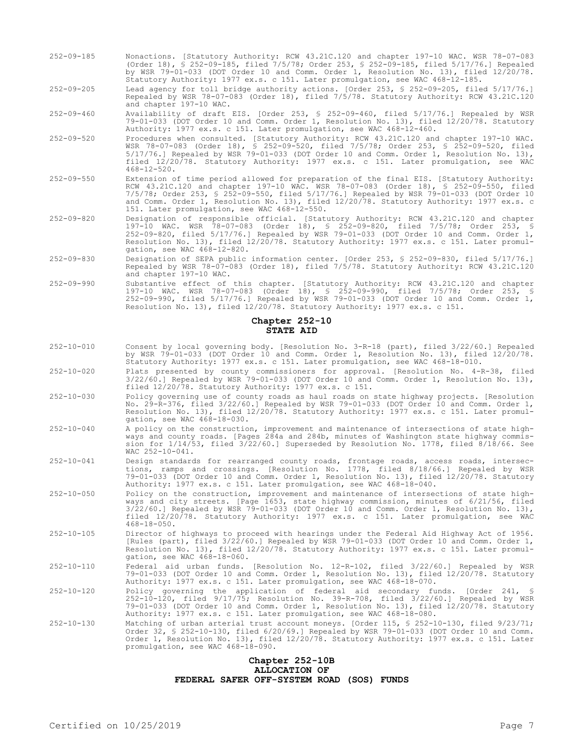252-09-185 Nonactions. [Statutory Authority: RCW 43.21C.120 and chapter 197-10 WAC. WSR 78-07-083 (Order 18), § 252-09-185, filed 7/5/78; Order 253, § 252-09-185, filed 5/17/76.] Repealed by WSR 79-01-033 (DOT Order 10 and Comm. Order 1, Resolution No. 13), filed 12/20/78. Statutory Authority: 1977 ex.s. c 151. Later promulgation, see WAC 468-12-185.

252-09-205 Lead agency for toll bridge authority actions. [Order 253, § 252-09-205, filed 5/17/76.] Repealed by WSR 78-07-083 (Order 18), filed 7/5/78. Statutory Authority: RCW 43.21C.120 and chapter 197-10 WAC.

252-09-460 Availability of draft EIS. [Order 253, § 252-09-460, filed 5/17/76.] Repealed by WSR 79-01-033 (DOT Order 10 and Comm. Order 1, Resolution No. 13), filed 12/20/78. Statutory Authority: 1977 ex.s. c 151. Later promulgation, see WAC 468-12-460.

252-09-520 Procedures when consulted. [Statutory Authority: RCW 43.21C.120 and chapter 197-10 WAC. WSR 78-07-083 (Order 18), § 252-09-520, filed 7/5/78; Order 253, § 252-09-520, filed 5/17/76.] Repealed by WSR 79-01-033 (DOT Order 10 and Comm. Order 1, Resolution No. 13), filed 12/20/78. Statutory Authority: 1977 ex.s. c 151. Later promulgation, see WAC 468-12-520.

252-09-550 Extension of time period allowed for preparation of the final EIS. [Statutory Authority: RCW 43.21C.120 and chapter 197-10 WAC. WSR 78-07-083 (Order 18), § 252-09-550, filed 7/5/78; Order 253, § 252-09-550, filed 5/17/76.] Repealed by WSR 79-01-033 (DOT Order 10 and Comm. Order 1, Resolution No. 13), filed 12/20/78. Statutory Authority: 1977 ex.s. c 151. Later promulgation, see WAC 468-12-550.

252-09-820 Designation of responsible official. [Statutory Authority: RCW 43.21C.120 and chapter 197-10 WAC. WSR 78-07-083 (Order 18), § 252-09-820, filed 7/5/78; Order 253, § 252-09-820, filed 5/17/76.] Repealed by WSR 79-01-033 (DOT Order 10 and Comm. Order 1, Resolution No. 13), filed 12/20/78. Statutory Authority: 1977 ex.s. c 151. Later promulgation, see WAC 468-12-820.

252-09-830 Designation of SEPA public information center. [Order 253, § 252-09-830, filed 5/17/76.] Repealed by WSR 78-07-083 (Order 18), filed 7/5/78. Statutory Authority: RCW 43.21C.120 and chapter 197-10 WAC.

252-09-990 Substantive effect of this chapter. [Statutory Authority: RCW 43.21C.120 and chapter 197-10 WAC. WSR 78-07-083 (Order 18), § 252-09-990, filed 7/5/78; Order 253, § 252-09-990, filed 5/17/76.] Repealed by WSR 79-01-033 (DOT Order 10 and Comm. Order 1, Resolution No. 13), filed 12/20/78. Statutory Authority: 1977 ex.s. c 151.

## Chapter 252-10
## STATE AID

252-10-010 Consent by local governing body. [Resolution No. 3-R-18 (part), filed 3/22/60.] Repealed by WSR 79-01-033 (DOT Order 10 and Comm. Order 1, Resolution No. 13), filed 12/20/78. Statutory Authority: 1977 ex.s. c 151. Later promulgation, see WAC 468-18-010.

252-10-020 Plats presented by county commissioners for approval. [Resolution No. 4-R-38, filed 3/22/60.] Repealed by WSR 79-01-033 (DOT Order 10 and Comm. Order 1, Resolution No. 13), filed 12/20/78. Statutory Authority: 1977 ex.s. c 151.

252-10-030 Policy governing use of county roads as haul roads on state highway projects. [Resolution No. 29-R-376, filed 3/22/60.] Repealed by WSR 79-01-033 (DOT Order 10 and Comm. Order 1, Resolution No. 13), filed 12/20/78. Statutory Authority: 1977 ex.s. c 151. Later promulgation, see WAC 468-18-030.

252-10-040 A policy on the construction, improvement and maintenance of intersections of state highways and county roads. [Pages 284a and 284b, minutes of Washington state highway commission for 1/14/53, filed 3/22/60.] Superseded by Resolution No. 1778, filed 8/18/66. See WAC 252-10-041.

252-10-041 Design standards for rearranged county roads, frontage roads, access roads, intersections, ramps and crossings. [Resolution No. 1778, filed 8/18/66.] Repealed by WSR 79-01-033 (DOT Order 10 and Comm. Order 1, Resolution No. 13), filed 12/20/78. Statutory Authority: 1977 ex.s. c 151. Later promulgation, see WAC 468-18-040.

252-10-050 Policy on the construction, improvement and maintenance of intersections of state highways and city streets. [Page 1653, state highway commission, minutes of 6/21/56, filed 3/22/60.] Repealed by WSR 79-01-033 (DOT Order 10 and Comm. Order 1, Resolution No. 13), filed 12/20/78. Statutory Authority: 1977 ex.s. c 151. Later promulgation, see WAC 468-18-050.

252-10-105 Director of highways to proceed with hearings under the Federal Aid Highway Act of 1956. [Rules (part), filed 3/22/60.] Repealed by WSR 79-01-033 (DOT Order 10 and Comm. Order 1, Resolution No. 13), filed 12/20/78. Statutory Authority: 1977 ex.s. c 151. Later promulgation, see WAC 468-18-060.

252-10-110 Federal aid urban funds. [Resolution No. 12-R-102, filed 3/22/60.] Repealed by WSR 79-01-033 (DOT Order 10 and Comm. Order 1, Resolution No. 13), filed 12/20/78. Statutory Authority: 1977 ex.s. c 151. Later promulgation, see WAC 468-18-070.

252-10-120 Policy governing the application of federal aid secondary funds. [Order 241, § 252-10-120, filed 9/17/75; Resolution No. 39-R-708, filed 3/22/60.] Repealed by WSR 79-01-033 (DOT Order 10 and Comm. Order 1, Resolution No. 13), filed 12/20/78. Statutory Authority: 1977 ex.s. c 151. Later promulgation, see WAC 468-18-080.

252-10-130 Matching of urban arterial trust account moneys. [Order 115, § 252-10-130, filed 9/23/71; Order 32, § 252-10-130, filed 6/20/69.] Repealed by WSR 79-01-033 (DOT Order 10 and Comm. Order 1, Resolution No. 13), filed 12/20/78. Statutory Authority: 1977 ex.s. c 151. Later promulgation, see WAC 468-18-090.

## Chapter 252-10B
## ALLOCATION OF
## FEDERAL SAFER OFF-SYSTEM ROAD (SOS) FUNDS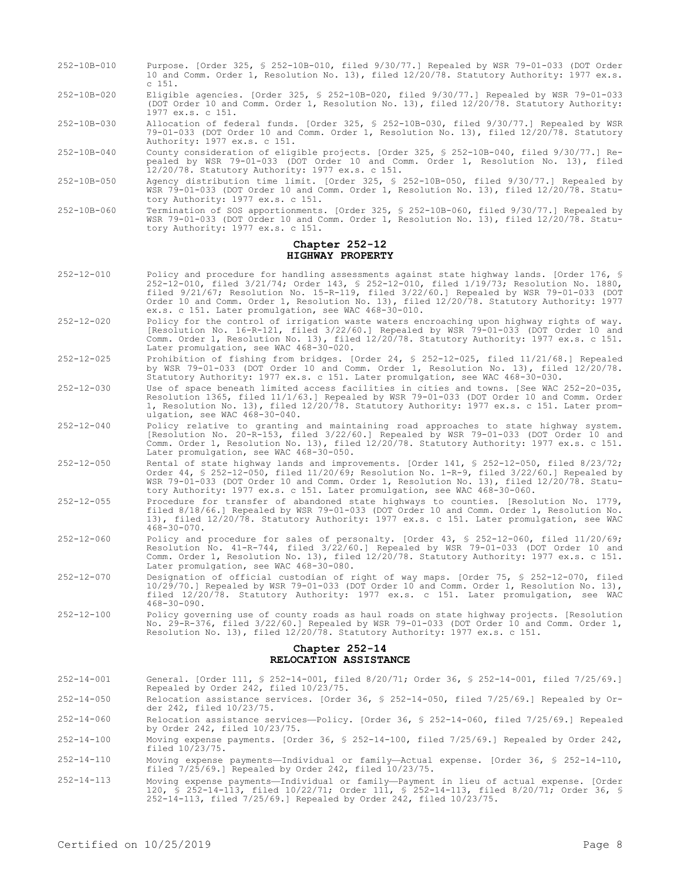252-10B-010 Purpose. [Order 325, § 252-10B-010, filed 9/30/77.] Repealed by WSR 79-01-033 (DOT Order 10 and Comm. Order 1, Resolution No. 13), filed 12/20/78. Statutory Authority: 1977 ex.s. c 151.

252-10B-020 Eligible agencies. [Order 325, § 252-10B-020, filed 9/30/77.] Repealed by WSR 79-01-033 (DOT Order 10 and Comm. Order 1, Resolution No. 13), filed 12/20/78. Statutory Authority: 1977 ex.s. c 151.

252-10B-030 Allocation of federal funds. [Order 325, § 252-10B-030, filed 9/30/77.] Repealed by WSR 79-01-033 (DOT Order 10 and Comm. Order 1, Resolution No. 13), filed 12/20/78. Statutory Authority: 1977 ex.s. c 151.

252-10B-040 County consideration of eligible projects. [Order 325, § 252-10B-040, filed 9/30/77.] Repealed by WSR 79-01-033 (DOT Order 10 and Comm. Order 1, Resolution No. 13), filed 12/20/78. Statutory Authority: 1977 ex.s. c 151.

252-10B-050 Agency distribution time limit. [Order 325, § 252-10B-050, filed 9/30/77.] Repealed by WSR 79-01-033 (DOT Order 10 and Comm. Order 1, Resolution No. 13), filed 12/20/78. Statutory Authority: 1977 ex.s. c 151.

252-10B-060 Termination of SOS apportionments. [Order 325, § 252-10B-060, filed 9/30/77.] Repealed by WSR 79-01-033 (DOT Order 10 and Comm. Order 1, Resolution No. 13), filed 12/20/78. Statutory Authority: 1977 ex.s. c 151.

## Chapter 252-12
## HIGHWAY PROPERTY

252-12-010 Policy and procedure for handling assessments against state highway lands. [Order 176, § 252-12-010, filed 3/21/74; Order 143, § 252-12-010, filed 1/19/73; Resolution No. 1880, filed 9/21/67; Resolution No. 15-R-119, filed 3/22/60.] Repealed by WSR 79-01-033 (DOT Order 10 and Comm. Order 1, Resolution No. 13), filed 12/20/78. Statutory Authority: 1977 ex.s. c 151. Later promulgation, see WAC 468-30-010.

252-12-020 Policy for the control of irrigation waste waters encroaching upon highway rights of way. [Resolution No. 16-R-121, filed 3/22/60.] Repealed by WSR 79-01-033 (DOT Order 10 and Comm. Order 1, Resolution No. 13), filed 12/20/78. Statutory Authority: 1977 ex.s. c 151. Later promulgation, see WAC 468-30-020.

252-12-025 Prohibition of fishing from bridges. [Order 24, § 252-12-025, filed 11/21/68.] Repealed by WSR 79-01-033 (DOT Order 10 and Comm. Order 1, Resolution No. 13), filed 12/20/78. Statutory Authority: 1977 ex.s. c 151. Later promulgation, see WAC 468-30-030.

252-12-030 Use of space beneath limited access facilities in cities and towns. [See WAC 252-20-035, Resolution 1365, filed 11/1/63.] Repealed by WSR 79-01-033 (DOT Order 10 and Comm. Order 1, Resolution No. 13), filed 12/20/78. Statutory Authority: 1977 ex.s. c 151. Later promulgation, see WAC 468-30-040.

252-12-040 Policy relative to granting and maintaining road approaches to state highway system. [Resolution No. 20-R-153, filed 3/22/60.] Repealed by WSR 79-01-033 (DOT Order 10 and Comm. Order 1, Resolution No. 13), filed 12/20/78. Statutory Authority: 1977 ex.s. c 151. Later promulgation, see WAC 468-30-050.

252-12-050 Rental of state highway lands and improvements. [Order 141, § 252-12-050, filed 8/23/72; Order 44, § 252-12-050, filed 11/20/69; Resolution No. 1-R-9, filed 3/22/60.] Repealed by WSR 79-01-033 (DOT Order 10 and Comm. Order 1, Resolution No. 13), filed 12/20/78. Statutory Authority: 1977 ex.s. c 151. Later promulgation, see WAC 468-30-060.

252-12-055 Procedure for transfer of abandoned state highways to counties. [Resolution No. 1779, filed 8/18/66.] Repealed by WSR 79-01-033 (DOT Order 10 and Comm. Order 1, Resolution No. 13), filed 12/20/78. Statutory Authority: 1977 ex.s. c 151. Later promulgation, see WAC 468-30-070.

252-12-060 Policy and procedure for sales of personalty. [Order 43, § 252-12-060, filed 11/20/69; Resolution No. 41-R-744, filed 3/22/60.] Repealed by WSR 79-01-033 (DOT Order 10 and Comm. Order 1, Resolution No. 13), filed 12/20/78. Statutory Authority: 1977 ex.s. c 151. Later promulgation, see WAC 468-30-080.

252-12-070 Designation of official custodian of right of way maps. [Order 75, § 252-12-070, filed 10/29/70.] Repealed by WSR 79-01-033 (DOT Order 10 and Comm. Order 1, Resolution No. 13), filed 12/20/78. Statutory Authority: 1977 ex.s. c 151. Later promulgation, see WAC 468-30-090.

252-12-100 Policy governing use of county roads as haul roads on state highway projects. [Resolution No. 29-R-376, filed 3/22/60.] Repealed by WSR 79-01-033 (DOT Order 10 and Comm. Order 1, Resolution No. 13), filed 12/20/78. Statutory Authority: 1977 ex.s. c 151.

## Chapter 252-14
## RELOCATION ASSISTANCE

252-14-001 General. [Order 111, § 252-14-001, filed 8/20/71; Order 36, § 252-14-001, filed 7/25/69.] Repealed by Order 242, filed 10/23/75.

252-14-050 Relocation assistance services. [Order 36, § 252-14-050, filed 7/25/69.] Repealed by Order 242, filed 10/23/75.

252-14-060 Relocation assistance services—Policy. [Order 36, § 252-14-060, filed 7/25/69.] Repealed by Order 242, filed 10/23/75.

252-14-100 Moving expense payments. [Order 36, § 252-14-100, filed 7/25/69.] Repealed by Order 242, filed 10/23/75.

252-14-110 Moving expense payments—Individual or family—Actual expense. [Order 36, § 252-14-110, filed 7/25/69.] Repealed by Order 242, filed 10/23/75.

252-14-113 Moving expense payments—Individual or family—Payment in lieu of actual expense. [Order 120, § 252-14-113, filed 10/22/71; Order 111, § 252-14-113, filed 8/20/71; Order 36, § 252-14-113, filed 7/25/69.] Repealed by Order 242, filed 10/23/75.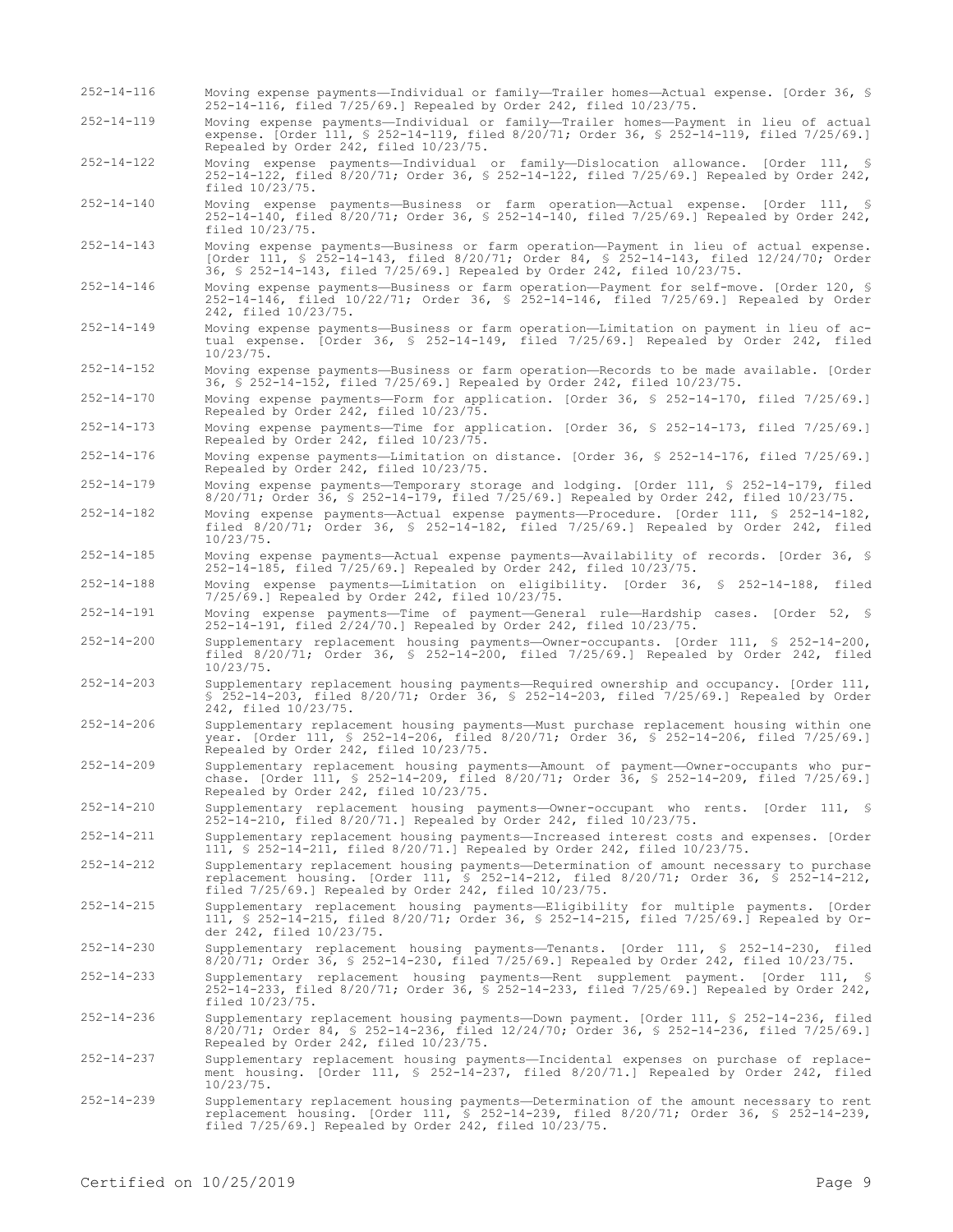252-14-116 Moving expense payments—Individual or family—Trailer homes—Actual expense. [Order 36, § 252-14-116, filed 7/25/69.] Repealed by Order 242, filed 10/23/75.

252-14-119 Moving expense payments—Individual or family—Trailer homes—Payment in lieu of actual expense. [Order 111, § 252-14-119, filed 8/20/71; Order 36, § 252-14-119, filed 7/25/69.] Repealed by Order 242, filed 10/23/75.

252-14-122 Moving expense payments—Individual or family—Dislocation allowance. [Order 111, § 252-14-122, filed 8/20/71; Order 36, § 252-14-122, filed 7/25/69.] Repealed by Order 242, filed 10/23/75.

252-14-140 Moving expense payments—Business or farm operation—Actual expense. [Order 111, § 252-14-140, filed 8/20/71; Order 36, § 252-14-140, filed 7/25/69.] Repealed by Order 242, filed 10/23/75.

252-14-143 Moving expense payments—Business or farm operation—Payment in lieu of actual expense. [Order 111, § 252-14-143, filed 8/20/71; Order 84, § 252-14-143, filed 12/24/70; Order 36, § 252-14-143, filed 7/25/69.] Repealed by Order 242, filed 10/23/75.

252-14-146 Moving expense payments—Business or farm operation—Payment for self-move. [Order 120, § 252-14-146, filed 10/22/71; Order 36, § 252-14-146, filed 7/25/69.] Repealed by Order 242, filed 10/23/75.

252-14-149 Moving expense payments—Business or farm operation—Limitation on payment in lieu of actual expense. [Order 36, § 252-14-149, filed 7/25/69.] Repealed by Order 242, filed 10/23/75.

252-14-152 Moving expense payments—Business or farm operation—Records to be made available. [Order 36, § 252-14-152, filed 7/25/69.] Repealed by Order 242, filed 10/23/75.

252-14-170 Moving expense payments—Form for application. [Order 36, § 252-14-170, filed 7/25/69.] Repealed by Order 242, filed 10/23/75.

252-14-173 Moving expense payments—Time for application. [Order 36, § 252-14-173, filed 7/25/69.] Repealed by Order 242, filed 10/23/75.

252-14-176 Moving expense payments—Limitation on distance. [Order 36, § 252-14-176, filed 7/25/69.] Repealed by Order 242, filed 10/23/75.

252-14-179 Moving expense payments—Temporary storage and lodging. [Order 111, § 252-14-179, filed 8/20/71; Order 36, § 252-14-179, filed 7/25/69.] Repealed by Order 242, filed 10/23/75.

252-14-182 Moving expense payments—Actual expense payments—Procedure. [Order 111, § 252-14-182, filed 8/20/71; Order 36, § 252-14-182, filed 7/25/69.] Repealed by Order 242, filed 10/23/75.

252-14-185 Moving expense payments—Actual expense payments—Availability of records. [Order 36, § 252-14-185, filed 7/25/69.] Repealed by Order 242, filed 10/23/75.

252-14-188 Moving expense payments—Limitation on eligibility. [Order 36, § 252-14-188, filed 7/25/69.] Repealed by Order 242, filed 10/23/75.

252-14-191 Moving expense payments—Time of payment—General rule—Hardship cases. [Order 52, § 252-14-191, filed 2/24/70.] Repealed by Order 242, filed 10/23/75.

252-14-200 Supplementary replacement housing payments—Owner-occupants. [Order 111, § 252-14-200, filed 8/20/71; Order 36, § 252-14-200, filed 7/25/69.] Repealed by Order 242, filed 10/23/75.

252-14-203 Supplementary replacement housing payments—Required ownership and occupancy. [Order 111, § 252-14-203, filed 8/20/71; Order 36, § 252-14-203, filed 7/25/69.] Repealed by Order 242, filed 10/23/75.

252-14-206 Supplementary replacement housing payments—Must purchase replacement housing within one year. [Order 111, § 252-14-206, filed 8/20/71; Order 36, § 252-14-206, filed 7/25/69.] Repealed by Order 242, filed 10/23/75.

252-14-209 Supplementary replacement housing payments—Amount of payment—Owner-occupants who purchase. [Order 111, § 252-14-209, filed 8/20/71; Order 36, § 252-14-209, filed 7/25/69.] Repealed by Order 242, filed 10/23/75.

252-14-210 Supplementary replacement housing payments—Owner-occupant who rents. [Order 111, § 252-14-210, filed 8/20/71.] Repealed by Order 242, filed 10/23/75.

252-14-211 Supplementary replacement housing payments—Increased interest costs and expenses. [Order 111, § 252-14-211, filed 8/20/71.] Repealed by Order 242, filed 10/23/75.

252-14-212 Supplementary replacement housing payments—Determination of amount necessary to purchase replacement housing. [Order 111, § 252-14-212, filed 8/20/71; Order 36, § 252-14-212, filed 7/25/69.] Repealed by Order 242, filed 10/23/75.

252-14-215 Supplementary replacement housing payments—Eligibility for multiple payments. [Order 111, § 252-14-215, filed 8/20/71; Order 36, § 252-14-215, filed 7/25/69.] Repealed by Order 242, filed 10/23/75.

252-14-230 Supplementary replacement housing payments—Tenants. [Order 111, § 252-14-230, filed 8/20/71; Order 36, § 252-14-230, filed 7/25/69.] Repealed by Order 242, filed 10/23/75.

252-14-233 Supplementary replacement housing payments—Rent supplement payment. [Order 111, § 252-14-233, filed 8/20/71; Order 36, § 252-14-233, filed 7/25/69.] Repealed by Order 242, filed 10/23/75.

252-14-236 Supplementary replacement housing payments—Down payment. [Order 111, § 252-14-236, filed 8/20/71; Order 84, § 252-14-236, filed 12/24/70; Order 36, § 252-14-236, filed 7/25/69.] Repealed by Order 242, filed 10/23/75.

252-14-237 Supplementary replacement housing payments—Incidental expenses on purchase of replacement housing. [Order 111, § 252-14-237, filed 8/20/71.] Repealed by Order 242, filed 10/23/75.

252-14-239 Supplementary replacement housing payments—Determination of the amount necessary to rent replacement housing. [Order 111, § 252-14-239, filed 8/20/71; Order 36, § 252-14-239, filed 7/25/69.] Repealed by Order 242, filed 10/23/75.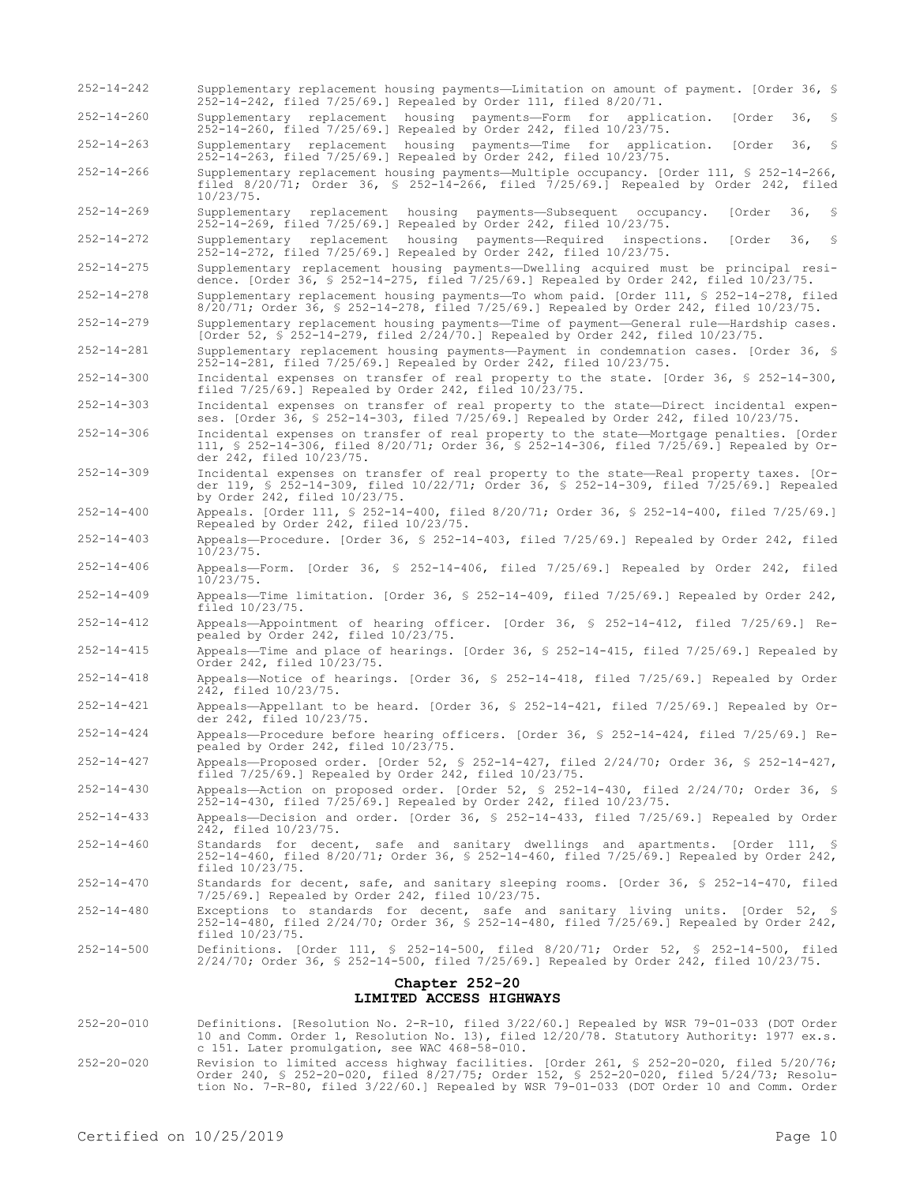252-14-242 Supplementary replacement housing payments—Limitation on amount of payment. [Order 36, § 252-14-242, filed 7/25/69.] Repealed by Order 111, filed 8/20/71.

252-14-260 Supplementary replacement housing payments—Form for application. [Order 36, § 252-14-260, filed 7/25/69.] Repealed by Order 242, filed 10/23/75.

252-14-263 Supplementary replacement housing payments—Time for application. [Order 36, § 252-14-263, filed 7/25/69.] Repealed by Order 242, filed 10/23/75.

252-14-266 Supplementary replacement housing payments—Multiple occupancy. [Order 111, § 252-14-266, filed 8/20/71; Order 36, § 252-14-266, filed 7/25/69.] Repealed by Order 242, filed 10/23/75.

252-14-269 Supplementary replacement housing payments—Subsequent occupancy. [Order 36, § 252-14-269, filed 7/25/69.] Repealed by Order 242, filed 10/23/75.

252-14-272 Supplementary replacement housing payments—Required inspections. [Order 36, § 252-14-272, filed 7/25/69.] Repealed by Order 242, filed 10/23/75.

252-14-275 Supplementary replacement housing payments—Dwelling acquired must be principal residence. [Order 36, § 252-14-275, filed 7/25/69.] Repealed by Order 242, filed 10/23/75.

252-14-278 Supplementary replacement housing payments—To whom paid. [Order 111, § 252-14-278, filed 8/20/71; Order 36, § 252-14-278, filed 7/25/69.] Repealed by Order 242, filed 10/23/75.

252-14-279 Supplementary replacement housing payments—Time of payment—General rule—Hardship cases. [Order 52, § 252-14-279, filed 2/24/70.] Repealed by Order 242, filed 10/23/75.

252-14-281 Supplementary replacement housing payments—Payment in condemnation cases. [Order 36, § 252-14-281, filed 7/25/69.] Repealed by Order 242, filed 10/23/75.

252-14-300 Incidental expenses on transfer of real property to the state. [Order 36, § 252-14-300, filed 7/25/69.] Repealed by Order 242, filed 10/23/75.

252-14-303 Incidental expenses on transfer of real property to the state—Direct incidental expenses. [Order 36, § 252-14-303, filed 7/25/69.] Repealed by Order 242, filed 10/23/75.

252-14-306 Incidental expenses on transfer of real property to the state—Mortgage penalties. [Order 111, § 252-14-306, filed 8/20/71; Order 36, § 252-14-306, filed 7/25/69.] Repealed by Order 242, filed 10/23/75.

252-14-309 Incidental expenses on transfer of real property to the state—Real property taxes. [Order 119, § 252-14-309, filed 10/22/71; Order 36, § 252-14-309, filed 7/25/69.] Repealed by Order 242, filed 10/23/75.

252-14-400 Appeals. [Order 111, § 252-14-400, filed 8/20/71; Order 36, § 252-14-400, filed 7/25/69.] Repealed by Order 242, filed 10/23/75.

252-14-403 Appeals—Procedure. [Order 36, § 252-14-403, filed 7/25/69.] Repealed by Order 242, filed 10/23/75.

252-14-406 Appeals—Form. [Order 36, § 252-14-406, filed 7/25/69.] Repealed by Order 242, filed 10/23/75.

252-14-409 Appeals—Time limitation. [Order 36, § 252-14-409, filed 7/25/69.] Repealed by Order 242, filed 10/23/75.

252-14-412 Appeals—Appointment of hearing officer. [Order 36, § 252-14-412, filed 7/25/69.] Repealed by Order 242, filed 10/23/75.

252-14-415 Appeals—Time and place of hearings. [Order 36, § 252-14-415, filed 7/25/69.] Repealed by Order 242, filed 10/23/75.

252-14-418 Appeals—Notice of hearings. [Order 36, § 252-14-418, filed 7/25/69.] Repealed by Order 242, filed 10/23/75.

252-14-421 Appeals—Appellant to be heard. [Order 36, § 252-14-421, filed 7/25/69.] Repealed by Order 242, filed 10/23/75.

252-14-424 Appeals—Procedure before hearing officers. [Order 36, § 252-14-424, filed 7/25/69.] Repealed by Order 242, filed 10/23/75.

252-14-427 Appeals—Proposed order. [Order 52, § 252-14-427, filed 2/24/70; Order 36, § 252-14-427, filed 7/25/69.] Repealed by Order 242, filed 10/23/75.

252-14-430 Appeals—Action on proposed order. [Order 52, § 252-14-430, filed 2/24/70; Order 36, § 252-14-430, filed 7/25/69.] Repealed by Order 242, filed 10/23/75.

252-14-433 Appeals—Decision and order. [Order 36, § 252-14-433, filed 7/25/69.] Repealed by Order 242, filed 10/23/75.

252-14-460 Standards for decent, safe and sanitary dwellings and apartments. [Order 111, § 252-14-460, filed 8/20/71; Order 36, § 252-14-460, filed 7/25/69.] Repealed by Order 242, filed 10/23/75.

252-14-470 Standards for decent, safe, and sanitary sleeping rooms. [Order 36, § 252-14-470, filed 7/25/69.] Repealed by Order 242, filed 10/23/75.

252-14-480 Exceptions to standards for decent, safe and sanitary living units. [Order 52, § 252-14-480, filed 2/24/70; Order 36, § 252-14-480, filed 7/25/69.] Repealed by Order 242, filed 10/23/75.

252-14-500 Definitions. [Order 111, § 252-14-500, filed 8/20/71; Order 52, § 252-14-500, filed 2/24/70; Order 36, § 252-14-500, filed 7/25/69.] Repealed by Order 242, filed 10/23/75.

## Chapter 252-20
## LIMITED ACCESS HIGHWAYS

252-20-010 Definitions. [Resolution No. 2-R-10, filed 3/22/60.] Repealed by WSR 79-01-033 (DOT Order 10 and Comm. Order 1, Resolution No. 13), filed 12/20/78. Statutory Authority: 1977 ex.s. c 151. Later promulgation, see WAC 468-58-010.

252-20-020 Revision to limited access highway facilities. [Order 261, § 252-20-020, filed 5/20/76; Order 240, § 252-20-020, filed 8/27/75; Order 152, § 252-20-020, filed 5/24/73; Resolution No. 7-R-80, filed 3/22/60.] Repealed by WSR 79-01-033 (DOT Order 10 and Comm. Order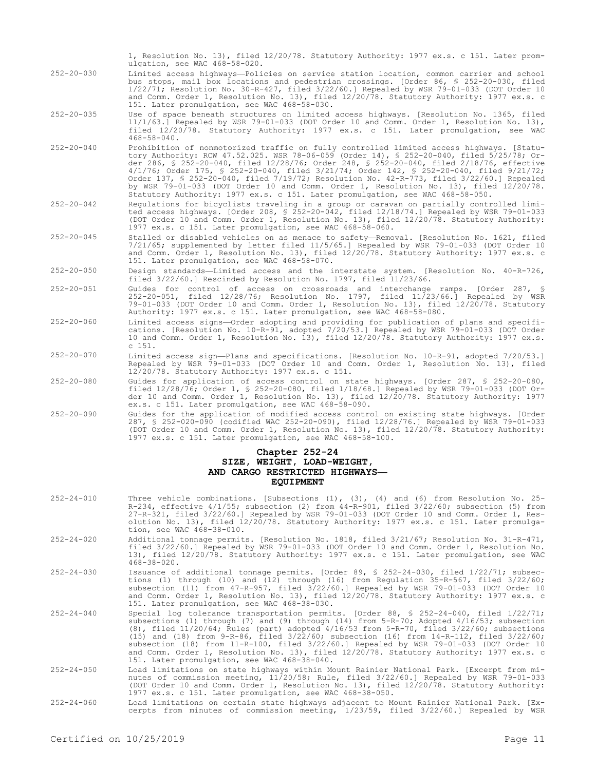1, Resolution No. 13), filed 12/20/78. Statutory Authority: 1977 ex.s. c 151. Later promulgation, see WAC 468-58-020.

252-20-030 Limited access highways—Policies on service station location, common carrier and school bus stops, mail box locations and pedestrian crossings. [Order 86, § 252-20-030, filed 1/22/71; Resolution No. 30-R-427, filed 3/22/60.] Repealed by WSR 79-01-033 (DOT Order 10 and Comm. Order 1, Resolution No. 13), filed 12/20/78. Statutory Authority: 1977 ex.s. c 151. Later promulgation, see WAC 468-58-030.

252-20-035 Use of space beneath structures on limited access highways. [Resolution No. 1365, filed 11/1/63.] Repealed by WSR 79-01-033 (DOT Order 10 and Comm. Order 1, Resolution No. 13), filed 12/20/78. Statutory Authority: 1977 ex.s. c 151. Later promulgation, see WAC 468-58-040.

252-20-040 Prohibition of nonmotorized traffic on fully controlled limited access highways. [Statutory Authority: RCW 47.52.025. WSR 78-06-059 (Order 14), § 252-20-040, filed 5/25/78; Order 286, § 252-20-040, filed 12/28/76; Order 248, § 252-20-040, filed 2/18/76, effective 4/1/76; Order 175, § 252-20-040, filed 3/21/74; Order 142, § 252-20-040, filed 9/21/72; Order 137, § 252-20-040, filed 7/19/72; Resolution No. 42-R-773, filed 3/22/60.] Repealed by WSR 79-01-033 (DOT Order 10 and Comm. Order 1, Resolution No. 13), filed 12/20/78. Statutory Authority: 1977 ex.s. c 151. Later promulgation, see WAC 468-58-050.

252-20-042 Regulations for bicyclists traveling in a group or caravan on partially controlled limited access highways. [Order 208, § 252-20-042, filed 12/18/74.] Repealed by WSR 79-01-033 (DOT Order 10 and Comm. Order 1, Resolution No. 13), filed 12/20/78. Statutory Authority: 1977 ex.s. c 151. Later promulgation, see WAC 468-58-060.

252-20-045 Stalled or disabled vehicles on as menace to safety—Removal. [Resolution No. 1621, filed 7/21/65; supplemented by letter filed 11/5/65.] Repealed by WSR 79-01-033 (DOT Order 10 and Comm. Order 1, Resolution No. 13), filed 12/20/78. Statutory Authority: 1977 ex.s. c 151. Later promulgation, see WAC 468-58-070.

252-20-050 Design standards—Limited access and the interstate system. [Resolution No. 40-R-726, filed 3/22/60.] Rescinded by Resolution No. 1797, filed 11/23/66.

252-20-051 Guides for control of access on crossroads and interchange ramps. [Order 287, § 252-20-051, filed 12/28/76; Resolution No. 1797, filed 11/23/66.] Repealed by WSR 79-01-033 (DOT Order 10 and Comm. Order 1, Resolution No. 13), filed 12/20/78. Statutory Authority: 1977 ex.s. c 151. Later promulgation, see WAC 468-58-080.

252-20-060 Limited access signs—Order adopting and providing for publication of plans and specifications. [Resolution No. 10-R-91, adopted 7/20/53.] Repealed by WSR 79-01-033 (DOT Order 10 and Comm. Order 1, Resolution No. 13), filed 12/20/78. Statutory Authority: 1977 ex.s. c 151.

252-20-070 Limited access sign—Plans and specifications. [Resolution No. 10-R-91, adopted 7/20/53.] Repealed by WSR 79-01-033 (DOT Order 10 and Comm. Order 1, Resolution No. 13), filed 12/20/78. Statutory Authority: 1977 ex.s. c 151.

252-20-080 Guides for application of access control on state highways. [Order 287, § 252-20-080, filed 12/28/76; Order 1, § 252-20-080, filed 1/18/68.] Repealed by WSR 79-01-033 (DOT Order 10 and Comm. Order 1, Resolution No. 13), filed 12/20/78. Statutory Authority: 1977 ex.s. c 151. Later promulgation, see WAC 468-58-090.

252-20-090 Guides for the application of modified access control on existing state highways. [Order 287, § 252-020-090 (codified WAC 252-20-090), filed 12/28/76.] Repealed by WSR 79-01-033 (DOT Order 10 and Comm. Order 1, Resolution No. 13), filed 12/20/78. Statutory Authority: 1977 ex.s. c 151. Later promulgation, see WAC 468-58-100.

## Chapter 252-24
## SIZE, WEIGHT, LOAD-WEIGHT, AND CARGO RESTRICTED HIGHWAYS—EQUIPMENT

252-24-010 Three vehicle combinations. [Subsections (1), (3), (4) and (6) from Resolution No. 25-R-234, effective 4/1/55; subsection (2) from 44-R-901, filed 3/22/60; subsection (5) from 27-R-321, filed 3/22/60.] Repealed by WSR 79-01-033 (DOT Order 10 and Comm. Order 1, Resolution No. 13), filed 12/20/78. Statutory Authority: 1977 ex.s. c 151. Later promulgation, see WAC 468-38-010.

252-24-020 Additional tonnage permits. [Resolution No. 1818, filed 3/21/67; Resolution No. 31-R-471, filed 3/22/60.] Repealed by WSR 79-01-033 (DOT Order 10 and Comm. Order 1, Resolution No. 13), filed 12/20/78. Statutory Authority: 1977 ex.s. c 151. Later promulgation, see WAC 468-38-020.

252-24-030 Issuance of additional tonnage permits. [Order 89, § 252-24-030, filed 1/22/71; subsections (1) through (10) and (12) through (16) from Regulation 35-R-567, filed 3/22/60; subsection (11) from 47-R-957, filed 3/22/60.] Repealed by WSR 79-01-033 (DOT Order 10 and Comm. Order 1, Resolution No. 13), filed 12/20/78. Statutory Authority: 1977 ex.s. c 151. Later promulgation, see WAC 468-38-030.

252-24-040 Special log tolerance transportation permits. [Order 88, § 252-24-040, filed 1/22/71; subsections (1) through (7) and (9) through (14) from 5-R-70; Adopted 4/16/53; subsection (8), filed 11/20/64; Rules (part) adopted 4/16/53 from 5-R-70, filed 3/22/60; subsections (15) and (18) from 9-R-86, filed 3/22/60; subsection (16) from 14-R-112, filed 3/22/60; subsection (18) from 11-R-100, filed 3/22/60.] Repealed by WSR 79-01-033 (DOT Order 10 and Comm. Order 1, Resolution No. 13), filed 12/20/78. Statutory Authority: 1977 ex.s. c 151. Later promulgation, see WAC 468-38-040.

252-24-050 Load limitations on state highways within Mount Rainier National Park. [Excerpt from minutes of commission meeting, 11/20/58; Rule, filed 3/22/60.] Repealed by WSR 79-01-033 (DOT Order 10 and Comm. Order 1, Resolution No. 13), filed 12/20/78. Statutory Authority: 1977 ex.s. c 151. Later promulgation, see WAC 468-38-050.

252-24-060 Load limitations on certain state highways adjacent to Mount Rainier National Park. [Excerpts from minutes of commission meeting, 1/23/59, filed 3/22/60.] Repealed by WSR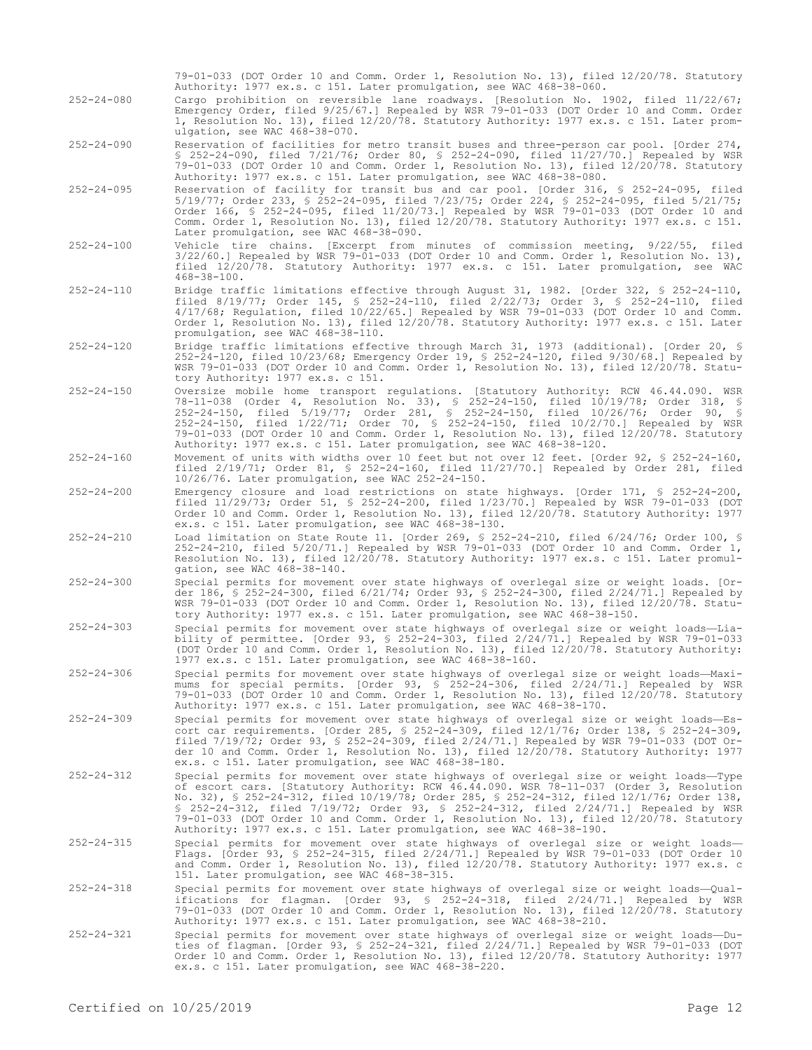79-01-033 (DOT Order 10 and Comm. Order 1, Resolution No. 13), filed 12/20/78. Statutory Authority: 1977 ex.s. c 151. Later promulgation, see WAC 468-38-060.

252-24-080 Cargo prohibition on reversible lane roadways. [Resolution No. 1902, filed 11/22/67; Emergency Order, filed 9/25/67.] Repealed by WSR 79-01-033 (DOT Order 10 and Comm. Order 1, Resolution No. 13), filed 12/20/78. Statutory Authority: 1977 ex.s. c 151. Later promulgation, see WAC 468-38-070.

252-24-090 Reservation of facilities for metro transit buses and three-person car pool. [Order 274, § 252-24-090, filed 7/21/76; Order 80, § 252-24-090, filed 11/27/70.] Repealed by WSR 79-01-033 (DOT Order 10 and Comm. Order 1, Resolution No. 13), filed 12/20/78. Statutory Authority: 1977 ex.s. c 151. Later promulgation, see WAC 468-38-080.

252-24-095 Reservation of facility for transit bus and car pool. [Order 316, § 252-24-095, filed 5/19/77; Order 233, § 252-24-095, filed 7/23/75; Order 224, § 252-24-095, filed 5/21/75; Order 166, § 252-24-095, filed 11/20/73.] Repealed by WSR 79-01-033 (DOT Order 10 and Comm. Order 1, Resolution No. 13), filed 12/20/78. Statutory Authority: 1977 ex.s. c 151. Later promulgation, see WAC 468-38-090.

252-24-100 Vehicle tire chains. [Excerpt from minutes of commission meeting, 9/22/55, filed 3/22/60.] Repealed by WSR 79-01-033 (DOT Order 10 and Comm. Order 1, Resolution No. 13), filed 12/20/78. Statutory Authority: 1977 ex.s. c 151. Later promulgation, see WAC 468-38-100.

252-24-110 Bridge traffic limitations effective through August 31, 1982. [Order 322, § 252-24-110, filed 8/19/77; Order 145, § 252-24-110, filed 2/22/73; Order 3, § 252-24-110, filed 4/17/68; Regulation, filed 10/22/65.] Repealed by WSR 79-01-033 (DOT Order 10 and Comm. Order 1, Resolution No. 13), filed 12/20/78. Statutory Authority: 1977 ex.s. c 151. Later promulgation, see WAC 468-38-110.

252-24-120 Bridge traffic limitations effective through March 31, 1973 (additional). [Order 20, § 252-24-120, filed 10/23/68; Emergency Order 19, § 252-24-120, filed 9/30/68.] Repealed by WSR 79-01-033 (DOT Order 10 and Comm. Order 1, Resolution No. 13), filed 12/20/78. Statutory Authority: 1977 ex.s. c 151.

252-24-150 Oversize mobile home transport regulations. [Statutory Authority: RCW 46.44.090. WSR 78-11-038 (Order 4, Resolution No. 33), § 252-24-150, filed 10/19/78; Order 318, § 252-24-150, filed 5/19/77; Order 281, § 252-24-150, filed 10/26/76; Order 90, § 252-24-150, filed 1/22/71; Order 70, § 252-24-150, filed 10/2/70.] Repealed by WSR 79-01-033 (DOT Order 10 and Comm. Order 1, Resolution No. 13), filed 12/20/78. Statutory Authority: 1977 ex.s. c 151. Later promulgation, see WAC 468-38-120.

252-24-160 Movement of units with widths over 10 feet but not over 12 feet. [Order 92, § 252-24-160, filed 2/19/71; Order 81, § 252-24-160, filed 11/27/70.] Repealed by Order 281, filed 10/26/76. Later promulgation, see WAC 252-24-150.

252-24-200 Emergency closure and load restrictions on state highways. [Order 171, § 252-24-200, filed 11/29/73; Order 51, § 252-24-200, filed 1/23/70.] Repealed by WSR 79-01-033 (DOT Order 10 and Comm. Order 1, Resolution No. 13), filed 12/20/78. Statutory Authority: 1977 ex.s. c 151. Later promulgation, see WAC 468-38-130.

252-24-210 Load limitation on State Route 11. [Order 269, § 252-24-210, filed 6/24/76; Order 100, § 252-24-210, filed 5/20/71.] Repealed by WSR 79-01-033 (DOT Order 10 and Comm. Order 1, Resolution No. 13), filed 12/20/78. Statutory Authority: 1977 ex.s. c 151. Later promulgation, see WAC 468-38-140.

252-24-300 Special permits for movement over state highways of overlegal size or weight loads. [Order 186, § 252-24-300, filed 6/21/74; Order 93, § 252-24-300, filed 2/24/71.] Repealed by WSR 79-01-033 (DOT Order 10 and Comm. Order 1, Resolution No. 13), filed 12/20/78. Statutory Authority: 1977 ex.s. c 151. Later promulgation, see WAC 468-38-150.

252-24-303 Special permits for movement over state highways of overlegal size or weight loads—Liability of permittee. [Order 93, § 252-24-303, filed 2/24/71.] Repealed by WSR 79-01-033 (DOT Order 10 and Comm. Order 1, Resolution No. 13), filed 12/20/78. Statutory Authority: 1977 ex.s. c 151. Later promulgation, see WAC 468-38-160.

252-24-306 Special permits for movement over state highways of overlegal size or weight loads—Maximums for special permits. [Order 93, § 252-24-306, filed 2/24/71.] Repealed by WSR 79-01-033 (DOT Order 10 and Comm. Order 1, Resolution No. 13), filed 12/20/78. Statutory Authority: 1977 ex.s. c 151. Later promulgation, see WAC 468-38-170.

252-24-309 Special permits for movement over state highways of overlegal size or weight loads—Escort car requirements. [Order 285, § 252-24-309, filed 12/1/76; Order 138, § 252-24-309, filed 7/19/72; Order 93, § 252-24-309, filed 2/24/71.] Repealed by WSR 79-01-033 (DOT Order 10 and Comm. Order 1, Resolution No. 13), filed 12/20/78. Statutory Authority: 1977 ex.s. c 151. Later promulgation, see WAC 468-38-180.

252-24-312 Special permits for movement over state highways of overlegal size or weight loads—Type of escort cars. [Statutory Authority: RCW 46.44.090. WSR 78-11-037 (Order 3, Resolution No. 32), § 252-24-312, filed 10/19/78; Order 285, § 252-24-312, filed 12/1/76; Order 138, § 252-24-312, filed 7/19/72; Order 93, § 252-24-312, filed 2/24/71.] Repealed by WSR 79-01-033 (DOT Order 10 and Comm. Order 1, Resolution No. 13), filed 12/20/78. Statutory Authority: 1977 ex.s. c 151. Later promulgation, see WAC 468-38-190.

252-24-315 Special permits for movement over state highways of overlegal size or weight loads—Flags. [Order 93, § 252-24-315, filed 2/24/71.] Repealed by WSR 79-01-033 (DOT Order 10 and Comm. Order 1, Resolution No. 13), filed 12/20/78. Statutory Authority: 1977 ex.s. c 151. Later promulgation, see WAC 468-38-315.

252-24-318 Special permits for movement over state highways of overlegal size or weight loads—Qualifications for flagman. [Order 93, § 252-24-318, filed 2/24/71.] Repealed by WSR 79-01-033 (DOT Order 10 and Comm. Order 1, Resolution No. 13), filed 12/20/78. Statutory Authority: 1977 ex.s. c 151. Later promulgation, see WAC 468-38-210.

252-24-321 Special permits for movement over state highways of overlegal size or weight loads—Duties of flagman. [Order 93, § 252-24-321, filed 2/24/71.] Repealed by WSR 79-01-033 (DOT Order 10 and Comm. Order 1, Resolution No. 13), filed 12/20/78. Statutory Authority: 1977 ex.s. c 151. Later promulgation, see WAC 468-38-220.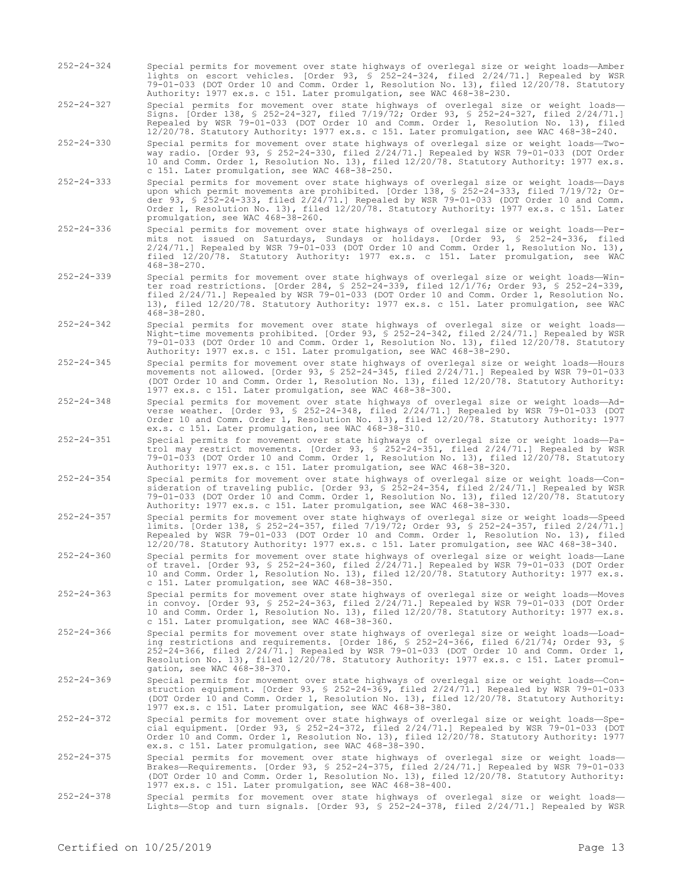252-24-324 Special permits for movement over state highways of overlegal size or weight loads—Amber lights on escort vehicles. [Order 93, § 252-24-324, filed 2/24/71.] Repealed by WSR 79-01-033 (DOT Order 10 and Comm. Order 1, Resolution No. 13), filed 12/20/78. Statutory Authority: 1977 ex.s. c 151. Later promulgation, see WAC 468-38-230.

252-24-327 Special permits for movement over state highways of overlegal size or weight loads—Signs. [Order 138, § 252-24-327, filed 7/19/72; Order 93, § 252-24-327, filed 2/24/71.] Repealed by WSR 79-01-033 (DOT Order 10 and Comm. Order 1, Resolution No. 13), filed 12/20/78. Statutory Authority: 1977 ex.s. c 151. Later promulgation, see WAC 468-38-240.

252-24-330 Special permits for movement over state highways of overlegal size or weight loads—Two-way radio. [Order 93, § 252-24-330, filed 2/24/71.] Repealed by WSR 79-01-033 (DOT Order 10 and Comm. Order 1, Resolution No. 13), filed 12/20/78. Statutory Authority: 1977 ex.s. c 151. Later promulgation, see WAC 468-38-250.

252-24-333 Special permits for movement over state highways of overlegal size or weight loads—Days upon which permit movements are prohibited. [Order 138, § 252-24-333, filed 7/19/72; Order 93, § 252-24-333, filed 2/24/71.] Repealed by WSR 79-01-033 (DOT Order 10 and Comm. Order 1, Resolution No. 13), filed 12/20/78. Statutory Authority: 1977 ex.s. c 151. Later promulgation, see WAC 468-38-260.

252-24-336 Special permits for movement over state highways of overlegal size or weight loads—Permits not issued on Saturdays, Sundays or holidays. [Order 93, § 252-24-336, filed 2/24/71.] Repealed by WSR 79-01-033 (DOT Order 10 and Comm. Order 1, Resolution No. 13), filed 12/20/78. Statutory Authority: 1977 ex.s. c 151. Later promulgation, see WAC 468-38-270.

252-24-339 Special permits for movement over state highways of overlegal size or weight loads—Winter road restrictions. [Order 284, § 252-24-339, filed 12/1/76; Order 93, § 252-24-339, filed 2/24/71.] Repealed by WSR 79-01-033 (DOT Order 10 and Comm. Order 1, Resolution No. 13), filed 12/20/78. Statutory Authority: 1977 ex.s. c 151. Later promulgation, see WAC 468-38-280.

252-24-342 Special permits for movement over state highways of overlegal size or weight loads—Night-time movements prohibited. [Order 93, § 252-24-342, filed 2/24/71.] Repealed by WSR 79-01-033 (DOT Order 10 and Comm. Order 1, Resolution No. 13), filed 12/20/78. Statutory Authority: 1977 ex.s. c 151. Later promulgation, see WAC 468-38-290.

252-24-345 Special permits for movement over state highways of overlegal size or weight loads—Hours movements not allowed. [Order 93, § 252-24-345, filed 2/24/71.] Repealed by WSR 79-01-033 (DOT Order 10 and Comm. Order 1, Resolution No. 13), filed 12/20/78. Statutory Authority: 1977 ex.s. c 151. Later promulgation, see WAC 468-38-300.

252-24-348 Special permits for movement over state highways of overlegal size or weight loads—Adverse weather. [Order 93, § 252-24-348, filed 2/24/71.] Repealed by WSR 79-01-033 (DOT Order 10 and Comm. Order 1, Resolution No. 13), filed 12/20/78. Statutory Authority: 1977 ex.s. c 151. Later promulgation, see WAC 468-38-310.

252-24-351 Special permits for movement over state highways of overlegal size or weight loads—Patrol may restrict movements. [Order 93, § 252-24-351, filed 2/24/71.] Repealed by WSR 79-01-033 (DOT Order 10 and Comm. Order 1, Resolution No. 13), filed 12/20/78. Statutory Authority: 1977 ex.s. c 151. Later promulgation, see WAC 468-38-320.

252-24-354 Special permits for movement over state highways of overlegal size or weight loads—Consideration of traveling public. [Order 93, § 252-24-354, filed 2/24/71.] Repealed by WSR 79-01-033 (DOT Order 10 and Comm. Order 1, Resolution No. 13), filed 12/20/78. Statutory Authority: 1977 ex.s. c 151. Later promulgation, see WAC 468-38-330.

252-24-357 Special permits for movement over state highways of overlegal size or weight loads—Speed limits. [Order 138, § 252-24-357, filed 7/19/72; Order 93, § 252-24-357, filed 2/24/71.] Repealed by WSR 79-01-033 (DOT Order 10 and Comm. Order 1, Resolution No. 13), filed 12/20/78. Statutory Authority: 1977 ex.s. c 151. Later promulgation, see WAC 468-38-340.

252-24-360 Special permits for movement over state highways of overlegal size or weight loads—Lane of travel. [Order 93, § 252-24-360, filed 2/24/71.] Repealed by WSR 79-01-033 (DOT Order 10 and Comm. Order 1, Resolution No. 13), filed 12/20/78. Statutory Authority: 1977 ex.s. c 151. Later promulgation, see WAC 468-38-350.

252-24-363 Special permits for movement over state highways of overlegal size or weight loads—Moves in convoy. [Order 93, § 252-24-363, filed 2/24/71.] Repealed by WSR 79-01-033 (DOT Order 10 and Comm. Order 1, Resolution No. 13), filed 12/20/78. Statutory Authority: 1977 ex.s. c 151. Later promulgation, see WAC 468-38-360.

252-24-366 Special permits for movement over state highways of overlegal size or weight loads—Loading restrictions and requirements. [Order 186, § 252-24-366, filed 6/21/74; Order 93, § 252-24-366, filed 2/24/71.] Repealed by WSR 79-01-033 (DOT Order 10 and Comm. Order 1, Resolution No. 13), filed 12/20/78. Statutory Authority: 1977 ex.s. c 151. Later promulgation, see WAC 468-38-370.

252-24-369 Special permits for movement over state highways of overlegal size or weight loads—Construction equipment. [Order 93, § 252-24-369, filed 2/24/71.] Repealed by WSR 79-01-033 (DOT Order 10 and Comm. Order 1, Resolution No. 13), filed 12/20/78. Statutory Authority: 1977 ex.s. c 151. Later promulgation, see WAC 468-38-380.

252-24-372 Special permits for movement over state highways of overlegal size or weight loads—Special equipment. [Order 93, § 252-24-372, filed 2/24/71.] Repealed by WSR 79-01-033 (DOT Order 10 and Comm. Order 1, Resolution No. 13), filed 12/20/78. Statutory Authority: 1977 ex.s. c 151. Later promulgation, see WAC 468-38-390.

252-24-375 Special permits for movement over state highways of overlegal size or weight loads—Brakes—Requirements. [Order 93, § 252-24-375, filed 2/24/71.] Repealed by WSR 79-01-033 (DOT Order 10 and Comm. Order 1, Resolution No. 13), filed 12/20/78. Statutory Authority: 1977 ex.s. c 151. Later promulgation, see WAC 468-38-400.

252-24-378 Special permits for movement over state highways of overlegal size or weight loads—Lights—Stop and turn signals. [Order 93, § 252-24-378, filed 2/24/71.] Repealed by WSR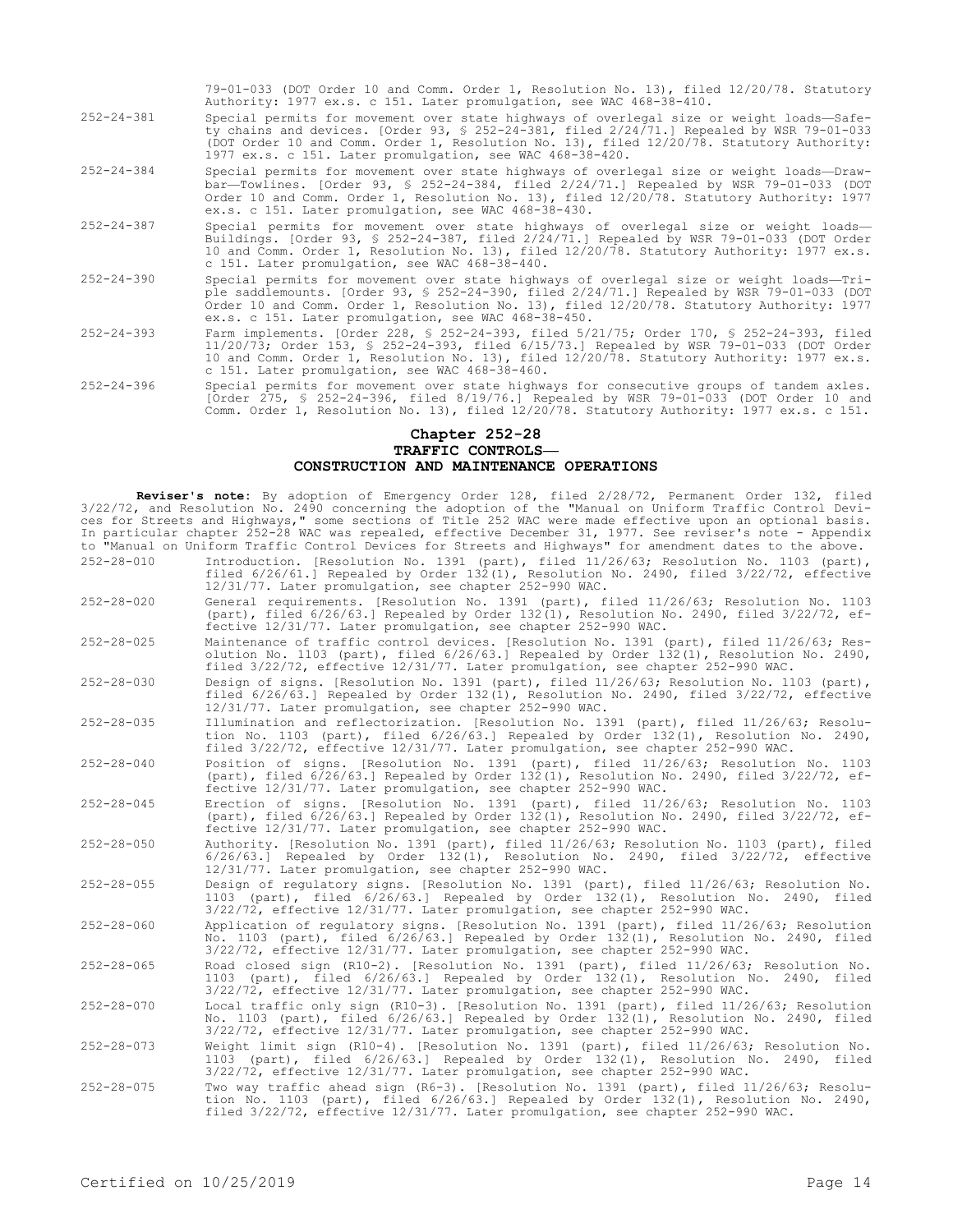79-01-033 (DOT Order 10 and Comm. Order 1, Resolution No. 13), filed 12/20/78. Statutory Authority: 1977 ex.s. c 151. Later promulgation, see WAC 468-38-410.

252-24-381 Special permits for movement over state highways of overlegal size or weight loads—Safety chains and devices. [Order 93, § 252-24-381, filed 2/24/71.] Repealed by WSR 79-01-033 (DOT Order 10 and Comm. Order 1, Resolution No. 13), filed 12/20/78. Statutory Authority: 1977 ex.s. c 151. Later promulgation, see WAC 468-38-420.

252-24-384 Special permits for movement over state highways of overlegal size or weight loads—Drawbar—Towlines. [Order 93, § 252-24-384, filed 2/24/71.] Repealed by WSR 79-01-033 (DOT Order 10 and Comm. Order 1, Resolution No. 13), filed 12/20/78. Statutory Authority: 1977 ex.s. c 151. Later promulgation, see WAC 468-38-430.

252-24-387 Special permits for movement over state highways of overlegal size or weight loads—Buildings. [Order 93, § 252-24-387, filed 2/24/71.] Repealed by WSR 79-01-033 (DOT Order 10 and Comm. Order 1, Resolution No. 13), filed 12/20/78. Statutory Authority: 1977 ex.s. c 151. Later promulgation, see WAC 468-38-440.

252-24-390 Special permits for movement over state highways of overlegal size or weight loads—Triple saddlemounts. [Order 93, § 252-24-390, filed 2/24/71.] Repealed by WSR 79-01-033 (DOT Order 10 and Comm. Order 1, Resolution No. 13), filed 12/20/78. Statutory Authority: 1977 ex.s. c 151. Later promulgation, see WAC 468-38-450.

252-24-393 Farm implements. [Order 228, § 252-24-393, filed 5/21/75; Order 170, § 252-24-393, filed 11/20/73; Order 153, § 252-24-393, filed 6/15/73.] Repealed by WSR 79-01-033 (DOT Order 10 and Comm. Order 1, Resolution No. 13), filed 12/20/78. Statutory Authority: 1977 ex.s. c 151. Later promulgation, see WAC 468-38-460.

252-24-396 Special permits for movement over state highways for consecutive groups of tandem axles. [Order 275, § 252-24-396, filed 8/19/76.] Repealed by WSR 79-01-033 (DOT Order 10 and Comm. Order 1, Resolution No. 13), filed 12/20/78. Statutory Authority: 1977 ex.s. c 151.

## Chapter 252-28
## TRAFFIC CONTROLS—
## CONSTRUCTION AND MAINTENANCE OPERATIONS

**Reviser's note**: By adoption of Emergency Order 128, filed 2/28/72, Permanent Order 132, filed 3/22/72, and Resolution No. 2490 concerning the adoption of the "Manual on Uniform Traffic Control Devices for Streets and Highways," some sections of Title 252 WAC were made effective upon an optional basis. In particular chapter 252-28 WAC was repealed, effective December 31, 1977. See reviser's note - Appendix to "Manual on Uniform Traffic Control Devices for Streets and Highways" for amendment dates to the above.

252-28-010 Introduction. [Resolution No. 1391 (part), filed 11/26/63; Resolution No. 1103 (part), filed 6/26/61.] Repealed by Order 132(1), Resolution No. 2490, filed 3/22/72, effective 12/31/77. Later promulgation, see chapter 252-990 WAC.

252-28-020 General requirements. [Resolution No. 1391 (part), filed 11/26/63; Resolution No. 1103 (part), filed 6/26/63.] Repealed by Order 132(1), Resolution No. 2490, filed 3/22/72, effective 12/31/77. Later promulgation, see chapter 252-990 WAC.

252-28-025 Maintenance of traffic control devices. [Resolution No. 1391 (part), filed 11/26/63; Resolution No. 1103 (part), filed 6/26/63.] Repealed by Order 132(1), Resolution No. 2490, filed 3/22/72, effective 12/31/77. Later promulgation, see chapter 252-990 WAC.

252-28-030 Design of signs. [Resolution No. 1391 (part), filed 11/26/63; Resolution No. 1103 (part), filed 6/26/63.] Repealed by Order 132(1), Resolution No. 2490, filed 3/22/72, effective 12/31/77. Later promulgation, see chapter 252-990 WAC.

252-28-035 Illumination and reflectorization. [Resolution No. 1391 (part), filed 11/26/63; Resolution No. 1103 (part), filed 6/26/63.] Repealed by Order 132(1), Resolution No. 2490, filed 3/22/72, effective 12/31/77. Later promulgation, see chapter 252-990 WAC.

252-28-040 Position of signs. [Resolution No. 1391 (part), filed 11/26/63; Resolution No. 1103 (part), filed 6/26/63.] Repealed by Order 132(1), Resolution No. 2490, filed 3/22/72, effective 12/31/77. Later promulgation, see chapter 252-990 WAC.

252-28-045 Erection of signs. [Resolution No. 1391 (part), filed 11/26/63; Resolution No. 1103 (part), filed 6/26/63.] Repealed by Order 132(1), Resolution No. 2490, filed 3/22/72, effective 12/31/77. Later promulgation, see chapter 252-990 WAC.

252-28-050 Authority. [Resolution No. 1391 (part), filed 11/26/63; Resolution No. 1103 (part), filed 6/26/63.] Repealed by Order 132(1), Resolution No. 2490, filed 3/22/72, effective 12/31/77. Later promulgation, see chapter 252-990 WAC.

252-28-055 Design of regulatory signs. [Resolution No. 1391 (part), filed 11/26/63; Resolution No. 1103 (part), filed 6/26/63.] Repealed by Order 132(1), Resolution No. 2490, filed 3/22/72, effective 12/31/77. Later promulgation, see chapter 252-990 WAC.

252-28-060 Application of regulatory signs. [Resolution No. 1391 (part), filed 11/26/63; Resolution No. 1103 (part), filed 6/26/63.] Repealed by Order 132(1), Resolution No. 2490, filed 3/22/72, effective 12/31/77. Later promulgation, see chapter 252-990 WAC.

252-28-065 Road closed sign (R10-2). [Resolution No. 1391 (part), filed 11/26/63; Resolution No. 1103 (part), filed 6/26/63.] Repealed by Order 132(1), Resolution No. 2490, filed 3/22/72, effective 12/31/77. Later promulgation, see chapter 252-990 WAC.

252-28-070 Local traffic only sign (R10-3). [Resolution No. 1391 (part), filed 11/26/63; Resolution No. 1103 (part), filed 6/26/63.] Repealed by Order 132(1), Resolution No. 2490, filed 3/22/72, effective 12/31/77. Later promulgation, see chapter 252-990 WAC.

252-28-073 Weight limit sign (R10-4). [Resolution No. 1391 (part), filed 11/26/63; Resolution No. 1103 (part), filed 6/26/63.] Repealed by Order 132(1), Resolution No. 2490, filed 3/22/72, effective 12/31/77. Later promulgation, see chapter 252-990 WAC.

252-28-075 Two way traffic ahead sign (R6-3). [Resolution No. 1391 (part), filed 11/26/63; Resolution No. 1103 (part), filed 6/26/63.] Repealed by Order 132(1), Resolution No. 2490, filed 3/22/72, effective 12/31/77. Later promulgation, see chapter 252-990 WAC.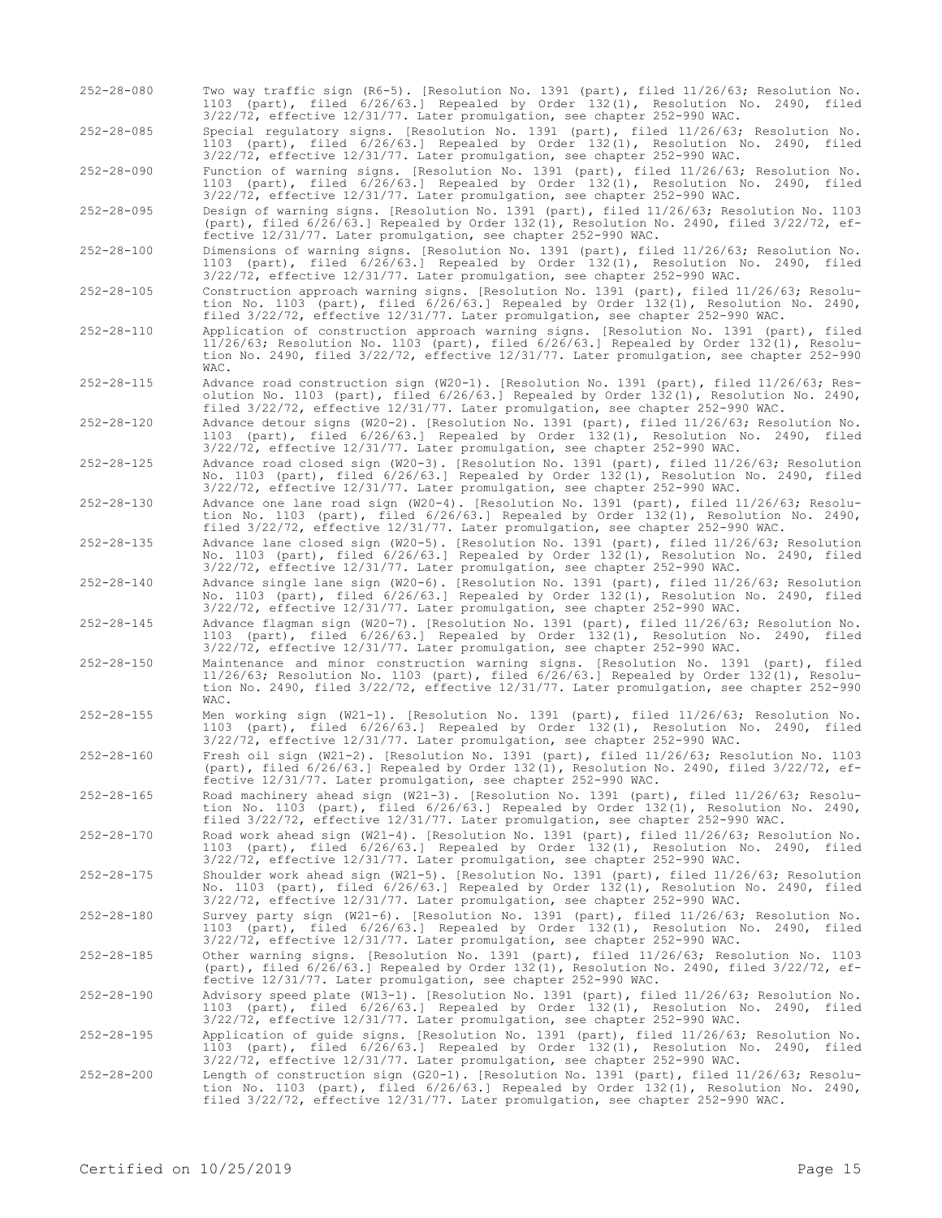252-28-080 Two way traffic sign (R6-5). [Resolution No. 1391 (part), filed 11/26/63; Resolution No. 1103 (part), filed 6/26/63.] Repealed by Order 132(1), Resolution No. 2490, filed 3/22/72, effective 12/31/77. Later promulgation, see chapter 252-990 WAC.

252-28-085 Special regulatory signs. [Resolution No. 1391 (part), filed 11/26/63; Resolution No. 1103 (part), filed 6/26/63.] Repealed by Order 132(1), Resolution No. 2490, filed 3/22/72, effective 12/31/77. Later promulgation, see chapter 252-990 WAC.

252-28-090 Function of warning signs. [Resolution No. 1391 (part), filed 11/26/63; Resolution No. 1103 (part), filed 6/26/63.] Repealed by Order 132(1), Resolution No. 2490, filed 3/22/72, effective 12/31/77. Later promulgation, see chapter 252-990 WAC.

252-28-095 Design of warning signs. [Resolution No. 1391 (part), filed 11/26/63; Resolution No. 1103 (part), filed 6/26/63.] Repealed by Order 132(1), Resolution No. 2490, filed 3/22/72, effective 12/31/77. Later promulgation, see chapter 252-990 WAC.

252-28-100 Dimensions of warning signs. [Resolution No. 1391 (part), filed 11/26/63; Resolution No. 1103 (part), filed 6/26/63.] Repealed by Order 132(1), Resolution No. 2490, filed 3/22/72, effective 12/31/77. Later promulgation, see chapter 252-990 WAC.

252-28-105 Construction approach warning signs. [Resolution No. 1391 (part), filed 11/26/63; Resolution No. 1103 (part), filed 6/26/63.] Repealed by Order 132(1), Resolution No. 2490, filed 3/22/72, effective 12/31/77. Later promulgation, see chapter 252-990 WAC.

252-28-110 Application of construction approach warning signs. [Resolution No. 1391 (part), filed 11/26/63; Resolution No. 1103 (part), filed 6/26/63.] Repealed by Order 132(1), Resolution No. 2490, filed 3/22/72, effective 12/31/77. Later promulgation, see chapter 252-990 WAC.

252-28-115 Advance road construction sign (W20-1). [Resolution No. 1391 (part), filed 11/26/63; Resolution No. 1103 (part), filed 6/26/63.] Repealed by Order 132(1), Resolution No. 2490, filed 3/22/72, effective 12/31/77. Later promulgation, see chapter 252-990 WAC.

252-28-120 Advance detour signs (W20-2). [Resolution No. 1391 (part), filed 11/26/63; Resolution No. 1103 (part), filed 6/26/63.] Repealed by Order 132(1), Resolution No. 2490, filed 3/22/72, effective 12/31/77. Later promulgation, see chapter 252-990 WAC.

252-28-125 Advance road closed sign (W20-3). [Resolution No. 1391 (part), filed 11/26/63; Resolution No. 1103 (part), filed 6/26/63.] Repealed by Order 132(1), Resolution No. 2490, filed 3/22/72, effective 12/31/77. Later promulgation, see chapter 252-990 WAC.

252-28-130 Advance one lane road sign (W20-4). [Resolution No. 1391 (part), filed 11/26/63; Resolution No. 1103 (part), filed 6/26/63.] Repealed by Order 132(1), Resolution No. 2490, filed 3/22/72, effective 12/31/77. Later promulgation, see chapter 252-990 WAC.

252-28-135 Advance lane closed sign (W20-5). [Resolution No. 1391 (part), filed 11/26/63; Resolution No. 1103 (part), filed 6/26/63.] Repealed by Order 132(1), Resolution No. 2490, filed 3/22/72, effective 12/31/77. Later promulgation, see chapter 252-990 WAC.

252-28-140 Advance single lane sign (W20-6). [Resolution No. 1391 (part), filed 11/26/63; Resolution No. 1103 (part), filed 6/26/63.] Repealed by Order 132(1), Resolution No. 2490, filed 3/22/72, effective 12/31/77. Later promulgation, see chapter 252-990 WAC.

252-28-145 Advance flagman sign (W20-7). [Resolution No. 1391 (part), filed 11/26/63; Resolution No. 1103 (part), filed 6/26/63.] Repealed by Order 132(1), Resolution No. 2490, filed 3/22/72, effective 12/31/77. Later promulgation, see chapter 252-990 WAC.

252-28-150 Maintenance and minor construction warning signs. [Resolution No. 1391 (part), filed 11/26/63; Resolution No. 1103 (part), filed 6/26/63.] Repealed by Order 132(1), Resolution No. 2490, filed 3/22/72, effective 12/31/77. Later promulgation, see chapter 252-990 WAC.

252-28-155 Men working sign (W21-1). [Resolution No. 1391 (part), filed 11/26/63; Resolution No. 1103 (part), filed 6/26/63.] Repealed by Order 132(1), Resolution No. 2490, filed 3/22/72, effective 12/31/77. Later promulgation, see chapter 252-990 WAC.

252-28-160 Fresh oil sign (W21-2). [Resolution No. 1391 (part), filed 11/26/63; Resolution No. 1103 (part), filed 6/26/63.] Repealed by Order 132(1), Resolution No. 2490, filed 3/22/72, effective 12/31/77. Later promulgation, see chapter 252-990 WAC.

252-28-165 Road machinery ahead sign (W21-3). [Resolution No. 1391 (part), filed 11/26/63; Resolution No. 1103 (part), filed 6/26/63.] Repealed by Order 132(1), Resolution No. 2490, filed 3/22/72, effective 12/31/77. Later promulgation, see chapter 252-990 WAC.

252-28-170 Road work ahead sign (W21-4). [Resolution No. 1391 (part), filed 11/26/63; Resolution No. 1103 (part), filed 6/26/63.] Repealed by Order 132(1), Resolution No. 2490, filed 3/22/72, effective 12/31/77. Later promulgation, see chapter 252-990 WAC.

252-28-175 Shoulder work ahead sign (W21-5). [Resolution No. 1391 (part), filed 11/26/63; Resolution No. 1103 (part), filed 6/26/63.] Repealed by Order 132(1), Resolution No. 2490, filed 3/22/72, effective 12/31/77. Later promulgation, see chapter 252-990 WAC.

252-28-180 Survey party sign (W21-6). [Resolution No. 1391 (part), filed 11/26/63; Resolution No. 1103 (part), filed 6/26/63.] Repealed by Order 132(1), Resolution No. 2490, filed 3/22/72, effective 12/31/77. Later promulgation, see chapter 252-990 WAC.

252-28-185 Other warning signs. [Resolution No. 1391 (part), filed 11/26/63; Resolution No. 1103 (part), filed 6/26/63.] Repealed by Order 132(1), Resolution No. 2490, filed 3/22/72, effective 12/31/77. Later promulgation, see chapter 252-990 WAC.

252-28-190 Advisory speed plate (W13-1). [Resolution No. 1391 (part), filed 11/26/63; Resolution No. 1103 (part), filed 6/26/63.] Repealed by Order 132(1), Resolution No. 2490, filed 3/22/72, effective 12/31/77. Later promulgation, see chapter 252-990 WAC.

252-28-195 Application of guide signs. [Resolution No. 1391 (part), filed 11/26/63; Resolution No. 1103 (part), filed 6/26/63.] Repealed by Order 132(1), Resolution No. 2490, filed 3/22/72, effective 12/31/77. Later promulgation, see chapter 252-990 WAC.

252-28-200 Length of construction sign (G20-1). [Resolution No. 1391 (part), filed 11/26/63; Resolution No. 1103 (part), filed 6/26/63.] Repealed by Order 132(1), Resolution No. 2490, filed 3/22/72, effective 12/31/77. Later promulgation, see chapter 252-990 WAC.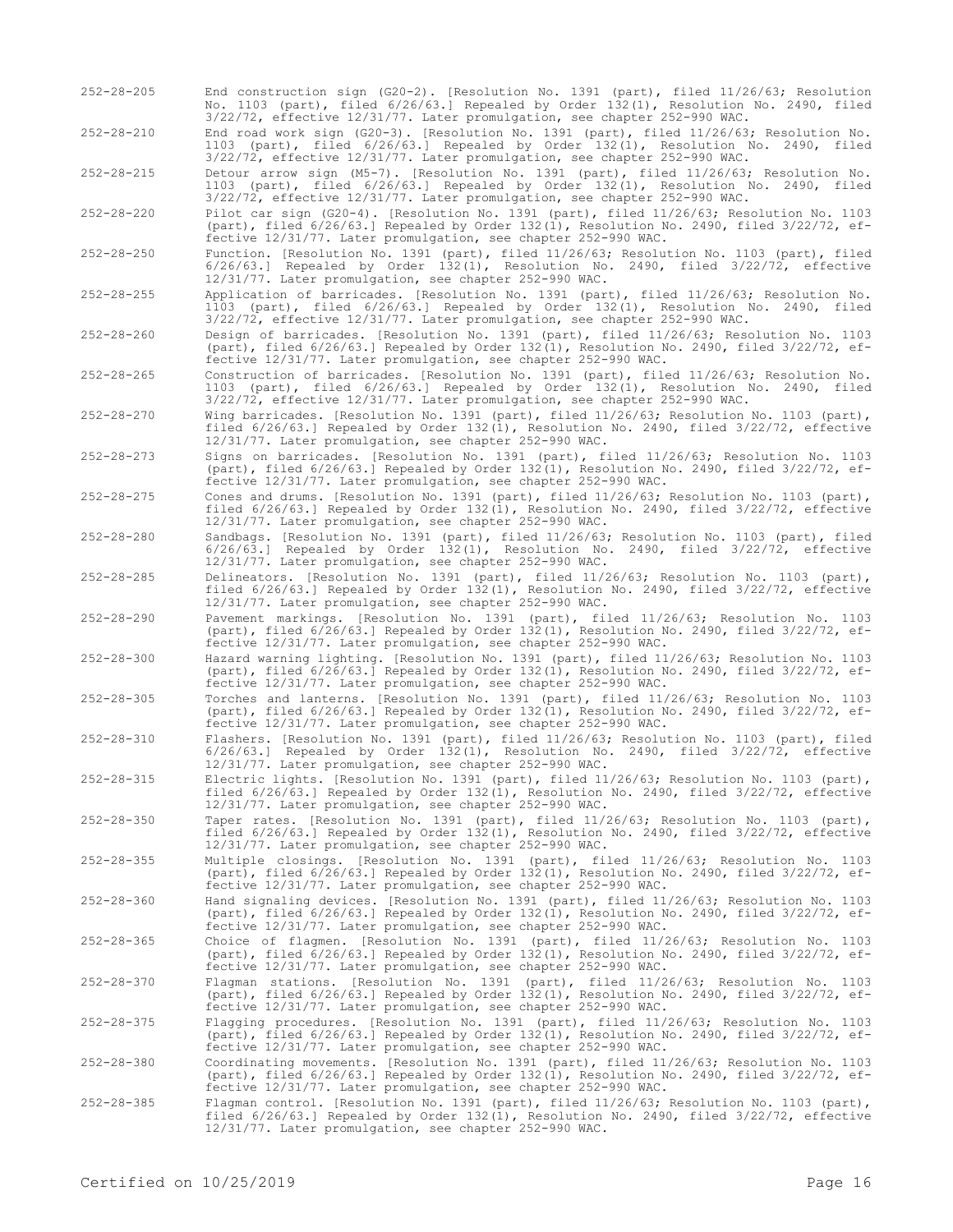252-28-205 End construction sign (G20-2). [Resolution No. 1391 (part), filed 11/26/63; Resolution No. 1103 (part), filed 6/26/63.] Repealed by Order 132(1), Resolution No. 2490, filed 3/22/72, effective 12/31/77. Later promulgation, see chapter 252-990 WAC.

252-28-210 End road work sign (G20-3). [Resolution No. 1391 (part), filed 11/26/63; Resolution No. 1103 (part), filed 6/26/63.] Repealed by Order 132(1), Resolution No. 2490, filed 3/22/72, effective 12/31/77. Later promulgation, see chapter 252-990 WAC.

252-28-215 Detour arrow sign (M5-7). [Resolution No. 1391 (part), filed 11/26/63; Resolution No. 1103 (part), filed 6/26/63.] Repealed by Order 132(1), Resolution No. 2490, filed 3/22/72, effective 12/31/77. Later promulgation, see chapter 252-990 WAC.

252-28-220 Pilot car sign (G20-4). [Resolution No. 1391 (part), filed 11/26/63; Resolution No. 1103 (part), filed 6/26/63.] Repealed by Order 132(1), Resolution No. 2490, filed 3/22/72, effective 12/31/77. Later promulgation, see chapter 252-990 WAC.

252-28-250 Function. [Resolution No. 1391 (part), filed 11/26/63; Resolution No. 1103 (part), filed 6/26/63.] Repealed by Order 132(1), Resolution No. 2490, filed 3/22/72, effective 12/31/77. Later promulgation, see chapter 252-990 WAC.

252-28-255 Application of barricades. [Resolution No. 1391 (part), filed 11/26/63; Resolution No. 1103 (part), filed 6/26/63.] Repealed by Order 132(1), Resolution No. 2490, filed 3/22/72, effective 12/31/77. Later promulgation, see chapter 252-990 WAC.

252-28-260 Design of barricades. [Resolution No. 1391 (part), filed 11/26/63; Resolution No. 1103 (part), filed 6/26/63.] Repealed by Order 132(1), Resolution No. 2490, filed 3/22/72, effective 12/31/77. Later promulgation, see chapter 252-990 WAC.

252-28-265 Construction of barricades. [Resolution No. 1391 (part), filed 11/26/63; Resolution No. 1103 (part), filed 6/26/63.] Repealed by Order 132(1), Resolution No. 2490, filed 3/22/72, effective 12/31/77. Later promulgation, see chapter 252-990 WAC.

252-28-270 Wing barricades. [Resolution No. 1391 (part), filed 11/26/63; Resolution No. 1103 (part), filed 6/26/63.] Repealed by Order 132(1), Resolution No. 2490, filed 3/22/72, effective 12/31/77. Later promulgation, see chapter 252-990 WAC.

252-28-273 Signs on barricades. [Resolution No. 1391 (part), filed 11/26/63; Resolution No. 1103 (part), filed 6/26/63.] Repealed by Order 132(1), Resolution No. 2490, filed 3/22/72, effective 12/31/77. Later promulgation, see chapter 252-990 WAC.

252-28-275 Cones and drums. [Resolution No. 1391 (part), filed 11/26/63; Resolution No. 1103 (part), filed 6/26/63.] Repealed by Order 132(1), Resolution No. 2490, filed 3/22/72, effective 12/31/77. Later promulgation, see chapter 252-990 WAC.

252-28-280 Sandbags. [Resolution No. 1391 (part), filed 11/26/63; Resolution No. 1103 (part), filed 6/26/63.] Repealed by Order 132(1), Resolution No. 2490, filed 3/22/72, effective 12/31/77. Later promulgation, see chapter 252-990 WAC.

252-28-285 Delineators. [Resolution No. 1391 (part), filed 11/26/63; Resolution No. 1103 (part), filed 6/26/63.] Repealed by Order 132(1), Resolution No. 2490, filed 3/22/72, effective 12/31/77. Later promulgation, see chapter 252-990 WAC.

252-28-290 Pavement markings. [Resolution No. 1391 (part), filed 11/26/63; Resolution No. 1103 (part), filed 6/26/63.] Repealed by Order 132(1), Resolution No. 2490, filed 3/22/72, effective 12/31/77. Later promulgation, see chapter 252-990 WAC.

252-28-300 Hazard warning lighting. [Resolution No. 1391 (part), filed 11/26/63; Resolution No. 1103 (part), filed 6/26/63.] Repealed by Order 132(1), Resolution No. 2490, filed 3/22/72, effective 12/31/77. Later promulgation, see chapter 252-990 WAC.

252-28-305 Torches and lanterns. [Resolution No. 1391 (part), filed 11/26/63; Resolution No. 1103 (part), filed 6/26/63.] Repealed by Order 132(1), Resolution No. 2490, filed 3/22/72, effective 12/31/77. Later promulgation, see chapter 252-990 WAC.

252-28-310 Flashers. [Resolution No. 1391 (part), filed 11/26/63; Resolution No. 1103 (part), filed 6/26/63.] Repealed by Order 132(1), Resolution No. 2490, filed 3/22/72, effective 12/31/77. Later promulgation, see chapter 252-990 WAC.

252-28-315 Electric lights. [Resolution No. 1391 (part), filed 11/26/63; Resolution No. 1103 (part), filed 6/26/63.] Repealed by Order 132(1), Resolution No. 2490, filed 3/22/72, effective 12/31/77. Later promulgation, see chapter 252-990 WAC.

252-28-350 Taper rates. [Resolution No. 1391 (part), filed 11/26/63; Resolution No. 1103 (part), filed 6/26/63.] Repealed by Order 132(1), Resolution No. 2490, filed 3/22/72, effective 12/31/77. Later promulgation, see chapter 252-990 WAC.

252-28-355 Multiple closings. [Resolution No. 1391 (part), filed 11/26/63; Resolution No. 1103 (part), filed 6/26/63.] Repealed by Order 132(1), Resolution No. 2490, filed 3/22/72, effective 12/31/77. Later promulgation, see chapter 252-990 WAC.

252-28-360 Hand signaling devices. [Resolution No. 1391 (part), filed 11/26/63; Resolution No. 1103 (part), filed 6/26/63.] Repealed by Order 132(1), Resolution No. 2490, filed 3/22/72, effective 12/31/77. Later promulgation, see chapter 252-990 WAC.

252-28-365 Choice of flagmen. [Resolution No. 1391 (part), filed 11/26/63; Resolution No. 1103 (part), filed 6/26/63.] Repealed by Order 132(1), Resolution No. 2490, filed 3/22/72, effective 12/31/77. Later promulgation, see chapter 252-990 WAC.

252-28-370 Flagman stations. [Resolution No. 1391 (part), filed 11/26/63; Resolution No. 1103 (part), filed 6/26/63.] Repealed by Order 132(1), Resolution No. 2490, filed 3/22/72, effective 12/31/77. Later promulgation, see chapter 252-990 WAC.

252-28-375 Flagging procedures. [Resolution No. 1391 (part), filed 11/26/63; Resolution No. 1103 (part), filed 6/26/63.] Repealed by Order 132(1), Resolution No. 2490, filed 3/22/72, effective 12/31/77. Later promulgation, see chapter 252-990 WAC.

252-28-380 Coordinating movements. [Resolution No. 1391 (part), filed 11/26/63; Resolution No. 1103 (part), filed 6/26/63.] Repealed by Order 132(1), Resolution No. 2490, filed 3/22/72, effective 12/31/77. Later promulgation, see chapter 252-990 WAC.

252-28-385 Flagman control. [Resolution No. 1391 (part), filed 11/26/63; Resolution No. 1103 (part), filed 6/26/63.] Repealed by Order 132(1), Resolution No. 2490, filed 3/22/72, effective 12/31/77. Later promulgation, see chapter 252-990 WAC.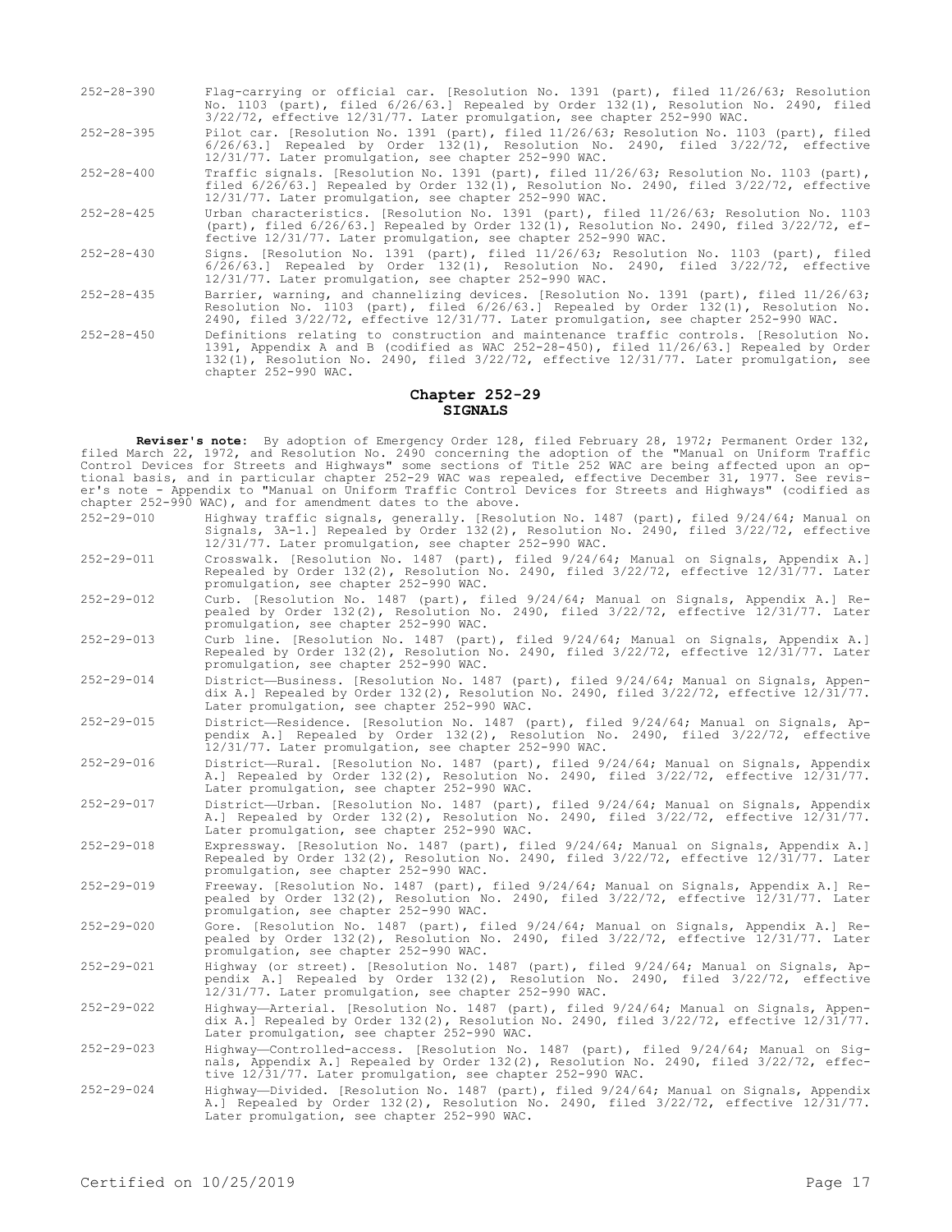252-28-390 Flag-carrying or official car. [Resolution No. 1391 (part), filed 11/26/63; Resolution No. 1103 (part), filed 6/26/63.] Repealed by Order 132(1), Resolution No. 2490, filed 3/22/72, effective 12/31/77. Later promulgation, see chapter 252-990 WAC.

252-28-395 Pilot car. [Resolution No. 1391 (part), filed 11/26/63; Resolution No. 1103 (part), filed 6/26/63.] Repealed by Order 132(1), Resolution No. 2490, filed 3/22/72, effective 12/31/77. Later promulgation, see chapter 252-990 WAC.

252-28-400 Traffic signals. [Resolution No. 1391 (part), filed 11/26/63; Resolution No. 1103 (part), filed 6/26/63.] Repealed by Order 132(1), Resolution No. 2490, filed 3/22/72, effective 12/31/77. Later promulgation, see chapter 252-990 WAC.

252-28-425 Urban characteristics. [Resolution No. 1391 (part), filed 11/26/63; Resolution No. 1103 (part), filed 6/26/63.] Repealed by Order 132(1), Resolution No. 2490, filed 3/22/72, effective 12/31/77. Later promulgation, see chapter 252-990 WAC.

252-28-430 Signs. [Resolution No. 1391 (part), filed 11/26/63; Resolution No. 1103 (part), filed 6/26/63.] Repealed by Order 132(1), Resolution No. 2490, filed 3/22/72, effective 12/31/77. Later promulgation, see chapter 252-990 WAC.

252-28-435 Barrier, warning, and channelizing devices. [Resolution No. 1391 (part), filed 11/26/63; Resolution No. 1103 (part), filed 6/26/63.] Repealed by Order 132(1), Resolution No. 2490, filed 3/22/72, effective 12/31/77. Later promulgation, see chapter 252-990 WAC.

252-28-450 Definitions relating to construction and maintenance traffic controls. [Resolution No. 1391, Appendix A and B (codified as WAC 252-28-450), filed 11/26/63.] Repealed by Order 132(1), Resolution No. 2490, filed 3/22/72, effective 12/31/77. Later promulgation, see chapter 252-990 WAC.

## Chapter 252-29
## SIGNALS

**Reviser's note:** By adoption of Emergency Order 128, filed February 28, 1972; Permanent Order 132, filed March 22, 1972, and Resolution No. 2490 concerning the adoption of the "Manual on Uniform Traffic Control Devices for Streets and Highways" some sections of Title 252 WAC are being affected upon an optional basis, and in particular chapter 252-29 WAC was repealed, effective December 31, 1977. See reviser's note - Appendix to "Manual on Uniform Traffic Control Devices for Streets and Highways" (codified as chapter 252-990 WAC), and for amendment dates to the above.

252-29-010 Highway traffic signals, generally. [Resolution No. 1487 (part), filed 9/24/64; Manual on Signals, 3A-1.] Repealed by Order 132(2), Resolution No. 2490, filed 3/22/72, effective 12/31/77. Later promulgation, see chapter 252-990 WAC.

252-29-011 Crosswalk. [Resolution No. 1487 (part), filed 9/24/64; Manual on Signals, Appendix A.] Repealed by Order 132(2), Resolution No. 2490, filed 3/22/72, effective 12/31/77. Later promulgation, see chapter 252-990 WAC.

252-29-012 Curb. [Resolution No. 1487 (part), filed 9/24/64; Manual on Signals, Appendix A.] Repealed by Order 132(2), Resolution No. 2490, filed 3/22/72, effective 12/31/77. Later promulgation, see chapter 252-990 WAC.

252-29-013 Curb line. [Resolution No. 1487 (part), filed 9/24/64; Manual on Signals, Appendix A.] Repealed by Order 132(2), Resolution No. 2490, filed 3/22/72, effective 12/31/77. Later promulgation, see chapter 252-990 WAC.

252-29-014 District—Business. [Resolution No. 1487 (part), filed 9/24/64; Manual on Signals, Appendix A.] Repealed by Order 132(2), Resolution No. 2490, filed 3/22/72, effective 12/31/77. Later promulgation, see chapter 252-990 WAC.

252-29-015 District—Residence. [Resolution No. 1487 (part), filed 9/24/64; Manual on Signals, Appendix A.] Repealed by Order 132(2), Resolution No. 2490, filed 3/22/72, effective 12/31/77. Later promulgation, see chapter 252-990 WAC.

252-29-016 District—Rural. [Resolution No. 1487 (part), filed 9/24/64; Manual on Signals, Appendix A.] Repealed by Order 132(2), Resolution No. 2490, filed 3/22/72, effective 12/31/77. Later promulgation, see chapter 252-990 WAC.

252-29-017 District—Urban. [Resolution No. 1487 (part), filed 9/24/64; Manual on Signals, Appendix A.] Repealed by Order 132(2), Resolution No. 2490, filed 3/22/72, effective 12/31/77. Later promulgation, see chapter 252-990 WAC.

252-29-018 Expressway. [Resolution No. 1487 (part), filed 9/24/64; Manual on Signals, Appendix A.] Repealed by Order 132(2), Resolution No. 2490, filed 3/22/72, effective 12/31/77. Later promulgation, see chapter 252-990 WAC.

252-29-019 Freeway. [Resolution No. 1487 (part), filed 9/24/64; Manual on Signals, Appendix A.] Repealed by Order 132(2), Resolution No. 2490, filed 3/22/72, effective 12/31/77. Later promulgation, see chapter 252-990 WAC.

252-29-020 Gore. [Resolution No. 1487 (part), filed 9/24/64; Manual on Signals, Appendix A.] Repealed by Order 132(2), Resolution No. 2490, filed 3/22/72, effective 12/31/77. Later promulgation, see chapter 252-990 WAC.

252-29-021 Highway (or street). [Resolution No. 1487 (part), filed 9/24/64; Manual on Signals, Appendix A.] Repealed by Order 132(2), Resolution No. 2490, filed 3/22/72, effective 12/31/77. Later promulgation, see chapter 252-990 WAC.

252-29-022 Highway—Arterial. [Resolution No. 1487 (part), filed 9/24/64; Manual on Signals, Appendix A.] Repealed by Order 132(2), Resolution No. 2490, filed 3/22/72, effective 12/31/77. Later promulgation, see chapter 252-990 WAC.

252-29-023 Highway—Controlled-access. [Resolution No. 1487 (part), filed 9/24/64; Manual on Signals, Appendix A.] Repealed by Order 132(2), Resolution No. 2490, filed 3/22/72, effective 12/31/77. Later promulgation, see chapter 252-990 WAC.

252-29-024 Highway—Divided. [Resolution No. 1487 (part), filed 9/24/64; Manual on Signals, Appendix A.] Repealed by Order 132(2), Resolution No. 2490, filed 3/22/72, effective 12/31/77. Later promulgation, see chapter 252-990 WAC.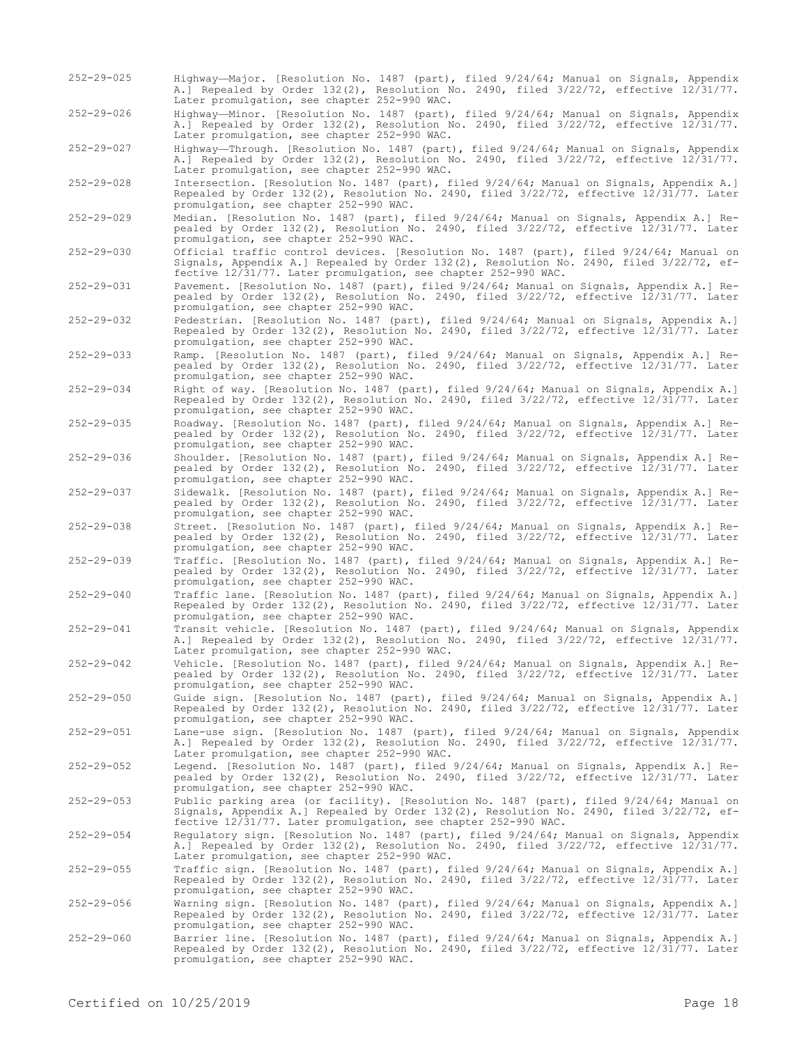252-29-025 Highway—Major. [Resolution No. 1487 (part), filed 9/24/64; Manual on Signals, Appendix A.] Repealed by Order 132(2), Resolution No. 2490, filed 3/22/72, effective 12/31/77. Later promulgation, see chapter 252-990 WAC.

252-29-026 Highway—Minor. [Resolution No. 1487 (part), filed 9/24/64; Manual on Signals, Appendix A.] Repealed by Order 132(2), Resolution No. 2490, filed 3/22/72, effective 12/31/77. Later promulgation, see chapter 252-990 WAC.

252-29-027 Highway—Through. [Resolution No. 1487 (part), filed 9/24/64; Manual on Signals, Appendix A.] Repealed by Order 132(2), Resolution No. 2490, filed 3/22/72, effective 12/31/77. Later promulgation, see chapter 252-990 WAC.

252-29-028 Intersection. [Resolution No. 1487 (part), filed 9/24/64; Manual on Signals, Appendix A.] Repealed by Order 132(2), Resolution No. 2490, filed 3/22/72, effective 12/31/77. Later promulgation, see chapter 252-990 WAC.

252-29-029 Median. [Resolution No. 1487 (part), filed 9/24/64; Manual on Signals, Appendix A.] Repealed by Order 132(2), Resolution No. 2490, filed 3/22/72, effective 12/31/77. Later promulgation, see chapter 252-990 WAC.

252-29-030 Official traffic control devices. [Resolution No. 1487 (part), filed 9/24/64; Manual on Signals, Appendix A.] Repealed by Order 132(2), Resolution No. 2490, filed 3/22/72, effective 12/31/77. Later promulgation, see chapter 252-990 WAC.

252-29-031 Pavement. [Resolution No. 1487 (part), filed 9/24/64; Manual on Signals, Appendix A.] Repealed by Order 132(2), Resolution No. 2490, filed 3/22/72, effective 12/31/77. Later promulgation, see chapter 252-990 WAC.

252-29-032 Pedestrian. [Resolution No. 1487 (part), filed 9/24/64; Manual on Signals, Appendix A.] Repealed by Order 132(2), Resolution No. 2490, filed 3/22/72, effective 12/31/77. Later promulgation, see chapter 252-990 WAC.

252-29-033 Ramp. [Resolution No. 1487 (part), filed 9/24/64; Manual on Signals, Appendix A.] Repealed by Order 132(2), Resolution No. 2490, filed 3/22/72, effective 12/31/77. Later promulgation, see chapter 252-990 WAC.

252-29-034 Right of way. [Resolution No. 1487 (part), filed 9/24/64; Manual on Signals, Appendix A.] Repealed by Order 132(2), Resolution No. 2490, filed 3/22/72, effective 12/31/77. Later promulgation, see chapter 252-990 WAC.

252-29-035 Roadway. [Resolution No. 1487 (part), filed 9/24/64; Manual on Signals, Appendix A.] Repealed by Order 132(2), Resolution No. 2490, filed 3/22/72, effective 12/31/77. Later promulgation, see chapter 252-990 WAC.

252-29-036 Shoulder. [Resolution No. 1487 (part), filed 9/24/64; Manual on Signals, Appendix A.] Repealed by Order 132(2), Resolution No. 2490, filed 3/22/72, effective 12/31/77. Later promulgation, see chapter 252-990 WAC.

252-29-037 Sidewalk. [Resolution No. 1487 (part), filed 9/24/64; Manual on Signals, Appendix A.] Repealed by Order 132(2), Resolution No. 2490, filed 3/22/72, effective 12/31/77. Later promulgation, see chapter 252-990 WAC.

252-29-038 Street. [Resolution No. 1487 (part), filed 9/24/64; Manual on Signals, Appendix A.] Repealed by Order 132(2), Resolution No. 2490, filed 3/22/72, effective 12/31/77. Later promulgation, see chapter 252-990 WAC.

252-29-039 Traffic. [Resolution No. 1487 (part), filed 9/24/64; Manual on Signals, Appendix A.] Repealed by Order 132(2), Resolution No. 2490, filed 3/22/72, effective 12/31/77. Later promulgation, see chapter 252-990 WAC.

252-29-040 Traffic lane. [Resolution No. 1487 (part), filed 9/24/64; Manual on Signals, Appendix A.] Repealed by Order 132(2), Resolution No. 2490, filed 3/22/72, effective 12/31/77. Later promulgation, see chapter 252-990 WAC.

252-29-041 Transit vehicle. [Resolution No. 1487 (part), filed 9/24/64; Manual on Signals, Appendix A.] Repealed by Order 132(2), Resolution No. 2490, filed 3/22/72, effective 12/31/77. Later promulgation, see chapter 252-990 WAC.

252-29-042 Vehicle. [Resolution No. 1487 (part), filed 9/24/64; Manual on Signals, Appendix A.] Repealed by Order 132(2), Resolution No. 2490, filed 3/22/72, effective 12/31/77. Later promulgation, see chapter 252-990 WAC.

252-29-050 Guide sign. [Resolution No. 1487 (part), filed 9/24/64; Manual on Signals, Appendix A.] Repealed by Order 132(2), Resolution No. 2490, filed 3/22/72, effective 12/31/77. Later promulgation, see chapter 252-990 WAC.

252-29-051 Lane-use sign. [Resolution No. 1487 (part), filed 9/24/64; Manual on Signals, Appendix A.] Repealed by Order 132(2), Resolution No. 2490, filed 3/22/72, effective 12/31/77. Later promulgation, see chapter 252-990 WAC.

252-29-052 Legend. [Resolution No. 1487 (part), filed 9/24/64; Manual on Signals, Appendix A.] Repealed by Order 132(2), Resolution No. 2490, filed 3/22/72, effective 12/31/77. Later promulgation, see chapter 252-990 WAC.

252-29-053 Public parking area (or facility). [Resolution No. 1487 (part), filed 9/24/64; Manual on Signals, Appendix A.] Repealed by Order 132(2), Resolution No. 2490, filed 3/22/72, effective 12/31/77. Later promulgation, see chapter 252-990 WAC.

252-29-054 Regulatory sign. [Resolution No. 1487 (part), filed 9/24/64; Manual on Signals, Appendix A.] Repealed by Order 132(2), Resolution No. 2490, filed 3/22/72, effective 12/31/77. Later promulgation, see chapter 252-990 WAC.

252-29-055 Traffic sign. [Resolution No. 1487 (part), filed 9/24/64; Manual on Signals, Appendix A.] Repealed by Order 132(2), Resolution No. 2490, filed 3/22/72, effective 12/31/77. Later promulgation, see chapter 252-990 WAC.

252-29-056 Warning sign. [Resolution No. 1487 (part), filed 9/24/64; Manual on Signals, Appendix A.] Repealed by Order 132(2), Resolution No. 2490, filed 3/22/72, effective 12/31/77. Later promulgation, see chapter 252-990 WAC.

252-29-060 Barrier line. [Resolution No. 1487 (part), filed 9/24/64; Manual on Signals, Appendix A.] Repealed by Order 132(2), Resolution No. 2490, filed 3/22/72, effective 12/31/77. Later promulgation, see chapter 252-990 WAC.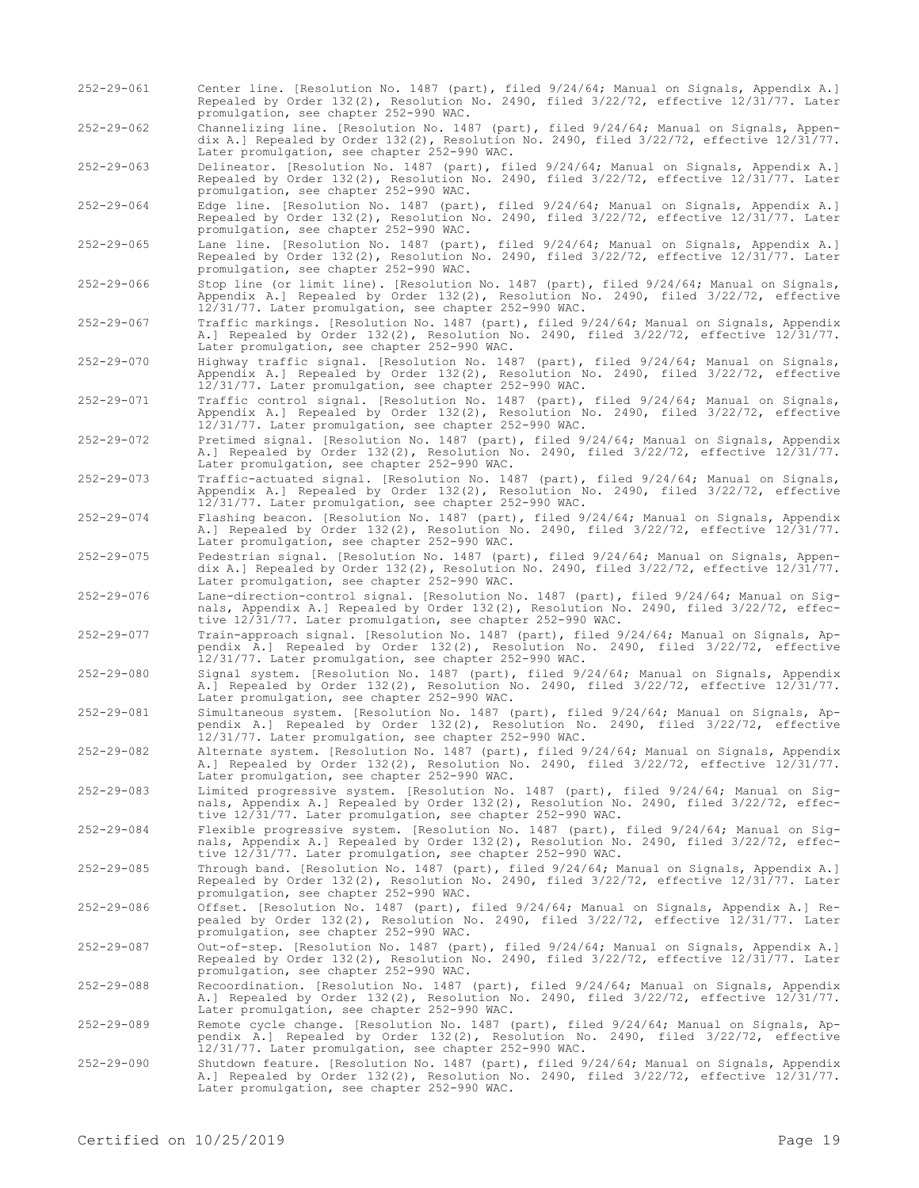252-29-061 Center line. [Resolution No. 1487 (part), filed 9/24/64; Manual on Signals, Appendix A.] Repealed by Order 132(2), Resolution No. 2490, filed 3/22/72, effective 12/31/77. Later promulgation, see chapter 252-990 WAC.

252-29-062 Channelizing line. [Resolution No. 1487 (part), filed 9/24/64; Manual on Signals, Appendix A.] Repealed by Order 132(2), Resolution No. 2490, filed 3/22/72, effective 12/31/77. Later promulgation, see chapter 252-990 WAC.

252-29-063 Delineator. [Resolution No. 1487 (part), filed 9/24/64; Manual on Signals, Appendix A.] Repealed by Order 132(2), Resolution No. 2490, filed 3/22/72, effective 12/31/77. Later promulgation, see chapter 252-990 WAC.

252-29-064 Edge line. [Resolution No. 1487 (part), filed 9/24/64; Manual on Signals, Appendix A.] Repealed by Order 132(2), Resolution No. 2490, filed 3/22/72, effective 12/31/77. Later promulgation, see chapter 252-990 WAC.

252-29-065 Lane line. [Resolution No. 1487 (part), filed 9/24/64; Manual on Signals, Appendix A.] Repealed by Order 132(2), Resolution No. 2490, filed 3/22/72, effective 12/31/77. Later promulgation, see chapter 252-990 WAC.

252-29-066 Stop line (or limit line). [Resolution No. 1487 (part), filed 9/24/64; Manual on Signals, Appendix A.] Repealed by Order 132(2), Resolution No. 2490, filed 3/22/72, effective 12/31/77. Later promulgation, see chapter 252-990 WAC.

252-29-067 Traffic markings. [Resolution No. 1487 (part), filed 9/24/64; Manual on Signals, Appendix A.] Repealed by Order 132(2), Resolution No. 2490, filed 3/22/72, effective 12/31/77. Later promulgation, see chapter 252-990 WAC.

252-29-070 Highway traffic signal. [Resolution No. 1487 (part), filed 9/24/64; Manual on Signals, Appendix A.] Repealed by Order 132(2), Resolution No. 2490, filed 3/22/72, effective 12/31/77. Later promulgation, see chapter 252-990 WAC.

252-29-071 Traffic control signal. [Resolution No. 1487 (part), filed 9/24/64; Manual on Signals, Appendix A.] Repealed by Order 132(2), Resolution No. 2490, filed 3/22/72, effective 12/31/77. Later promulgation, see chapter 252-990 WAC.

252-29-072 Pretimed signal. [Resolution No. 1487 (part), filed 9/24/64; Manual on Signals, Appendix A.] Repealed by Order 132(2), Resolution No. 2490, filed 3/22/72, effective 12/31/77. Later promulgation, see chapter 252-990 WAC.

252-29-073 Traffic-actuated signal. [Resolution No. 1487 (part), filed 9/24/64; Manual on Signals, Appendix A.] Repealed by Order 132(2), Resolution No. 2490, filed 3/22/72, effective 12/31/77. Later promulgation, see chapter 252-990 WAC.

252-29-074 Flashing beacon. [Resolution No. 1487 (part), filed 9/24/64; Manual on Signals, Appendix A.] Repealed by Order 132(2), Resolution No. 2490, filed 3/22/72, effective 12/31/77. Later promulgation, see chapter 252-990 WAC.

252-29-075 Pedestrian signal. [Resolution No. 1487 (part), filed 9/24/64; Manual on Signals, Appendix A.] Repealed by Order 132(2), Resolution No. 2490, filed 3/22/72, effective 12/31/77. Later promulgation, see chapter 252-990 WAC.

252-29-076 Lane-direction-control signal. [Resolution No. 1487 (part), filed 9/24/64; Manual on Signals, Appendix A.] Repealed by Order 132(2), Resolution No. 2490, filed 3/22/72, effective 12/31/77. Later promulgation, see chapter 252-990 WAC.

252-29-077 Train-approach signal. [Resolution No. 1487 (part), filed 9/24/64; Manual on Signals, Appendix A.] Repealed by Order 132(2), Resolution No. 2490, filed 3/22/72, effective 12/31/77. Later promulgation, see chapter 252-990 WAC.

252-29-080 Signal system. [Resolution No. 1487 (part), filed 9/24/64; Manual on Signals, Appendix A.] Repealed by Order 132(2), Resolution No. 2490, filed 3/22/72, effective 12/31/77. Later promulgation, see chapter 252-990 WAC.

252-29-081 Simultaneous system. [Resolution No. 1487 (part), filed 9/24/64; Manual on Signals, Appendix A.] Repealed by Order 132(2), Resolution No. 2490, filed 3/22/72, effective 12/31/77. Later promulgation, see chapter 252-990 WAC.

252-29-082 Alternate system. [Resolution No. 1487 (part), filed 9/24/64; Manual on Signals, Appendix A.] Repealed by Order 132(2), Resolution No. 2490, filed 3/22/72, effective 12/31/77. Later promulgation, see chapter 252-990 WAC.

252-29-083 Limited progressive system. [Resolution No. 1487 (part), filed 9/24/64; Manual on Signals, Appendix A.] Repealed by Order 132(2), Resolution No. 2490, filed 3/22/72, effective 12/31/77. Later promulgation, see chapter 252-990 WAC.

252-29-084 Flexible progressive system. [Resolution No. 1487 (part), filed 9/24/64; Manual on Signals, Appendix A.] Repealed by Order 132(2), Resolution No. 2490, filed 3/22/72, effective 12/31/77. Later promulgation, see chapter 252-990 WAC.

252-29-085 Through band. [Resolution No. 1487 (part), filed 9/24/64; Manual on Signals, Appendix A.] Repealed by Order 132(2), Resolution No. 2490, filed 3/22/72, effective 12/31/77. Later promulgation, see chapter 252-990 WAC.

252-29-086 Offset. [Resolution No. 1487 (part), filed 9/24/64; Manual on Signals, Appendix A.] Repealed by Order 132(2), Resolution No. 2490, filed 3/22/72, effective 12/31/77. Later promulgation, see chapter 252-990 WAC.

252-29-087 Out-of-step. [Resolution No. 1487 (part), filed 9/24/64; Manual on Signals, Appendix A.] Repealed by Order 132(2), Resolution No. 2490, filed 3/22/72, effective 12/31/77. Later promulgation, see chapter 252-990 WAC.

252-29-088 Recoordination. [Resolution No. 1487 (part), filed 9/24/64; Manual on Signals, Appendix A.] Repealed by Order 132(2), Resolution No. 2490, filed 3/22/72, effective 12/31/77. Later promulgation, see chapter 252-990 WAC.

252-29-089 Remote cycle change. [Resolution No. 1487 (part), filed 9/24/64; Manual on Signals, Appendix A.] Repealed by Order 132(2), Resolution No. 2490, filed 3/22/72, effective 12/31/77. Later promulgation, see chapter 252-990 WAC.

252-29-090 Shutdown feature. [Resolution No. 1487 (part), filed 9/24/64; Manual on Signals, Appendix A.] Repealed by Order 132(2), Resolution No. 2490, filed 3/22/72, effective 12/31/77. Later promulgation, see chapter 252-990 WAC.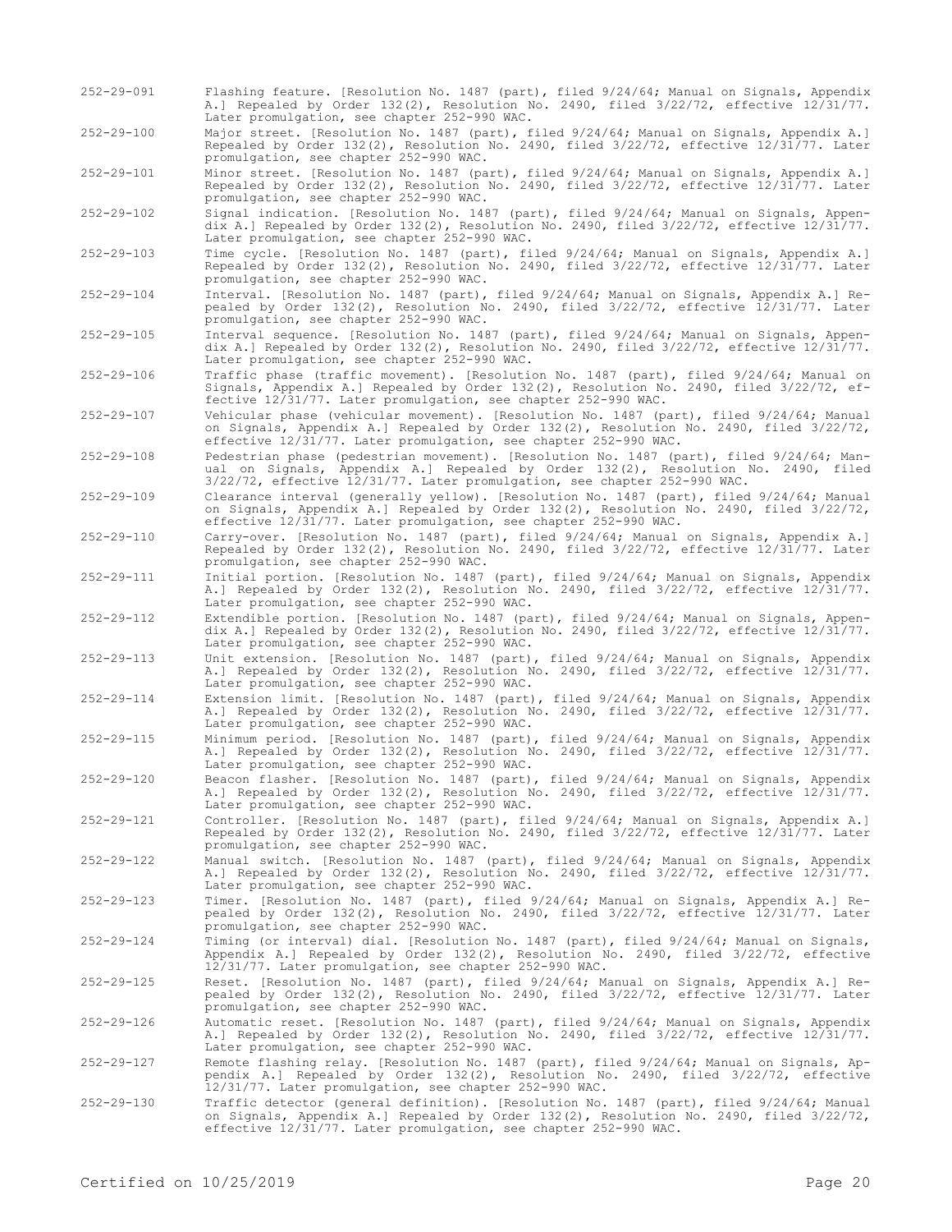252-29-091 Flashing feature. [Resolution No. 1487 (part), filed 9/24/64; Manual on Signals, Appendix A.] Repealed by Order 132(2), Resolution No. 2490, filed 3/22/72, effective 12/31/77. Later promulgation, see chapter 252-990 WAC.

252-29-100 Major street. [Resolution No. 1487 (part), filed 9/24/64; Manual on Signals, Appendix A.] Repealed by Order 132(2), Resolution No. 2490, filed 3/22/72, effective 12/31/77. Later promulgation, see chapter 252-990 WAC.

252-29-101 Minor street. [Resolution No. 1487 (part), filed 9/24/64; Manual on Signals, Appendix A.] Repealed by Order 132(2), Resolution No. 2490, filed 3/22/72, effective 12/31/77. Later promulgation, see chapter 252-990 WAC.

252-29-102 Signal indication. [Resolution No. 1487 (part), filed 9/24/64; Manual on Signals, Appendix A.] Repealed by Order 132(2), Resolution No. 2490, filed 3/22/72, effective 12/31/77. Later promulgation, see chapter 252-990 WAC.

252-29-103 Time cycle. [Resolution No. 1487 (part), filed 9/24/64; Manual on Signals, Appendix A.] Repealed by Order 132(2), Resolution No. 2490, filed 3/22/72, effective 12/31/77. Later promulgation, see chapter 252-990 WAC.

252-29-104 Interval. [Resolution No. 1487 (part), filed 9/24/64; Manual on Signals, Appendix A.] Repealed by Order 132(2), Resolution No. 2490, filed 3/22/72, effective 12/31/77. Later promulgation, see chapter 252-990 WAC.

252-29-105 Interval sequence. [Resolution No. 1487 (part), filed 9/24/64; Manual on Signals, Appendix A.] Repealed by Order 132(2), Resolution No. 2490, filed 3/22/72, effective 12/31/77. Later promulgation, see chapter 252-990 WAC.

252-29-106 Traffic phase (traffic movement). [Resolution No. 1487 (part), filed 9/24/64; Manual on Signals, Appendix A.] Repealed by Order 132(2), Resolution No. 2490, filed 3/22/72, effective 12/31/77. Later promulgation, see chapter 252-990 WAC.

252-29-107 Vehicular phase (vehicular movement). [Resolution No. 1487 (part), filed 9/24/64; Manual on Signals, Appendix A.] Repealed by Order 132(2), Resolution No. 2490, filed 3/22/72, effective 12/31/77. Later promulgation, see chapter 252-990 WAC.

252-29-108 Pedestrian phase (pedestrian movement). [Resolution No. 1487 (part), filed 9/24/64; Manual on Signals, Appendix A.] Repealed by Order 132(2), Resolution No. 2490, filed 3/22/72, effective 12/31/77. Later promulgation, see chapter 252-990 WAC.

252-29-109 Clearance interval (generally yellow). [Resolution No. 1487 (part), filed 9/24/64; Manual on Signals, Appendix A.] Repealed by Order 132(2), Resolution No. 2490, filed 3/22/72, effective 12/31/77. Later promulgation, see chapter 252-990 WAC.

252-29-110 Carry-over. [Resolution No. 1487 (part), filed 9/24/64; Manual on Signals, Appendix A.] Repealed by Order 132(2), Resolution No. 2490, filed 3/22/72, effective 12/31/77. Later promulgation, see chapter 252-990 WAC.

252-29-111 Initial portion. [Resolution No. 1487 (part), filed 9/24/64; Manual on Signals, Appendix A.] Repealed by Order 132(2), Resolution No. 2490, filed 3/22/72, effective 12/31/77. Later promulgation, see chapter 252-990 WAC.

252-29-112 Extendible portion. [Resolution No. 1487 (part), filed 9/24/64; Manual on Signals, Appendix A.] Repealed by Order 132(2), Resolution No. 2490, filed 3/22/72, effective 12/31/77. Later promulgation, see chapter 252-990 WAC.

252-29-113 Unit extension. [Resolution No. 1487 (part), filed 9/24/64; Manual on Signals, Appendix A.] Repealed by Order 132(2), Resolution No. 2490, filed 3/22/72, effective 12/31/77. Later promulgation, see chapter 252-990 WAC.

252-29-114 Extension limit. [Resolution No. 1487 (part), filed 9/24/64; Manual on Signals, Appendix A.] Repealed by Order 132(2), Resolution No. 2490, filed 3/22/72, effective 12/31/77. Later promulgation, see chapter 252-990 WAC.

252-29-115 Minimum period. [Resolution No. 1487 (part), filed 9/24/64; Manual on Signals, Appendix A.] Repealed by Order 132(2), Resolution No. 2490, filed 3/22/72, effective 12/31/77. Later promulgation, see chapter 252-990 WAC.

252-29-120 Beacon flasher. [Resolution No. 1487 (part), filed 9/24/64; Manual on Signals, Appendix A.] Repealed by Order 132(2), Resolution No. 2490, filed 3/22/72, effective 12/31/77. Later promulgation, see chapter 252-990 WAC.

252-29-121 Controller. [Resolution No. 1487 (part), filed 9/24/64; Manual on Signals, Appendix A.] Repealed by Order 132(2), Resolution No. 2490, filed 3/22/72, effective 12/31/77. Later promulgation, see chapter 252-990 WAC.

252-29-122 Manual switch. [Resolution No. 1487 (part), filed 9/24/64; Manual on Signals, Appendix A.] Repealed by Order 132(2), Resolution No. 2490, filed 3/22/72, effective 12/31/77. Later promulgation, see chapter 252-990 WAC.

252-29-123 Timer. [Resolution No. 1487 (part), filed 9/24/64; Manual on Signals, Appendix A.] Repealed by Order 132(2), Resolution No. 2490, filed 3/22/72, effective 12/31/77. Later promulgation, see chapter 252-990 WAC.

252-29-124 Timing (or interval) dial. [Resolution No. 1487 (part), filed 9/24/64; Manual on Signals, Appendix A.] Repealed by Order 132(2), Resolution No. 2490, filed 3/22/72, effective 12/31/77. Later promulgation, see chapter 252-990 WAC.

252-29-125 Reset. [Resolution No. 1487 (part), filed 9/24/64; Manual on Signals, Appendix A.] Repealed by Order 132(2), Resolution No. 2490, filed 3/22/72, effective 12/31/77. Later promulgation, see chapter 252-990 WAC.

252-29-126 Automatic reset. [Resolution No. 1487 (part), filed 9/24/64; Manual on Signals, Appendix A.] Repealed by Order 132(2), Resolution No. 2490, filed 3/22/72, effective 12/31/77. Later promulgation, see chapter 252-990 WAC.

252-29-127 Remote flashing relay. [Resolution No. 1487 (part), filed 9/24/64; Manual on Signals, Appendix A.] Repealed by Order 132(2), Resolution No. 2490, filed 3/22/72, effective 12/31/77. Later promulgation, see chapter 252-990 WAC.

252-29-130 Traffic detector (general definition). [Resolution No. 1487 (part), filed 9/24/64; Manual on Signals, Appendix A.] Repealed by Order 132(2), Resolution No. 2490, filed 3/22/72, effective 12/31/77. Later promulgation, see chapter 252-990 WAC.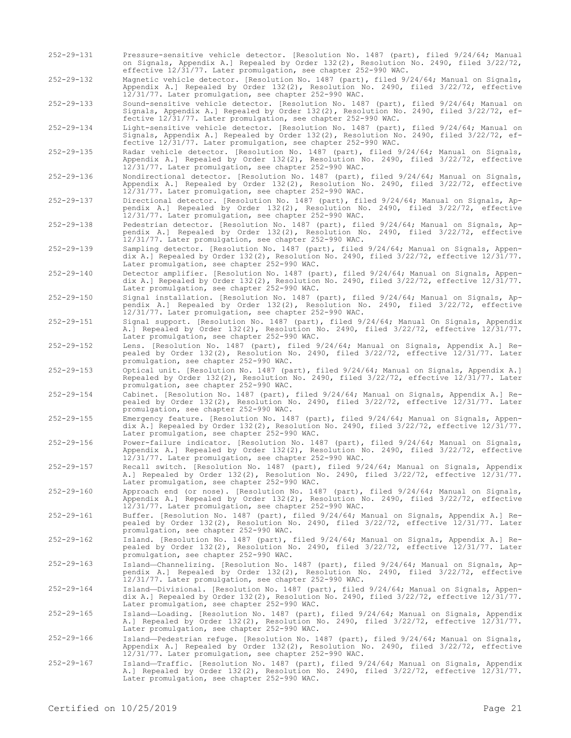252-29-131 Pressure-sensitive vehicle detector. [Resolution No. 1487 (part), filed 9/24/64; Manual on Signals, Appendix A.] Repealed by Order 132(2), Resolution No. 2490, filed 3/22/72, effective 12/31/77. Later promulgation, see chapter 252-990 WAC.

252-29-132 Magnetic vehicle detector. [Resolution No. 1487 (part), filed 9/24/64; Manual on Signals, Appendix A.] Repealed by Order 132(2), Resolution No. 2490, filed 3/22/72, effective 12/31/77. Later promulgation, see chapter 252-990 WAC.

252-29-133 Sound-sensitive vehicle detector. [Resolution No. 1487 (part), filed 9/24/64; Manual on Signals, Appendix A.] Repealed by Order 132(2), Resolution No. 2490, filed 3/22/72, effective 12/31/77. Later promulgation, see chapter 252-990 WAC.

252-29-134 Light-sensitive vehicle detector. [Resolution No. 1487 (part), filed 9/24/64; Manual on Signals, Appendix A.] Repealed by Order 132(2), Resolution No. 2490, filed 3/22/72, effective 12/31/77. Later promulgation, see chapter 252-990 WAC.

252-29-135 Radar vehicle detector. [Resolution No. 1487 (part), filed 9/24/64; Manual on Signals, Appendix A.] Repealed by Order 132(2), Resolution No. 2490, filed 3/22/72, effective 12/31/77. Later promulgation, see chapter 252-990 WAC.

252-29-136 Nondirectional detector. [Resolution No. 1487 (part), filed 9/24/64; Manual on Signals, Appendix A.] Repealed by Order 132(2), Resolution No. 2490, filed 3/22/72, effective 12/31/77. Later promulgation, see chapter 252-990 WAC.

252-29-137 Directional detector. [Resolution No. 1487 (part), filed 9/24/64; Manual on Signals, Appendix A.] Repealed by Order 132(2), Resolution No. 2490, filed 3/22/72, effective 12/31/77. Later promulgation, see chapter 252-990 WAC.

252-29-138 Pedestrian detector. [Resolution No. 1487 (part), filed 9/24/64; Manual on Signals, Appendix A.] Repealed by Order 132(2), Resolution No. 2490, filed 3/22/72, effective 12/31/77. Later promulgation, see chapter 252-990 WAC.

252-29-139 Sampling detector. [Resolution No. 1487 (part), filed 9/24/64; Manual on Signals, Appendix A.] Repealed by Order 132(2), Resolution No. 2490, filed 3/22/72, effective 12/31/77. Later promulgation, see chapter 252-990 WAC.

252-29-140 Detector amplifier. [Resolution No. 1487 (part), filed 9/24/64; Manual on Signals, Appendix A.] Repealed by Order 132(2), Resolution No. 2490, filed 3/22/72, effective 12/31/77. Later promulgation, see chapter 252-990 WAC.

252-29-150 Signal installation. [Resolution No. 1487 (part), filed 9/24/64; Manual on Signals, Appendix A.] Repealed by Order 132(2), Resolution No. 2490, filed 3/22/72, effective 12/31/77. Later promulgation, see chapter 252-990 WAC.

252-29-151 Signal support. [Resolution No. 1487 (part), filed 9/24/64; Manual On Signals, Appendix A.] Repealed by Order 132(2), Resolution No. 2490, filed 3/22/72, effective 12/31/77. Later promulgation, see chapter 252-990 WAC.

252-29-152 Lens. [Resolution No. 1487 (part), filed 9/24/64; Manual on Signals, Appendix A.] Repealed by Order 132(2), Resolution No. 2490, filed 3/22/72, effective 12/31/77. Later promulgation, see chapter 252-990 WAC.

252-29-153 Optical unit. [Resolution No. 1487 (part), filed 9/24/64; Manual on Signals, Appendix A.] Repealed by Order 132(2), Resolution No. 2490, filed 3/22/72, effective 12/31/77. Later promulgation, see chapter 252-990 WAC.

252-29-154 Cabinet. [Resolution No. 1487 (part), filed 9/24/64; Manual on Signals, Appendix A.] Repealed by Order 132(2), Resolution No. 2490, filed 3/22/72, effective 12/31/77. Later promulgation, see chapter 252-990 WAC.

252-29-155 Emergency feature. [Resolution No. 1487 (part), filed 9/24/64; Manual on Signals, Appendix A.] Repealed by Order 132(2), Resolution No. 2490, filed 3/22/72, effective 12/31/77. Later promulgation, see chapter 252-990 WAC.

252-29-156 Power-failure indicator. [Resolution No. 1487 (part), filed 9/24/64; Manual on Signals, Appendix A.] Repealed by Order 132(2), Resolution No. 2490, filed 3/22/72, effective 12/31/77. Later promulgation, see chapter 252-990 WAC.

252-29-157 Recall switch. [Resolution No. 1487 (part), filed 9/24/64; Manual on Signals, Appendix A.] Repealed by Order 132(2), Resolution No. 2490, filed 3/22/72, effective 12/31/77. Later promulgation, see chapter 252-990 WAC.

252-29-160 Approach end (or nose). [Resolution No. 1487 (part), filed 9/24/64; Manual on Signals, Appendix A.] Repealed by Order 132(2), Resolution No. 2490, filed 3/22/72, effective 12/31/77. Later promulgation, see chapter 252-990 WAC.

252-29-161 Buffer. [Resolution No. 1487 (part), filed 9/24/64; Manual on Signals, Appendix A.] Repealed by Order 132(2), Resolution No. 2490, filed 3/22/72, effective 12/31/77. Later promulgation, see chapter 252-990 WAC.

252-29-162 Island. [Resolution No. 1487 (part), filed 9/24/64; Manual on Signals, Appendix A.] Repealed by Order 132(2), Resolution No. 2490, filed 3/22/72, effective 12/31/77. Later promulgation, see chapter 252-990 WAC.

252-29-163 Island—Channelizing. [Resolution No. 1487 (part), filed 9/24/64; Manual on Signals, Appendix A.] Repealed by Order 132(2), Resolution No. 2490, filed 3/22/72, effective 12/31/77. Later promulgation, see chapter 252-990 WAC.

252-29-164 Island—Divisional. [Resolution No. 1487 (part), filed 9/24/64; Manual on Signals, Appendix A.] Repealed by Order 132(2), Resolution No. 2490, filed 3/22/72, effective 12/31/77. Later promulgation, see chapter 252-990 WAC.

252-29-165 Island—Loading. [Resolution No. 1487 (part), filed 9/24/64; Manual on Signals, Appendix A.] Repealed by Order 132(2), Resolution No. 2490, filed 3/22/72, effective 12/31/77. Later promulgation, see chapter 252-990 WAC.

252-29-166 Island—Pedestrian refuge. [Resolution No. 1487 (part), filed 9/24/64; Manual on Signals, Appendix A.] Repealed by Order 132(2), Resolution No. 2490, filed 3/22/72, effective 12/31/77. Later promulgation, see chapter 252-990 WAC.

252-29-167 Island—Traffic. [Resolution No. 1487 (part), filed 9/24/64; Manual on Signals, Appendix A.] Repealed by Order 132(2), Resolution No. 2490, filed 3/22/72, effective 12/31/77. Later promulgation, see chapter 252-990 WAC.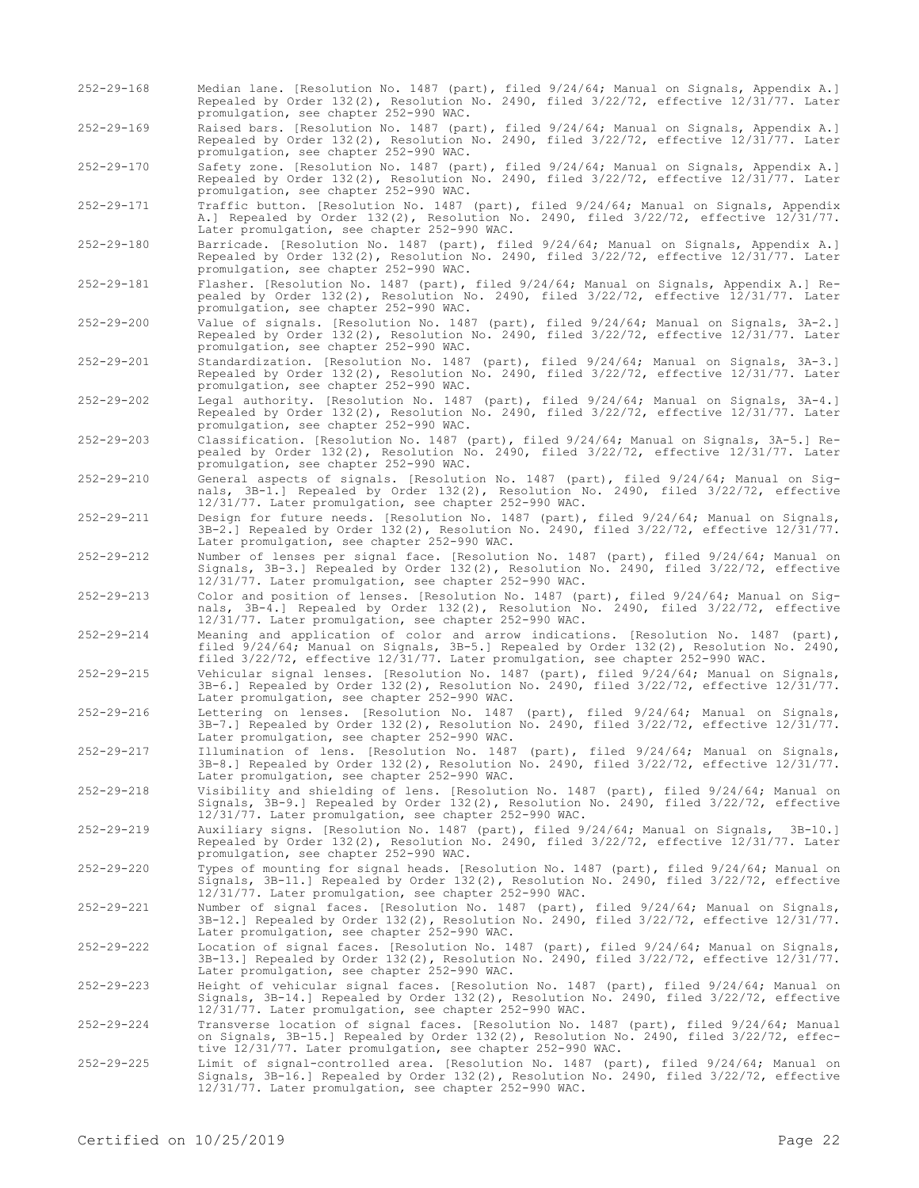252-29-168 Median lane. [Resolution No. 1487 (part), filed 9/24/64; Manual on Signals, Appendix A.] Repealed by Order 132(2), Resolution No. 2490, filed 3/22/72, effective 12/31/77. Later promulgation, see chapter 252-990 WAC.

252-29-169 Raised bars. [Resolution No. 1487 (part), filed 9/24/64; Manual on Signals, Appendix A.] Repealed by Order 132(2), Resolution No. 2490, filed 3/22/72, effective 12/31/77. Later promulgation, see chapter 252-990 WAC.

252-29-170 Safety zone. [Resolution No. 1487 (part), filed 9/24/64; Manual on Signals, Appendix A.] Repealed by Order 132(2), Resolution No. 2490, filed 3/22/72, effective 12/31/77. Later promulgation, see chapter 252-990 WAC.

252-29-171 Traffic button. [Resolution No. 1487 (part), filed 9/24/64; Manual on Signals, Appendix A.] Repealed by Order 132(2), Resolution No. 2490, filed 3/22/72, effective 12/31/77. Later promulgation, see chapter 252-990 WAC.

252-29-180 Barricade. [Resolution No. 1487 (part), filed 9/24/64; Manual on Signals, Appendix A.] Repealed by Order 132(2), Resolution No. 2490, filed 3/22/72, effective 12/31/77. Later promulgation, see chapter 252-990 WAC.

252-29-181 Flasher. [Resolution No. 1487 (part), filed 9/24/64; Manual on Signals, Appendix A.] Repealed by Order 132(2), Resolution No. 2490, filed 3/22/72, effective 12/31/77. Later promulgation, see chapter 252-990 WAC.

252-29-200 Value of signals. [Resolution No. 1487 (part), filed 9/24/64; Manual on Signals, 3A-2.] Repealed by Order 132(2), Resolution No. 2490, filed 3/22/72, effective 12/31/77. Later promulgation, see chapter 252-990 WAC.

252-29-201 Standardization. [Resolution No. 1487 (part), filed 9/24/64; Manual on Signals, 3A-3.] Repealed by Order 132(2), Resolution No. 2490, filed 3/22/72, effective 12/31/77. Later promulgation, see chapter 252-990 WAC.

252-29-202 Legal authority. [Resolution No. 1487 (part), filed 9/24/64; Manual on Signals, 3A-4.] Repealed by Order 132(2), Resolution No. 2490, filed 3/22/72, effective 12/31/77. Later promulgation, see chapter 252-990 WAC.

252-29-203 Classification. [Resolution No. 1487 (part), filed 9/24/64; Manual on Signals, 3A-5.] Repealed by Order 132(2), Resolution No. 2490, filed 3/22/72, effective 12/31/77. Later promulgation, see chapter 252-990 WAC.

252-29-210 General aspects of signals. [Resolution No. 1487 (part), filed 9/24/64; Manual on Signals, 3B-1.] Repealed by Order 132(2), Resolution No. 2490, filed 3/22/72, effective 12/31/77. Later promulgation, see chapter 252-990 WAC.

252-29-211 Design for future needs. [Resolution No. 1487 (part), filed 9/24/64; Manual on Signals, 3B-2.] Repealed by Order 132(2), Resolution No. 2490, filed 3/22/72, effective 12/31/77. Later promulgation, see chapter 252-990 WAC.

252-29-212 Number of lenses per signal face. [Resolution No. 1487 (part), filed 9/24/64; Manual on Signals, 3B-3.] Repealed by Order 132(2), Resolution No. 2490, filed 3/22/72, effective 12/31/77. Later promulgation, see chapter 252-990 WAC.

252-29-213 Color and position of lenses. [Resolution No. 1487 (part), filed 9/24/64; Manual on Signals, 3B-4.] Repealed by Order 132(2), Resolution No. 2490, filed 3/22/72, effective 12/31/77. Later promulgation, see chapter 252-990 WAC.

252-29-214 Meaning and application of color and arrow indications. [Resolution No. 1487 (part), filed 9/24/64; Manual on Signals, 3B-5.] Repealed by Order 132(2), Resolution No. 2490, filed 3/22/72, effective 12/31/77. Later promulgation, see chapter 252-990 WAC.

252-29-215 Vehicular signal lenses. [Resolution No. 1487 (part), filed 9/24/64; Manual on Signals, 3B-6.] Repealed by Order 132(2), Resolution No. 2490, filed 3/22/72, effective 12/31/77. Later promulgation, see chapter 252-990 WAC.

252-29-216 Lettering on lenses. [Resolution No. 1487 (part), filed 9/24/64; Manual on Signals, 3B-7.] Repealed by Order 132(2), Resolution No. 2490, filed 3/22/72, effective 12/31/77. Later promulgation, see chapter 252-990 WAC.

252-29-217 Illumination of lens. [Resolution No. 1487 (part), filed 9/24/64; Manual on Signals, 3B-8.] Repealed by Order 132(2), Resolution No. 2490, filed 3/22/72, effective 12/31/77. Later promulgation, see chapter 252-990 WAC.

252-29-218 Visibility and shielding of lens. [Resolution No. 1487 (part), filed 9/24/64; Manual on Signals, 3B-9.] Repealed by Order 132(2), Resolution No. 2490, filed 3/22/72, effective 12/31/77. Later promulgation, see chapter 252-990 WAC.

252-29-219 Auxiliary signs. [Resolution No. 1487 (part), filed 9/24/64; Manual on Signals, 3B-10.] Repealed by Order 132(2), Resolution No. 2490, filed 3/22/72, effective 12/31/77. Later promulgation, see chapter 252-990 WAC.

252-29-220 Types of mounting for signal heads. [Resolution No. 1487 (part), filed 9/24/64; Manual on Signals, 3B-11.] Repealed by Order 132(2), Resolution No. 2490, filed 3/22/72, effective 12/31/77. Later promulgation, see chapter 252-990 WAC.

252-29-221 Number of signal faces. [Resolution No. 1487 (part), filed 9/24/64; Manual on Signals, 3B-12.] Repealed by Order 132(2), Resolution No. 2490, filed 3/22/72, effective 12/31/77. Later promulgation, see chapter 252-990 WAC.

252-29-222 Location of signal faces. [Resolution No. 1487 (part), filed 9/24/64; Manual on Signals, 3B-13.] Repealed by Order 132(2), Resolution No. 2490, filed 3/22/72, effective 12/31/77. Later promulgation, see chapter 252-990 WAC.

252-29-223 Height of vehicular signal faces. [Resolution No. 1487 (part), filed 9/24/64; Manual on Signals, 3B-14.] Repealed by Order 132(2), Resolution No. 2490, filed 3/22/72, effective 12/31/77. Later promulgation, see chapter 252-990 WAC.

252-29-224 Transverse location of signal faces. [Resolution No. 1487 (part), filed 9/24/64; Manual on Signals, 3B-15.] Repealed by Order 132(2), Resolution No. 2490, filed 3/22/72, effective 12/31/77. Later promulgation, see chapter 252-990 WAC.

252-29-225 Limit of signal-controlled area. [Resolution No. 1487 (part), filed 9/24/64; Manual on Signals, 3B-16.] Repealed by Order 132(2), Resolution No. 2490, filed 3/22/72, effective 12/31/77. Later promulgation, see chapter 252-990 WAC.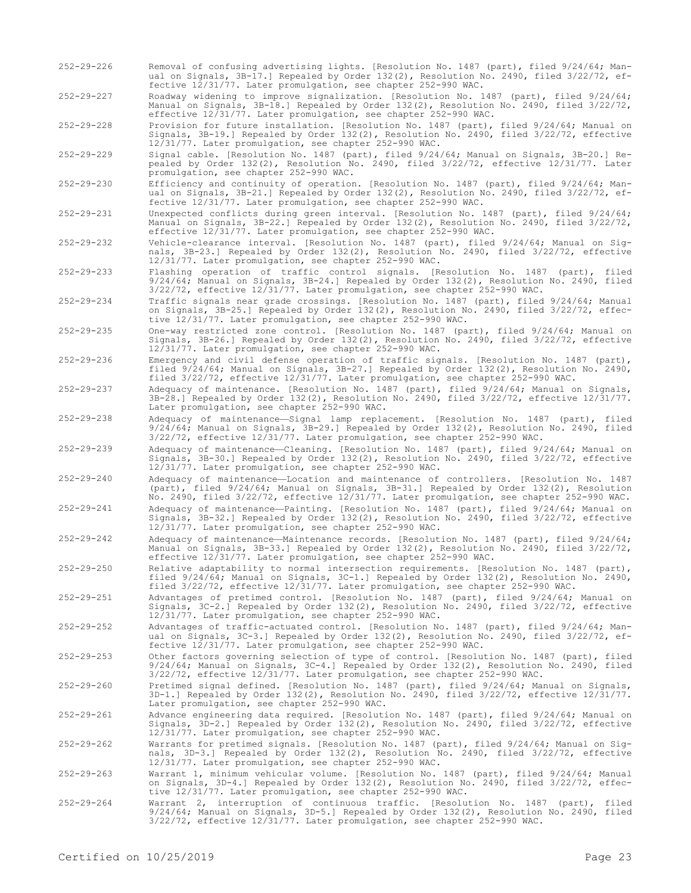252-29-226 Removal of confusing advertising lights. [Resolution No. 1487 (part), filed 9/24/64; Manual on Signals, 3B-17.] Repealed by Order 132(2), Resolution No. 2490, filed 3/22/72, effective 12/31/77. Later promulgation, see chapter 252-990 WAC.

252-29-227 Roadway widening to improve signalization. [Resolution No. 1487 (part), filed 9/24/64; Manual on Signals, 3B-18.] Repealed by Order 132(2), Resolution No. 2490, filed 3/22/72, effective 12/31/77. Later promulgation, see chapter 252-990 WAC.

252-29-228 Provision for future installation. [Resolution No. 1487 (part), filed 9/24/64; Manual on Signals, 3B-19.] Repealed by Order 132(2), Resolution No. 2490, filed 3/22/72, effective 12/31/77. Later promulgation, see chapter 252-990 WAC.

252-29-229 Signal cable. [Resolution No. 1487 (part), filed 9/24/64; Manual on Signals, 3B-20.] Repealed by Order 132(2), Resolution No. 2490, filed 3/22/72, effective 12/31/77. Later promulgation, see chapter 252-990 WAC.

252-29-230 Efficiency and continuity of operation. [Resolution No. 1487 (part), filed 9/24/64; Manual on Signals, 3B-21.] Repealed by Order 132(2), Resolution No. 2490, filed 3/22/72, effective 12/31/77. Later promulgation, see chapter 252-990 WAC.

252-29-231 Unexpected conflicts during green interval. [Resolution No. 1487 (part), filed 9/24/64; Manual on Signals, 3B-22.] Repealed by Order 132(2), Resolution No. 2490, filed 3/22/72, effective 12/31/77. Later promulgation, see chapter 252-990 WAC.

252-29-232 Vehicle-clearance interval. [Resolution No. 1487 (part), filed 9/24/64; Manual on Signals, 3B-23.] Repealed by Order 132(2), Resolution No. 2490, filed 3/22/72, effective 12/31/77. Later promulgation, see chapter 252-990 WAC.

252-29-233 Flashing operation of traffic control signals. [Resolution No. 1487 (part), filed 9/24/64; Manual on Signals, 3B-24.] Repealed by Order 132(2), Resolution No. 2490, filed 3/22/72, effective 12/31/77. Later promulgation, see chapter 252-990 WAC.

252-29-234 Traffic signals near grade crossings. [Resolution No. 1487 (part), filed 9/24/64; Manual on Signals, 3B-25.] Repealed by Order 132(2), Resolution No. 2490, filed 3/22/72, effective 12/31/77. Later promulgation, see chapter 252-990 WAC.

252-29-235 One-way restricted zone control. [Resolution No. 1487 (part), filed 9/24/64; Manual on Signals, 3B-26.] Repealed by Order 132(2), Resolution No. 2490, filed 3/22/72, effective 12/31/77. Later promulgation, see chapter 252-990 WAC.

252-29-236 Emergency and civil defense operation of traffic signals. [Resolution No. 1487 (part), filed 9/24/64; Manual on Signals, 3B-27.] Repealed by Order 132(2), Resolution No. 2490, filed 3/22/72, effective 12/31/77. Later promulgation, see chapter 252-990 WAC.

252-29-237 Adequacy of maintenance. [Resolution No. 1487 (part), filed 9/24/64; Manual on Signals, 3B-28.] Repealed by Order 132(2), Resolution No. 2490, filed 3/22/72, effective 12/31/77. Later promulgation, see chapter 252-990 WAC.

252-29-238 Adequacy of maintenance—Signal lamp replacement. [Resolution No. 1487 (part), filed 9/24/64; Manual on Signals, 3B-29.] Repealed by Order 132(2), Resolution No. 2490, filed 3/22/72, effective 12/31/77. Later promulgation, see chapter 252-990 WAC.

252-29-239 Adequacy of maintenance—Cleaning. [Resolution No. 1487 (part), filed 9/24/64; Manual on Signals, 3B-30.] Repealed by Order 132(2), Resolution No. 2490, filed 3/22/72, effective 12/31/77. Later promulgation, see chapter 252-990 WAC.

252-29-240 Adequacy of maintenance—Location and maintenance of controllers. [Resolution No. 1487 (part), filed 9/24/64; Manual on Signals, 3B-31.] Repealed by Order 132(2), Resolution No. 2490, filed 3/22/72, effective 12/31/77. Later promulgation, see chapter 252-990 WAC.

252-29-241 Adequacy of maintenance—Painting. [Resolution No. 1487 (part), filed 9/24/64; Manual on Signals, 3B-32.] Repealed by Order 132(2), Resolution No. 2490, filed 3/22/72, effective 12/31/77. Later promulgation, see chapter 252-990 WAC.

252-29-242 Adequacy of maintenance—Maintenance records. [Resolution No. 1487 (part), filed 9/24/64; Manual on Signals, 3B-33.] Repealed by Order 132(2), Resolution No. 2490, filed 3/22/72, effective 12/31/77. Later promulgation, see chapter 252-990 WAC.

252-29-250 Relative adaptability to normal intersection requirements. [Resolution No. 1487 (part), filed 9/24/64; Manual on Signals, 3C-1.] Repealed by Order 132(2), Resolution No. 2490, filed 3/22/72, effective 12/31/77. Later promulgation, see chapter 252-990 WAC.

252-29-251 Advantages of pretimed control. [Resolution No. 1487 (part), filed 9/24/64; Manual on Signals, 3C-2.] Repealed by Order 132(2), Resolution No. 2490, filed 3/22/72, effective 12/31/77. Later promulgation, see chapter 252-990 WAC.

252-29-252 Advantages of traffic-actuated control. [Resolution No. 1487 (part), filed 9/24/64; Manual on Signals, 3C-3.] Repealed by Order 132(2), Resolution No. 2490, filed 3/22/72, effective 12/31/77. Later promulgation, see chapter 252-990 WAC.

252-29-253 Other factors governing selection of type of control. [Resolution No. 1487 (part), filed 9/24/64; Manual on Signals, 3C-4.] Repealed by Order 132(2), Resolution No. 2490, filed 3/22/72, effective 12/31/77. Later promulgation, see chapter 252-990 WAC.

252-29-260 Pretimed signal defined. [Resolution No. 1487 (part), filed 9/24/64; Manual on Signals, 3D-1.] Repealed by Order 132(2), Resolution No. 2490, filed 3/22/72, effective 12/31/77. Later promulgation, see chapter 252-990 WAC.

252-29-261 Advance engineering data required. [Resolution No. 1487 (part), filed 9/24/64; Manual on Signals, 3D-2.] Repealed by Order 132(2), Resolution No. 2490, filed 3/22/72, effective 12/31/77. Later promulgation, see chapter 252-990 WAC.

252-29-262 Warrants for pretimed signals. [Resolution No. 1487 (part), filed 9/24/64; Manual on Signals, 3D-3.] Repealed by Order 132(2), Resolution No. 2490, filed 3/22/72, effective 12/31/77. Later promulgation, see chapter 252-990 WAC.

252-29-263 Warrant 1, minimum vehicular volume. [Resolution No. 1487 (part), filed 9/24/64; Manual on Signals, 3D-4.] Repealed by Order 132(2), Resolution No. 2490, filed 3/22/72, effective 12/31/77. Later promulgation, see chapter 252-990 WAC.

252-29-264 Warrant 2, interruption of continuous traffic. [Resolution No. 1487 (part), filed 9/24/64; Manual on Signals, 3D-5.] Repealed by Order 132(2), Resolution No. 2490, filed 3/22/72, effective 12/31/77. Later promulgation, see chapter 252-990 WAC.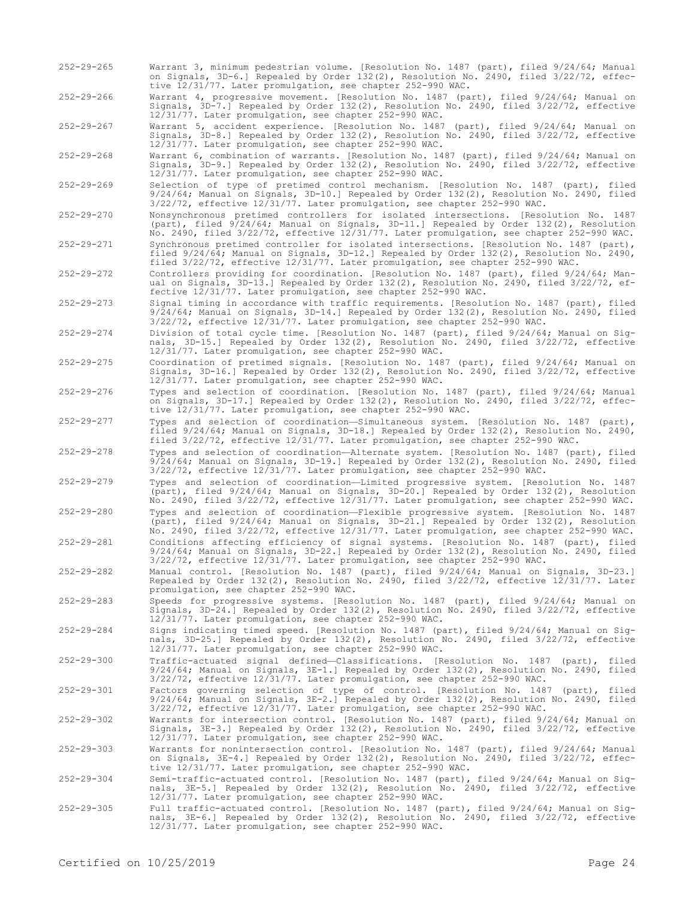252-29-265 Warrant 3, minimum pedestrian volume. [Resolution No. 1487 (part), filed 9/24/64; Manual on Signals, 3D-6.] Repealed by Order 132(2), Resolution No. 2490, filed 3/22/72, effective 12/31/77. Later promulgation, see chapter 252-990 WAC.

252-29-266 Warrant 4, progressive movement. [Resolution No. 1487 (part), filed 9/24/64; Manual on Signals, 3D-7.] Repealed by Order 132(2), Resolution No. 2490, filed 3/22/72, effective 12/31/77. Later promulgation, see chapter 252-990 WAC.

252-29-267 Warrant 5, accident experience. [Resolution No. 1487 (part), filed 9/24/64; Manual on Signals, 3D-8.] Repealed by Order 132(2), Resolution No. 2490, filed 3/22/72, effective 12/31/77. Later promulgation, see chapter 252-990 WAC.

252-29-268 Warrant 6, combination of warrants. [Resolution No. 1487 (part), filed 9/24/64; Manual on Signals, 3D-9.] Repealed by Order 132(2), Resolution No. 2490, filed 3/22/72, effective 12/31/77. Later promulgation, see chapter 252-990 WAC.

252-29-269 Selection of type of pretimed control mechanism. [Resolution No. 1487 (part), filed 9/24/64; Manual on Signals, 3D-10.] Repealed by Order 132(2), Resolution No. 2490, filed 3/22/72, effective 12/31/77. Later promulgation, see chapter 252-990 WAC.

252-29-270 Nonsynchronous pretimed controllers for isolated intersections. [Resolution No. 1487 (part), filed 9/24/64; Manual on Signals, 3D-11.] Repealed by Order 132(2), Resolution No. 2490, filed 3/22/72, effective 12/31/77. Later promulgation, see chapter 252-990 WAC.

252-29-271 Synchronous pretimed controller for isolated intersections. [Resolution No. 1487 (part), filed 9/24/64; Manual on Signals, 3D-12.] Repealed by Order 132(2), Resolution No. 2490, filed 3/22/72, effective 12/31/77. Later promulgation, see chapter 252-990 WAC.

252-29-272 Controllers providing for coordination. [Resolution No. 1487 (part), filed 9/24/64; Manual on Signals, 3D-13.] Repealed by Order 132(2), Resolution No. 2490, filed 3/22/72, effective 12/31/77. Later promulgation, see chapter 252-990 WAC.

252-29-273 Signal timing in accordance with traffic requirements. [Resolution No. 1487 (part), filed 9/24/64; Manual on Signals, 3D-14.] Repealed by Order 132(2), Resolution No. 2490, filed 3/22/72, effective 12/31/77. Later promulgation, see chapter 252-990 WAC.

252-29-274 Division of total cycle time. [Resolution No. 1487 (part), filed 9/24/64; Manual on Signals, 3D-15.] Repealed by Order 132(2), Resolution No. 2490, filed 3/22/72, effective 12/31/77. Later promulgation, see chapter 252-990 WAC.

252-29-275 Coordination of pretimed signals. [Resolution No. 1487 (part), filed 9/24/64; Manual on Signals, 3D-16.] Repealed by Order 132(2), Resolution No. 2490, filed 3/22/72, effective 12/31/77. Later promulgation, see chapter 252-990 WAC.

252-29-276 Types and selection of coordination. [Resolution No. 1487 (part), filed 9/24/64; Manual on Signals, 3D-17.] Repealed by Order 132(2), Resolution No. 2490, filed 3/22/72, effective 12/31/77. Later promulgation, see chapter 252-990 WAC.

252-29-277 Types and selection of coordination—Simultaneous system. [Resolution No. 1487 (part), filed 9/24/64; Manual on Signals, 3D-18.] Repealed by Order 132(2), Resolution No. 2490, filed 3/22/72, effective 12/31/77. Later promulgation, see chapter 252-990 WAC.

252-29-278 Types and selection of coordination—Alternate system. [Resolution No. 1487 (part), filed 9/24/64; Manual on Signals, 3D-19.] Repealed by Order 132(2), Resolution No. 2490, filed 3/22/72, effective 12/31/77. Later promulgation, see chapter 252-990 WAC.

252-29-279 Types and selection of coordination—Limited progressive system. [Resolution No. 1487 (part), filed 9/24/64; Manual on Signals, 3D-20.] Repealed by Order 132(2), Resolution No. 2490, filed 3/22/72, effective 12/31/77. Later promulgation, see chapter 252-990 WAC.

252-29-280 Types and selection of coordination—Flexible progressive system. [Resolution No. 1487 (part), filed 9/24/64; Manual on Signals, 3D-21.] Repealed by Order 132(2), Resolution No. 2490, filed 3/22/72, effective 12/31/77. Later promulgation, see chapter 252-990 WAC.

252-29-281 Conditions affecting efficiency of signal systems. [Resolution No. 1487 (part), filed 9/24/64; Manual on Signals, 3D-22.] Repealed by Order 132(2), Resolution No. 2490, filed 3/22/72, effective 12/31/77. Later promulgation, see chapter 252-990 WAC.

252-29-282 Manual control. [Resolution No. 1487 (part), filed 9/24/64; Manual on Signals, 3D-23.] Repealed by Order 132(2), Resolution No. 2490, filed 3/22/72, effective 12/31/77. Later promulgation, see chapter 252-990 WAC.

252-29-283 Speeds for progressive systems. [Resolution No. 1487 (part), filed 9/24/64; Manual on Signals, 3D-24.] Repealed by Order 132(2), Resolution No. 2490, filed 3/22/72, effective 12/31/77. Later promulgation, see chapter 252-990 WAC.

252-29-284 Signs indicating timed speed. [Resolution No. 1487 (part), filed 9/24/64; Manual on Signals, 3D-25.] Repealed by Order 132(2), Resolution No. 2490, filed 3/22/72, effective 12/31/77. Later promulgation, see chapter 252-990 WAC.

252-29-300 Traffic-actuated signal defined—Classifications. [Resolution No. 1487 (part), filed 9/24/64; Manual on Signals, 3E-1.] Repealed by Order 132(2), Resolution No. 2490, filed 3/22/72, effective 12/31/77. Later promulgation, see chapter 252-990 WAC.

252-29-301 Factors governing selection of type of control. [Resolution No. 1487 (part), filed 9/24/64; Manual on Signals, 3E-2.] Repealed by Order 132(2), Resolution No. 2490, filed 3/22/72, effective 12/31/77. Later promulgation, see chapter 252-990 WAC.

252-29-302 Warrants for intersection control. [Resolution No. 1487 (part), filed 9/24/64; Manual on Signals, 3E-3.] Repealed by Order 132(2), Resolution No. 2490, filed 3/22/72, effective 12/31/77. Later promulgation, see chapter 252-990 WAC.

252-29-303 Warrants for nonintersection control. [Resolution No. 1487 (part), filed 9/24/64; Manual on Signals, 3E-4.] Repealed by Order 132(2), Resolution No. 2490, filed 3/22/72, effective 12/31/77. Later promulgation, see chapter 252-990 WAC.

252-29-304 Semi-traffic-actuated control. [Resolution No. 1487 (part), filed 9/24/64; Manual on Signals, 3E-5.] Repealed by Order 132(2), Resolution No. 2490, filed 3/22/72, effective 12/31/77. Later promulgation, see chapter 252-990 WAC.

252-29-305 Full traffic-actuated control. [Resolution No. 1487 (part), filed 9/24/64; Manual on Signals, 3E-6.] Repealed by Order 132(2), Resolution No. 2490, filed 3/22/72, effective 12/31/77. Later promulgation, see chapter 252-990 WAC.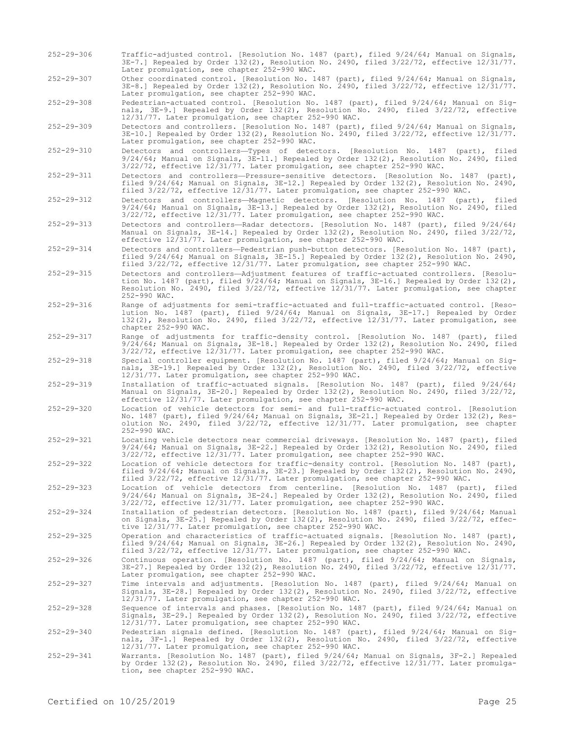252-29-306 Traffic-adjusted control. [Resolution No. 1487 (part), filed 9/24/64; Manual on Signals, 3E-7.] Repealed by Order 132(2), Resolution No. 2490, filed 3/22/72, effective 12/31/77. Later promulgation, see chapter 252-990 WAC.

252-29-307 Other coordinated control. [Resolution No. 1487 (part), filed 9/24/64; Manual on Signals, 3E-8.] Repealed by Order 132(2), Resolution No. 2490, filed 3/22/72, effective 12/31/77. Later promulgation, see chapter 252-990 WAC.

252-29-308 Pedestrian-actuated control. [Resolution No. 1487 (part), filed 9/24/64; Manual on Signals, 3E-9.] Repealed by Order 132(2), Resolution No. 2490, filed 3/22/72, effective 12/31/77. Later promulgation, see chapter 252-990 WAC.

252-29-309 Detectors and controllers. [Resolution No. 1487 (part), filed 9/24/64; Manual on Signals, 3E-10.] Repealed by Order 132(2), Resolution No. 2490, filed 3/22/72, effective 12/31/77. Later promulgation, see chapter 252-990 WAC.

252-29-310 Detectors and controllers—Types of detectors. [Resolution No. 1487 (part), filed 9/24/64; Manual on Signals, 3E-11.] Repealed by Order 132(2), Resolution No. 2490, filed 3/22/72, effective 12/31/77. Later promulgation, see chapter 252-990 WAC.

252-29-311 Detectors and controllers—Pressure-sensitive detectors. [Resolution No. 1487 (part), filed 9/24/64; Manual on Signals, 3E-12.] Repealed by Order 132(2), Resolution No. 2490, filed 3/22/72, effective 12/31/77. Later promulgation, see chapter 252-990 WAC.

252-29-312 Detectors and controllers—Magnetic detectors. [Resolution No. 1487 (part), filed 9/24/64; Manual on Signals, 3E-13.] Repealed by Order 132(2), Resolution No. 2490, filed 3/22/72, effective 12/31/77. Later promulgation, see chapter 252-990 WAC.

252-29-313 Detectors and controllers—Radar detectors. [Resolution No. 1487 (part), filed 9/24/64; Manual on Signals, 3E-14.] Repealed by Order 132(2), Resolution No. 2490, filed 3/22/72, effective 12/31/77. Later promulgation, see chapter 252-990 WAC.

252-29-314 Detectors and controllers—Pedestrian push-button detectors. [Resolution No. 1487 (part), filed 9/24/64; Manual on Signals, 3E-15.] Repealed by Order 132(2), Resolution No. 2490, filed 3/22/72, effective 12/31/77. Later promulgation, see chapter 252-990 WAC.

252-29-315 Detectors and controllers—Adjustment features of traffic-actuated controllers. [Resolution No. 1487 (part), filed 9/24/64; Manual on Signals, 3E-16.] Repealed by Order 132(2), Resolution No. 2490, filed 3/22/72, effective 12/31/77. Later promulgation, see chapter 252-990 WAC.

252-29-316 Range of adjustments for semi-traffic-actuated and full-traffic-actuated control. [Resolution No. 1487 (part), filed 9/24/64; Manual on Signals, 3E-17.] Repealed by Order 132(2), Resolution No. 2490, filed 3/22/72, effective 12/31/77. Later promulgation, see chapter 252-990 WAC.

252-29-317 Range of adjustments for traffic-density control. [Resolution No. 1487 (part), filed 9/24/64; Manual on Signals, 3E-18.] Repealed by Order 132(2), Resolution No. 2490, filed 3/22/72, effective 12/31/77. Later promulgation, see chapter 252-990 WAC.

252-29-318 Special controller equipment. [Resolution No. 1487 (part), filed 9/24/64; Manual on Signals, 3E-19.] Repealed by Order 132(2), Resolution No. 2490, filed 3/22/72, effective 12/31/77. Later promulgation, see chapter 252-990 WAC.

252-29-319 Installation of traffic-actuated signals. [Resolution No. 1487 (part), filed 9/24/64; Manual on Signals, 3E-20.] Repealed by Order 132(2), Resolution No. 2490, filed 3/22/72, effective 12/31/77. Later promulgation, see chapter 252-990 WAC.

252-29-320 Location of vehicle detectors for semi- and full-traffic-actuated control. [Resolution No. 1487 (part), filed 9/24/64; Manual on Signals, 3E-21.] Repealed by Order 132(2), Resolution No. 2490, filed 3/22/72, effective 12/31/77. Later promulgation, see chapter 252-990 WAC.

252-29-321 Locating vehicle detectors near commercial driveways. [Resolution No. 1487 (part), filed 9/24/64; Manual on Signals, 3E-22.] Repealed by Order 132(2), Resolution No. 2490, filed 3/22/72, effective 12/31/77. Later promulgation, see chapter 252-990 WAC.

252-29-322 Location of vehicle detectors for traffic-density control. [Resolution No. 1487 (part), filed 9/24/64; Manual on Signals, 3E-23.] Repealed by Order 132(2), Resolution No. 2490, filed 3/22/72, effective 12/31/77. Later promulgation, see chapter 252-990 WAC.

252-29-323 Location of vehicle detectors from centerline. [Resolution No. 1487 (part), filed 9/24/64; Manual on Signals, 3E-24.] Repealed by Order 132(2), Resolution No. 2490, filed 3/22/72, effective 12/31/77. Later promulgation, see chapter 252-990 WAC.

252-29-324 Installation of pedestrian detectors. [Resolution No. 1487 (part), filed 9/24/64; Manual on Signals, 3E-25.] Repealed by Order 132(2), Resolution No. 2490, filed 3/22/72, effective 12/31/77. Later promulgation, see chapter 252-990 WAC.

252-29-325 Operation and characteristics of traffic-actuated signals. [Resolution No. 1487 (part), filed 9/24/64; Manual on Signals, 3E-26.] Repealed by Order 132(2), Resolution No. 2490, filed 3/22/72, effective 12/31/77. Later promulgation, see chapter 252-990 WAC.

252-29-326 Continuous operation. [Resolution No. 1487 (part), filed 9/24/64; Manual on Signals, 3E-27.] Repealed by Order 132(2), Resolution No. 2490, filed 3/22/72, effective 12/31/77. Later promulgation, see chapter 252-990 WAC.

252-29-327 Time intervals and adjustments. [Resolution No. 1487 (part), filed 9/24/64; Manual on Signals, 3E-28.] Repealed by Order 132(2), Resolution No. 2490, filed 3/22/72, effective 12/31/77. Later promulgation, see chapter 252-990 WAC.

252-29-328 Sequence of intervals and phases. [Resolution No. 1487 (part), filed 9/24/64; Manual on Signals, 3E-29.] Repealed by Order 132(2), Resolution No. 2490, filed 3/22/72, effective 12/31/77. Later promulgation, see chapter 252-990 WAC.

252-29-340 Pedestrian signals defined. [Resolution No. 1487 (part), filed 9/24/64; Manual on Signals, 3F-1.] Repealed by Order 132(2), Resolution No. 2490, filed 3/22/72, effective 12/31/77. Later promulgation, see chapter 252-990 WAC.

252-29-341 Warrants. [Resolution No. 1487 (part), filed 9/24/64; Manual on Signals, 3F-2.] Repealed by Order 132(2), Resolution No. 2490, filed 3/22/72, effective 12/31/77. Later promulgation, see chapter 252-990 WAC.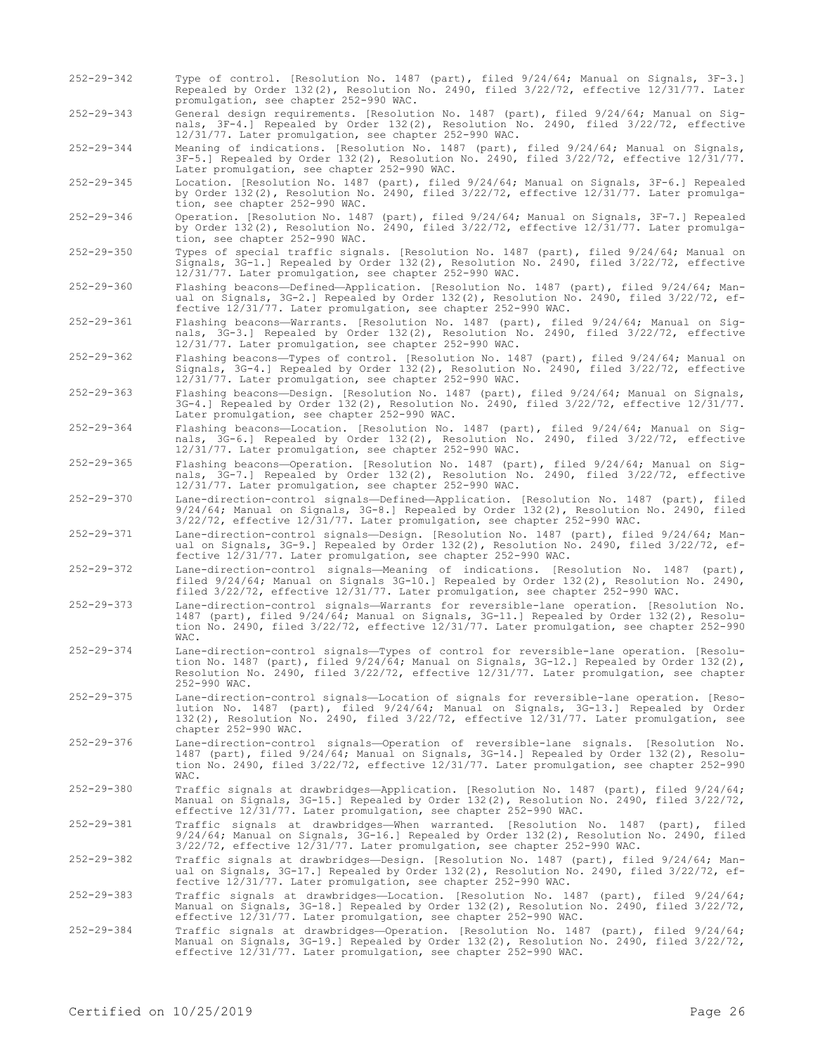252-29-342 Type of control. [Resolution No. 1487 (part), filed 9/24/64; Manual on Signals, 3F-3.] Repealed by Order 132(2), Resolution No. 2490, filed 3/22/72, effective 12/31/77. Later promulgation, see chapter 252-990 WAC.

252-29-343 General design requirements. [Resolution No. 1487 (part), filed 9/24/64; Manual on Signals, 3F-4.] Repealed by Order 132(2), Resolution No. 2490, filed 3/22/72, effective 12/31/77. Later promulgation, see chapter 252-990 WAC.

252-29-344 Meaning of indications. [Resolution No. 1487 (part), filed 9/24/64; Manual on Signals, 3F-5.] Repealed by Order 132(2), Resolution No. 2490, filed 3/22/72, effective 12/31/77. Later promulgation, see chapter 252-990 WAC.

252-29-345 Location. [Resolution No. 1487 (part), filed 9/24/64; Manual on Signals, 3F-6.] Repealed by Order 132(2), Resolution No. 2490, filed 3/22/72, effective 12/31/77. Later promulgation, see chapter 252-990 WAC.

252-29-346 Operation. [Resolution No. 1487 (part), filed 9/24/64; Manual on Signals, 3F-7.] Repealed by Order 132(2), Resolution No. 2490, filed 3/22/72, effective 12/31/77. Later promulgation, see chapter 252-990 WAC.

252-29-350 Types of special traffic signals. [Resolution No. 1487 (part), filed 9/24/64; Manual on Signals, 3G-1.] Repealed by Order 132(2), Resolution No. 2490, filed 3/22/72, effective 12/31/77. Later promulgation, see chapter 252-990 WAC.

252-29-360 Flashing beacons—Defined—Application. [Resolution No. 1487 (part), filed 9/24/64; Manual on Signals, 3G-2.] Repealed by Order 132(2), Resolution No. 2490, filed 3/22/72, effective 12/31/77. Later promulgation, see chapter 252-990 WAC.

252-29-361 Flashing beacons—Warrants. [Resolution No. 1487 (part), filed 9/24/64; Manual on Signals, 3G-3.] Repealed by Order 132(2), Resolution No. 2490, filed 3/22/72, effective 12/31/77. Later promulgation, see chapter 252-990 WAC.

252-29-362 Flashing beacons—Types of control. [Resolution No. 1487 (part), filed 9/24/64; Manual on Signals, 3G-4.] Repealed by Order 132(2), Resolution No. 2490, filed 3/22/72, effective 12/31/77. Later promulgation, see chapter 252-990 WAC.

252-29-363 Flashing beacons—Design. [Resolution No. 1487 (part), filed 9/24/64; Manual on Signals, 3G-4.] Repealed by Order 132(2), Resolution No. 2490, filed 3/22/72, effective 12/31/77. Later promulgation, see chapter 252-990 WAC.

252-29-364 Flashing beacons—Location. [Resolution No. 1487 (part), filed 9/24/64; Manual on Signals, 3G-6.] Repealed by Order 132(2), Resolution No. 2490, filed 3/22/72, effective 12/31/77. Later promulgation, see chapter 252-990 WAC.

252-29-365 Flashing beacons—Operation. [Resolution No. 1487 (part), filed 9/24/64; Manual on Signals, 3G-7.] Repealed by Order 132(2), Resolution No. 2490, filed 3/22/72, effective 12/31/77. Later promulgation, see chapter 252-990 WAC.

252-29-370 Lane-direction-control signals—Defined—Application. [Resolution No. 1487 (part), filed 9/24/64; Manual on Signals, 3G-8.] Repealed by Order 132(2), Resolution No. 2490, filed 3/22/72, effective 12/31/77. Later promulgation, see chapter 252-990 WAC.

252-29-371 Lane-direction-control signals—Design. [Resolution No. 1487 (part), filed 9/24/64; Manual on Signals, 3G-9.] Repealed by Order 132(2), Resolution No. 2490, filed 3/22/72, effective 12/31/77. Later promulgation, see chapter 252-990 WAC.

252-29-372 Lane-direction-control signals—Meaning of indications. [Resolution No. 1487 (part), filed 9/24/64; Manual on Signals 3G-10.] Repealed by Order 132(2), Resolution No. 2490, filed 3/22/72, effective 12/31/77. Later promulgation, see chapter 252-990 WAC.

252-29-373 Lane-direction-control signals—Warrants for reversible-lane operation. [Resolution No. 1487 (part), filed 9/24/64; Manual on Signals, 3G-11.] Repealed by Order 132(2), Resolution No. 2490, filed 3/22/72, effective 12/31/77. Later promulgation, see chapter 252-990 WAC.

252-29-374 Lane-direction-control signals—Types of control for reversible-lane operation. [Resolution No. 1487 (part), filed 9/24/64; Manual on Signals, 3G-12.] Repealed by Order 132(2), Resolution No. 2490, filed 3/22/72, effective 12/31/77. Later promulgation, see chapter 252-990 WAC.

252-29-375 Lane-direction-control signals—Location of signals for reversible-lane operation. [Resolution No. 1487 (part), filed 9/24/64; Manual on Signals, 3G-13.] Repealed by Order 132(2), Resolution No. 2490, filed 3/22/72, effective 12/31/77. Later promulgation, see chapter 252-990 WAC.

252-29-376 Lane-direction-control signals—Operation of reversible-lane signals. [Resolution No. 1487 (part), filed 9/24/64; Manual on Signals, 3G-14.] Repealed by Order 132(2), Resolution No. 2490, filed 3/22/72, effective 12/31/77. Later promulgation, see chapter 252-990 WAC.

252-29-380 Traffic signals at drawbridges—Application. [Resolution No. 1487 (part), filed 9/24/64; Manual on Signals, 3G-15.] Repealed by Order 132(2), Resolution No. 2490, filed 3/22/72, effective 12/31/77. Later promulgation, see chapter 252-990 WAC.

252-29-381 Traffic signals at drawbridges—When warranted. [Resolution No. 1487 (part), filed 9/24/64; Manual on Signals, 3G-16.] Repealed by Order 132(2), Resolution No. 2490, filed 3/22/72, effective 12/31/77. Later promulgation, see chapter 252-990 WAC.

252-29-382 Traffic signals at drawbridges—Design. [Resolution No. 1487 (part), filed 9/24/64; Manual on Signals, 3G-17.] Repealed by Order 132(2), Resolution No. 2490, filed 3/22/72, effective 12/31/77. Later promulgation, see chapter 252-990 WAC.

252-29-383 Traffic signals at drawbridges—Location. [Resolution No. 1487 (part), filed 9/24/64; Manual on Signals, 3G-18.] Repealed by Order 132(2), Resolution No. 2490, filed 3/22/72, effective 12/31/77. Later promulgation, see chapter 252-990 WAC.

252-29-384 Traffic signals at drawbridges—Operation. [Resolution No. 1487 (part), filed 9/24/64; Manual on Signals, 3G-19.] Repealed by Order 132(2), Resolution No. 2490, filed 3/22/72, effective 12/31/77. Later promulgation, see chapter 252-990 WAC.

Certified on 10/25/2019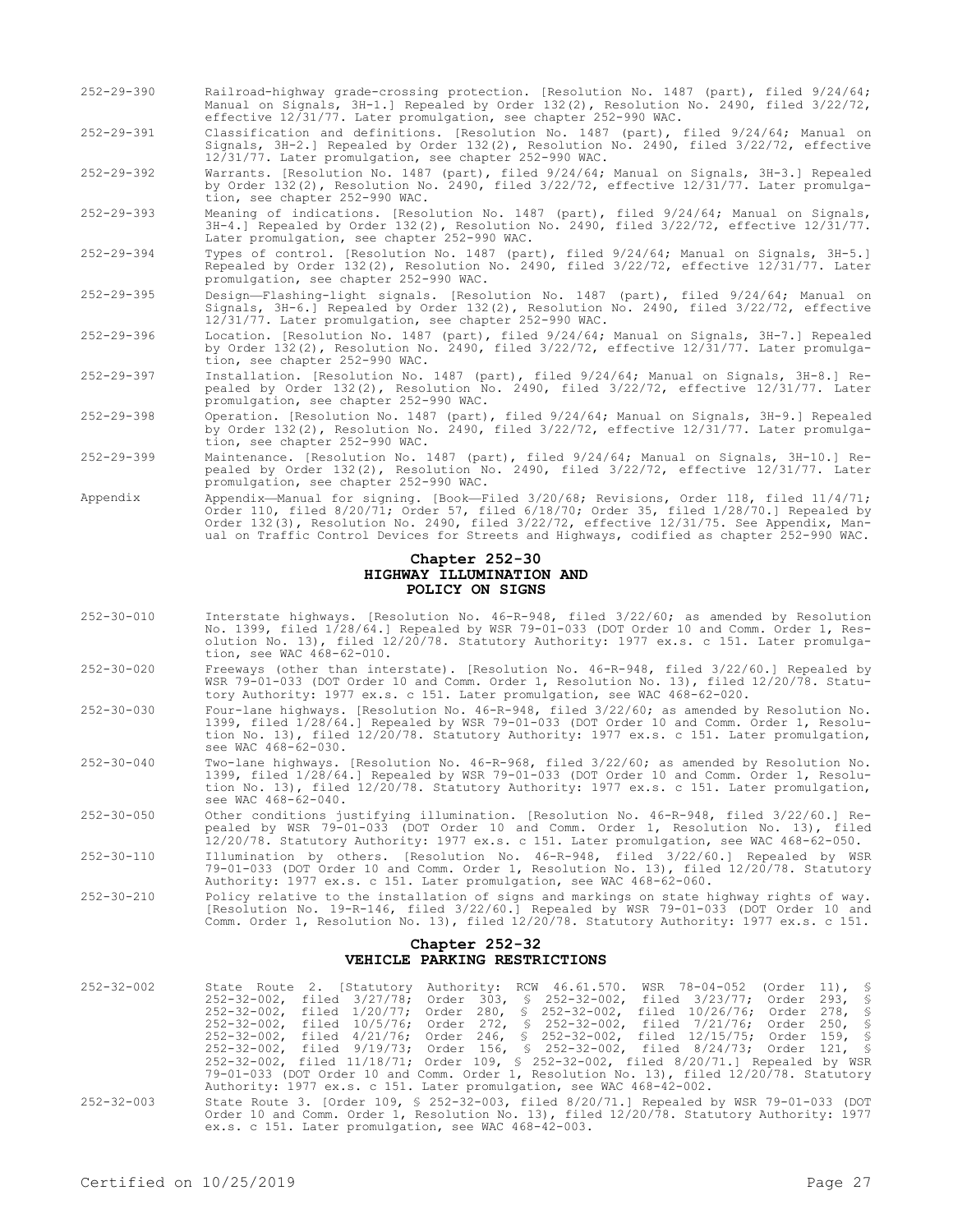252-29-390 Railroad-highway grade-crossing protection. [Resolution No. 1487 (part), filed 9/24/64; Manual on Signals, 3H-1.] Repealed by Order 132(2), Resolution No. 2490, filed 3/22/72, effective 12/31/77. Later promulgation, see chapter 252-990 WAC.

252-29-391 Classification and definitions. [Resolution No. 1487 (part), filed 9/24/64; Manual on Signals, 3H-2.] Repealed by Order 132(2), Resolution No. 2490, filed 3/22/72, effective 12/31/77. Later promulgation, see chapter 252-990 WAC.

252-29-392 Warrants. [Resolution No. 1487 (part), filed 9/24/64; Manual on Signals, 3H-3.] Repealed by Order 132(2), Resolution No. 2490, filed 3/22/72, effective 12/31/77. Later promulgation, see chapter 252-990 WAC.

252-29-393 Meaning of indications. [Resolution No. 1487 (part), filed 9/24/64; Manual on Signals, 3H-4.] Repealed by Order 132(2), Resolution No. 2490, filed 3/22/72, effective 12/31/77. Later promulgation, see chapter 252-990 WAC.

252-29-394 Types of control. [Resolution No. 1487 (part), filed 9/24/64; Manual on Signals, 3H-5.] Repealed by Order 132(2), Resolution No. 2490, filed 3/22/72, effective 12/31/77. Later promulgation, see chapter 252-990 WAC.

252-29-395 Design—Flashing-light signals. [Resolution No. 1487 (part), filed 9/24/64; Manual on Signals, 3H-6.] Repealed by Order 132(2), Resolution No. 2490, filed 3/22/72, effective 12/31/77. Later promulgation, see chapter 252-990 WAC.

252-29-396 Location. [Resolution No. 1487 (part), filed 9/24/64; Manual on Signals, 3H-7.] Repealed by Order 132(2), Resolution No. 2490, filed 3/22/72, effective 12/31/77. Later promulgation, see chapter 252-990 WAC.

252-29-397 Installation. [Resolution No. 1487 (part), filed 9/24/64; Manual on Signals, 3H-8.] Repealed by Order 132(2), Resolution No. 2490, filed 3/22/72, effective 12/31/77. Later promulgation, see chapter 252-990 WAC.

252-29-398 Operation. [Resolution No. 1487 (part), filed 9/24/64; Manual on Signals, 3H-9.] Repealed by Order 132(2), Resolution No. 2490, filed 3/22/72, effective 12/31/77. Later promulgation, see chapter 252-990 WAC.

252-29-399 Maintenance. [Resolution No. 1487 (part), filed 9/24/64; Manual on Signals, 3H-10.] Repealed by Order 132(2), Resolution No. 2490, filed 3/22/72, effective 12/31/77. Later promulgation, see chapter 252-990 WAC.

Appendix Appendix—Manual for signing. [Book—Filed 3/20/68; Revisions, Order 118, filed 11/4/71; Order 110, filed 8/20/71; Order 57, filed 6/18/70; Order 35, filed 1/28/70.] Repealed by Order 132(3), Resolution No. 2490, filed 3/22/72, effective 12/31/75. See Appendix, Manual on Traffic Control Devices for Streets and Highways, codified as chapter 252-990 WAC.

## Chapter 252-30
## HIGHWAY ILLUMINATION AND POLICY ON SIGNS

252-30-010 Interstate highways. [Resolution No. 46-R-948, filed 3/22/60; as amended by Resolution No. 1399, filed 1/28/64.] Repealed by WSR 79-01-033 (DOT Order 10 and Comm. Order 1, Resolution No. 13), filed 12/20/78. Statutory Authority: 1977 ex.s. c 151. Later promulgation, see WAC 468-62-010.

252-30-020 Freeways (other than interstate). [Resolution No. 46-R-948, filed 3/22/60.] Repealed by WSR 79-01-033 (DOT Order 10 and Comm. Order 1, Resolution No. 13), filed 12/20/78. Statutory Authority: 1977 ex.s. c 151. Later promulgation, see WAC 468-62-020.

252-30-030 Four-lane highways. [Resolution No. 46-R-948, filed 3/22/60; as amended by Resolution No. 1399, filed 1/28/64.] Repealed by WSR 79-01-033 (DOT Order 10 and Comm. Order 1, Resolution No. 13), filed 12/20/78. Statutory Authority: 1977 ex.s. c 151. Later promulgation, see WAC 468-62-030.

252-30-040 Two-lane highways. [Resolution No. 46-R-968, filed 3/22/60; as amended by Resolution No. 1399, filed 1/28/64.] Repealed by WSR 79-01-033 (DOT Order 10 and Comm. Order 1, Resolution No. 13), filed 12/20/78. Statutory Authority: 1977 ex.s. c 151. Later promulgation, see WAC 468-62-040.

252-30-050 Other conditions justifying illumination. [Resolution No. 46-R-948, filed 3/22/60.] Repealed by WSR 79-01-033 (DOT Order 10 and Comm. Order 1, Resolution No. 13), filed 12/20/78. Statutory Authority: 1977 ex.s. c 151. Later promulgation, see WAC 468-62-050.

252-30-110 Illumination by others. [Resolution No. 46-R-948, filed 3/22/60.] Repealed by WSR 79-01-033 (DOT Order 10 and Comm. Order 1, Resolution No. 13), filed 12/20/78. Statutory Authority: 1977 ex.s. c 151. Later promulgation, see WAC 468-62-060.

252-30-210 Policy relative to the installation of signs and markings on state highway rights of way. [Resolution No. 19-R-146, filed 3/22/60.] Repealed by WSR 79-01-033 (DOT Order 10 and Comm. Order 1, Resolution No. 13), filed 12/20/78. Statutory Authority: 1977 ex.s. c 151.

## Chapter 252-32
## VEHICLE PARKING RESTRICTIONS

252-32-002 State Route 2. [Statutory Authority: RCW 46.61.570. WSR 78-04-052 (Order 11), § 252-32-002, filed 3/27/78; Order 303, § 252-32-002, filed 3/23/77; Order 293, § 252-32-002, filed 1/20/77; Order 280, § 252-32-002, filed 10/26/76; Order 278, § 252-32-002, filed 10/5/76; Order 272, § 252-32-002, filed 7/21/76; Order 250, § 252-32-002, filed 4/21/76; Order 246, § 252-32-002, filed 12/15/75; Order 159, § 252-32-002, filed 9/19/73; Order 156, § 252-32-002, filed 8/24/73; Order 121, § 252-32-002, filed 11/18/71; Order 109, § 252-32-002, filed 8/20/71.] Repealed by WSR 79-01-033 (DOT Order 10 and Comm. Order 1, Resolution No. 13), filed 12/20/78. Statutory Authority: 1977 ex.s. c 151. Later promulgation, see WAC 468-42-002.

252-32-003 State Route 3. [Order 109, § 252-32-003, filed 8/20/71.] Repealed by WSR 79-01-033 (DOT Order 10 and Comm. Order 1, Resolution No. 13), filed 12/20/78. Statutory Authority: 1977 ex.s. c 151. Later promulgation, see WAC 468-42-003.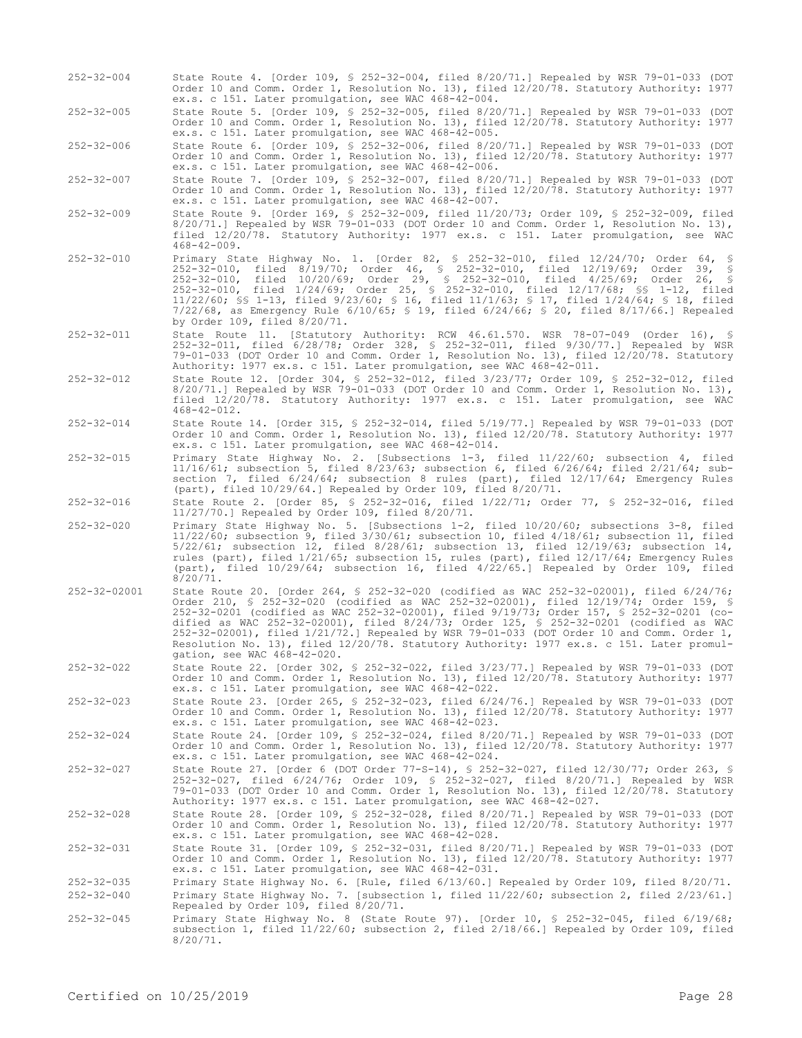252-32-004 State Route 4. [Order 109, § 252-32-004, filed 8/20/71.] Repealed by WSR 79-01-033 (DOT Order 10 and Comm. Order 1, Resolution No. 13), filed 12/20/78. Statutory Authority: 1977 ex.s. c 151. Later promulgation, see WAC 468-42-004.

252-32-005 State Route 5. [Order 109, § 252-32-005, filed 8/20/71.] Repealed by WSR 79-01-033 (DOT Order 10 and Comm. Order 1, Resolution No. 13), filed 12/20/78. Statutory Authority: 1977 ex.s. c 151. Later promulgation, see WAC 468-42-005.

252-32-006 State Route 6. [Order 109, § 252-32-006, filed 8/20/71.] Repealed by WSR 79-01-033 (DOT Order 10 and Comm. Order 1, Resolution No. 13), filed 12/20/78. Statutory Authority: 1977 ex.s. c 151. Later promulgation, see WAC 468-42-006.

252-32-007 State Route 7. [Order 109, § 252-32-007, filed 8/20/71.] Repealed by WSR 79-01-033 (DOT Order 10 and Comm. Order 1, Resolution No. 13), filed 12/20/78. Statutory Authority: 1977 ex.s. c 151. Later promulgation, see WAC 468-42-007.

252-32-009 State Route 9. [Order 169, § 252-32-009, filed 11/20/73; Order 109, § 252-32-009, filed 8/20/71.] Repealed by WSR 79-01-033 (DOT Order 10 and Comm. Order 1, Resolution No. 13), filed 12/20/78. Statutory Authority: 1977 ex.s. c 151. Later promulgation, see WAC 468-42-009.

252-32-010 Primary State Highway No. 1. [Order 82, § 252-32-010, filed 12/24/70; Order 64, § 252-32-010, filed 8/19/70; Order 46, § 252-32-010, filed 12/19/69; Order 39, § 252-32-010, filed 10/20/69; Order 29, § 252-32-010, filed 4/25/69; Order 26, § 252-32-010, filed 1/24/69; Order 25, § 252-32-010, filed 12/17/68; §§ 1-12, filed 11/22/60; §§ 1-13, filed 9/23/60; § 16, filed 11/1/63; § 17, filed 1/24/64; § 18, filed 7/22/68, as Emergency Rule 6/10/65; § 19, filed 6/24/66; § 20, filed 8/17/66.] Repealed by Order 109, filed 8/20/71.

252-32-011 State Route 11. [Statutory Authority: RCW 46.61.570. WSR 78-07-049 (Order 16), § 252-32-011, filed 6/28/78; Order 328, § 252-32-011, filed 9/30/77.] Repealed by WSR 79-01-033 (DOT Order 10 and Comm. Order 1, Resolution No. 13), filed 12/20/78. Statutory Authority: 1977 ex.s. c 151. Later promulgation, see WAC 468-42-011.

252-32-012 State Route 12. [Order 304, § 252-32-012, filed 3/23/77; Order 109, § 252-32-012, filed 8/20/71.] Repealed by WSR 79-01-033 (DOT Order 10 and Comm. Order 1, Resolution No. 13), filed 12/20/78. Statutory Authority: 1977 ex.s. c 151. Later promulgation, see WAC 468-42-012.

252-32-014 State Route 14. [Order 315, § 252-32-014, filed 5/19/77.] Repealed by WSR 79-01-033 (DOT Order 10 and Comm. Order 1, Resolution No. 13), filed 12/20/78. Statutory Authority: 1977 ex.s. c 151. Later promulgation, see WAC 468-42-014.

252-32-015 Primary State Highway No. 2. [Subsections 1-3, filed 11/22/60; subsection 4, filed 11/16/61; subsection 5, filed 8/23/63; subsection 6, filed 6/26/64; filed 2/21/64; subsection 7, filed 6/24/64; subsection 8 rules (part), filed 12/17/64; Emergency Rules (part), filed 10/29/64.] Repealed by Order 109, filed 8/20/71.

252-32-016 State Route 2. [Order 85, § 252-32-016, filed 1/22/71; Order 77, § 252-32-016, filed 11/27/70.] Repealed by Order 109, filed 8/20/71.

252-32-020 Primary State Highway No. 5. [Subsections 1-2, filed 10/20/60; subsections 3-8, filed 11/22/60; subsection 9, filed 3/30/61; subsection 10, filed 4/18/61; subsection 11, filed 5/22/61; subsection 12, filed 8/28/61; subsection 13, filed 12/19/63; subsection 14, rules (part), filed 1/21/65; subsection 15, rules (part), filed 12/17/64; Emergency Rules (part), filed 10/29/64; subsection 16, filed 4/22/65.] Repealed by Order 109, filed 8/20/71.

252-32-02001 State Route 20. [Order 264, § 252-32-020 (codified as WAC 252-32-02001), filed 6/24/76; Order 210, § 252-32-020 (codified as WAC 252-32-02001), filed 12/19/74; Order 159, § 252-32-0201 (codified as WAC 252-32-02001), filed 9/19/73; Order 157, § 252-32-0201 (codified as WAC 252-32-02001), filed 8/24/73; Order 125, § 252-32-0201 (codified as WAC 252-32-02001), filed 1/21/72.] Repealed by WSR 79-01-033 (DOT Order 10 and Comm. Order 1, Resolution No. 13), filed 12/20/78. Statutory Authority: 1977 ex.s. c 151. Later promulgation, see WAC 468-42-020.

252-32-022 State Route 22. [Order 302, § 252-32-022, filed 3/23/77.] Repealed by WSR 79-01-033 (DOT Order 10 and Comm. Order 1, Resolution No. 13), filed 12/20/78. Statutory Authority: 1977 ex.s. c 151. Later promulgation, see WAC 468-42-022.

252-32-023 State Route 23. [Order 265, § 252-32-023, filed 6/24/76.] Repealed by WSR 79-01-033 (DOT Order 10 and Comm. Order 1, Resolution No. 13), filed 12/20/78. Statutory Authority: 1977 ex.s. c 151. Later promulgation, see WAC 468-42-023.

252-32-024 State Route 24. [Order 109, § 252-32-024, filed 8/20/71.] Repealed by WSR 79-01-033 (DOT Order 10 and Comm. Order 1, Resolution No. 13), filed 12/20/78. Statutory Authority: 1977 ex.s. c 151. Later promulgation, see WAC 468-42-024.

252-32-027 State Route 27. [Order 6 (DOT Order 77-S-14), § 252-32-027, filed 12/30/77; Order 263, § 252-32-027, filed 6/24/76; Order 109, § 252-32-027, filed 8/20/71.] Repealed by WSR 79-01-033 (DOT Order 10 and Comm. Order 1, Resolution No. 13), filed 12/20/78. Statutory Authority: 1977 ex.s. c 151. Later promulgation, see WAC 468-42-027.

252-32-028 State Route 28. [Order 109, § 252-32-028, filed 8/20/71.] Repealed by WSR 79-01-033 (DOT Order 10 and Comm. Order 1, Resolution No. 13), filed 12/20/78. Statutory Authority: 1977 ex.s. c 151. Later promulgation, see WAC 468-42-028.

252-32-031 State Route 31. [Order 109, § 252-32-031, filed 8/20/71.] Repealed by WSR 79-01-033 (DOT Order 10 and Comm. Order 1, Resolution No. 13), filed 12/20/78. Statutory Authority: 1977 ex.s. c 151. Later promulgation, see WAC 468-42-031.

252-32-035 Primary State Highway No. 6. [Rule, filed 6/13/60.] Repealed by Order 109, filed 8/20/71.

252-32-040 Primary State Highway No. 7. [subsection 1, filed 11/22/60; subsection 2, filed 2/23/61.] Repealed by Order 109, filed 8/20/71.

252-32-045 Primary State Highway No. 8 (State Route 97). [Order 10, § 252-32-045, filed 6/19/68; subsection 1, filed 11/22/60; subsection 2, filed 2/18/66.] Repealed by Order 109, filed 8/20/71.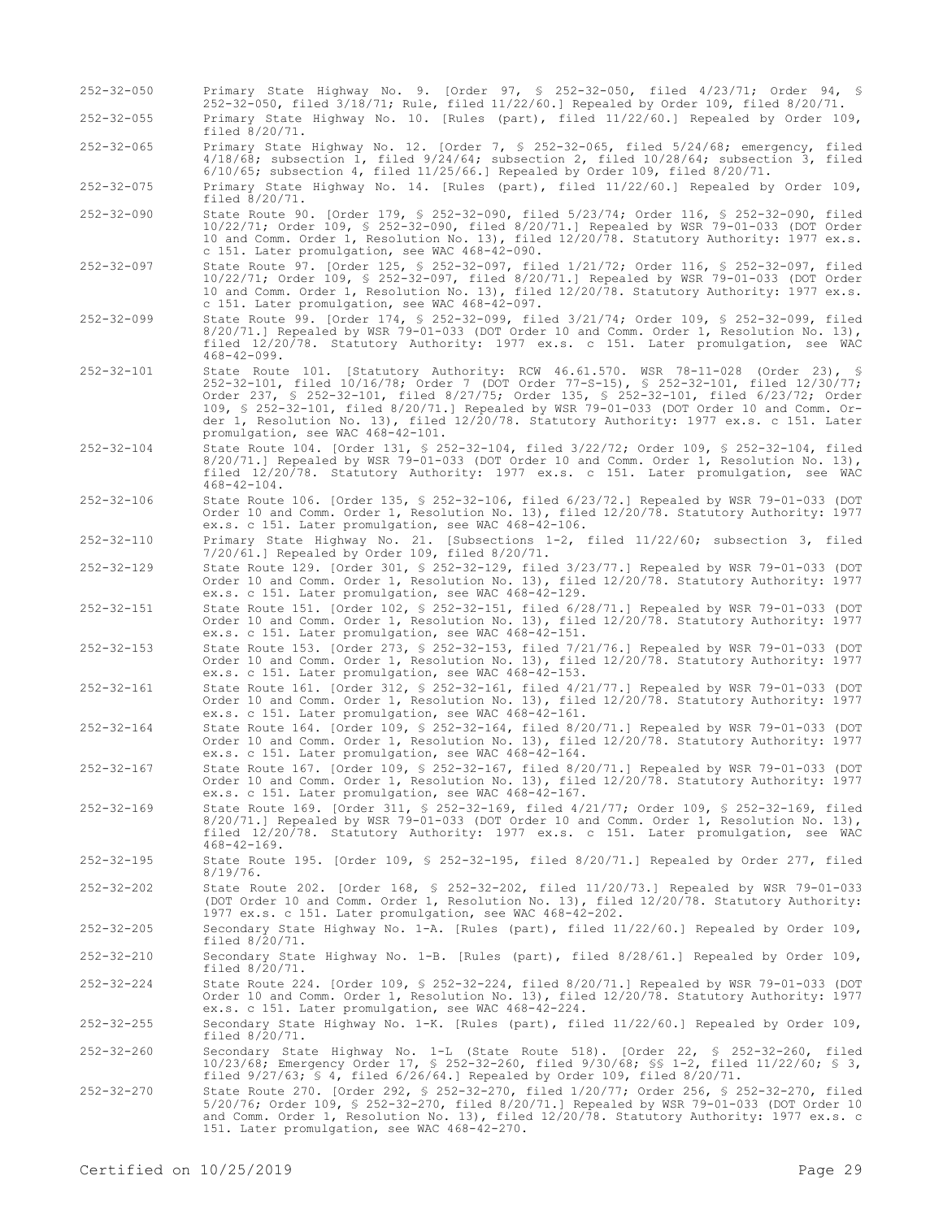252-32-050 Primary State Highway No. 9. [Order 97, § 252-32-050, filed 4/23/71; Order 94, § 252-32-050, filed 3/18/71; Rule, filed 11/22/60.] Repealed by Order 109, filed 8/20/71.

252-32-055 Primary State Highway No. 10. [Rules (part), filed 11/22/60.] Repealed by Order 109, filed 8/20/71.

252-32-065 Primary State Highway No. 12. [Order 7, § 252-32-065, filed 5/24/68; emergency, filed 4/18/68; subsection 1, filed 9/24/64; subsection 2, filed 10/28/64; subsection 3, filed 6/10/65; subsection 4, filed 11/25/66.] Repealed by Order 109, filed 8/20/71.

252-32-075 Primary State Highway No. 14. [Rules (part), filed 11/22/60.] Repealed by Order 109, filed 8/20/71.

252-32-090 State Route 90. [Order 179, § 252-32-090, filed 5/23/74; Order 116, § 252-32-090, filed 10/22/71; Order 109, § 252-32-090, filed 8/20/71.] Repealed by WSR 79-01-033 (DOT Order 10 and Comm. Order 1, Resolution No. 13), filed 12/20/78. Statutory Authority: 1977 ex.s. c 151. Later promulgation, see WAC 468-42-090.

252-32-097 State Route 97. [Order 125, § 252-32-097, filed 1/21/72; Order 116, § 252-32-097, filed 10/22/71; Order 109, § 252-32-097, filed 8/20/71.] Repealed by WSR 79-01-033 (DOT Order 10 and Comm. Order 1, Resolution No. 13), filed 12/20/78. Statutory Authority: 1977 ex.s. c 151. Later promulgation, see WAC 468-42-097.

252-32-099 State Route 99. [Order 174, § 252-32-099, filed 3/21/74; Order 109, § 252-32-099, filed 8/20/71.] Repealed by WSR 79-01-033 (DOT Order 10 and Comm. Order 1, Resolution No. 13), filed 12/20/78. Statutory Authority: 1977 ex.s. c 151. Later promulgation, see WAC 468-42-099.

252-32-101 State Route 101. [Statutory Authority: RCW 46.61.570. WSR 78-11-028 (Order 23), § 252-32-101, filed 10/16/78; Order 7 (DOT Order 77-S-15), § 252-32-101, filed 12/30/77; Order 237, § 252-32-101, filed 8/27/75; Order 135, § 252-32-101, filed 6/23/72; Order 109, § 252-32-101, filed 8/20/71.] Repealed by WSR 79-01-033 (DOT Order 10 and Comm. Order 1, Resolution No. 13), filed 12/20/78. Statutory Authority: 1977 ex.s. c 151. Later promulgation, see WAC 468-42-101.

252-32-104 State Route 104. [Order 131, § 252-32-104, filed 3/22/72; Order 109, § 252-32-104, filed 8/20/71.] Repealed by WSR 79-01-033 (DOT Order 10 and Comm. Order 1, Resolution No. 13), filed 12/20/78. Statutory Authority: 1977 ex.s. c 151. Later promulgation, see WAC 468-42-104.

252-32-106 State Route 106. [Order 135, § 252-32-106, filed 6/23/72.] Repealed by WSR 79-01-033 (DOT Order 10 and Comm. Order 1, Resolution No. 13), filed 12/20/78. Statutory Authority: 1977 ex.s. c 151. Later promulgation, see WAC 468-42-106.

252-32-110 Primary State Highway No. 21. [Subsections 1-2, filed 11/22/60; subsection 3, filed 7/20/61.] Repealed by Order 109, filed 8/20/71.

252-32-129 State Route 129. [Order 301, § 252-32-129, filed 3/23/77.] Repealed by WSR 79-01-033 (DOT Order 10 and Comm. Order 1, Resolution No. 13), filed 12/20/78. Statutory Authority: 1977 ex.s. c 151. Later promulgation, see WAC 468-42-129.

252-32-151 State Route 151. [Order 102, § 252-32-151, filed 6/28/71.] Repealed by WSR 79-01-033 (DOT Order 10 and Comm. Order 1, Resolution No. 13), filed 12/20/78. Statutory Authority: 1977 ex.s. c 151. Later promulgation, see WAC 468-42-151.

252-32-153 State Route 153. [Order 273, § 252-32-153, filed 7/21/76.] Repealed by WSR 79-01-033 (DOT Order 10 and Comm. Order 1, Resolution No. 13), filed 12/20/78. Statutory Authority: 1977 ex.s. c 151. Later promulgation, see WAC 468-42-153.

252-32-161 State Route 161. [Order 312, § 252-32-161, filed 4/21/77.] Repealed by WSR 79-01-033 (DOT Order 10 and Comm. Order 1, Resolution No. 13), filed 12/20/78. Statutory Authority: 1977 ex.s. c 151. Later promulgation, see WAC 468-42-161.

252-32-164 State Route 164. [Order 109, § 252-32-164, filed 8/20/71.] Repealed by WSR 79-01-033 (DOT Order 10 and Comm. Order 1, Resolution No. 13), filed 12/20/78. Statutory Authority: 1977 ex.s. c 151. Later promulgation, see WAC 468-42-164.

252-32-167 State Route 167. [Order 109, § 252-32-167, filed 8/20/71.] Repealed by WSR 79-01-033 (DOT Order 10 and Comm. Order 1, Resolution No. 13), filed 12/20/78. Statutory Authority: 1977 ex.s. c 151. Later promulgation, see WAC 468-42-167.

252-32-169 State Route 169. [Order 311, § 252-32-169, filed 4/21/77; Order 109, § 252-32-169, filed 8/20/71.] Repealed by WSR 79-01-033 (DOT Order 10 and Comm. Order 1, Resolution No. 13), filed 12/20/78. Statutory Authority: 1977 ex.s. c 151. Later promulgation, see WAC 468-42-169.

252-32-195 State Route 195. [Order 109, § 252-32-195, filed 8/20/71.] Repealed by Order 277, filed 8/19/76.

252-32-202 State Route 202. [Order 168, § 252-32-202, filed 11/20/73.] Repealed by WSR 79-01-033 (DOT Order 10 and Comm. Order 1, Resolution No. 13), filed 12/20/78. Statutory Authority: 1977 ex.s. c 151. Later promulgation, see WAC 468-42-202.

252-32-205 Secondary State Highway No. 1-A. [Rules (part), filed 11/22/60.] Repealed by Order 109, filed 8/20/71.

252-32-210 Secondary State Highway No. 1-B. [Rules (part), filed 8/28/61.] Repealed by Order 109, filed 8/20/71.

252-32-224 State Route 224. [Order 109, § 252-32-224, filed 8/20/71.] Repealed by WSR 79-01-033 (DOT Order 10 and Comm. Order 1, Resolution No. 13), filed 12/20/78. Statutory Authority: 1977 ex.s. c 151. Later promulgation, see WAC 468-42-224.

252-32-255 Secondary State Highway No. 1-K. [Rules (part), filed 11/22/60.] Repealed by Order 109, filed 8/20/71.

252-32-260 Secondary State Highway No. 1-L (State Route 518). [Order 22, § 252-32-260, filed 10/23/68; Emergency Order 17, § 252-32-260, filed 9/30/68; §§ 1-2, filed 11/22/60; § 3, filed 9/27/63; § 4, filed 6/26/64.] Repealed by Order 109, filed 8/20/71.

252-32-270 State Route 270. [Order 292, § 252-32-270, filed 1/20/77; Order 256, § 252-32-270, filed 5/20/76; Order 109, § 252-32-270, filed 8/20/71.] Repealed by WSR 79-01-033 (DOT Order 10 and Comm. Order 1, Resolution No. 13), filed 12/20/78. Statutory Authority: 1977 ex.s. c 151. Later promulgation, see WAC 468-42-270.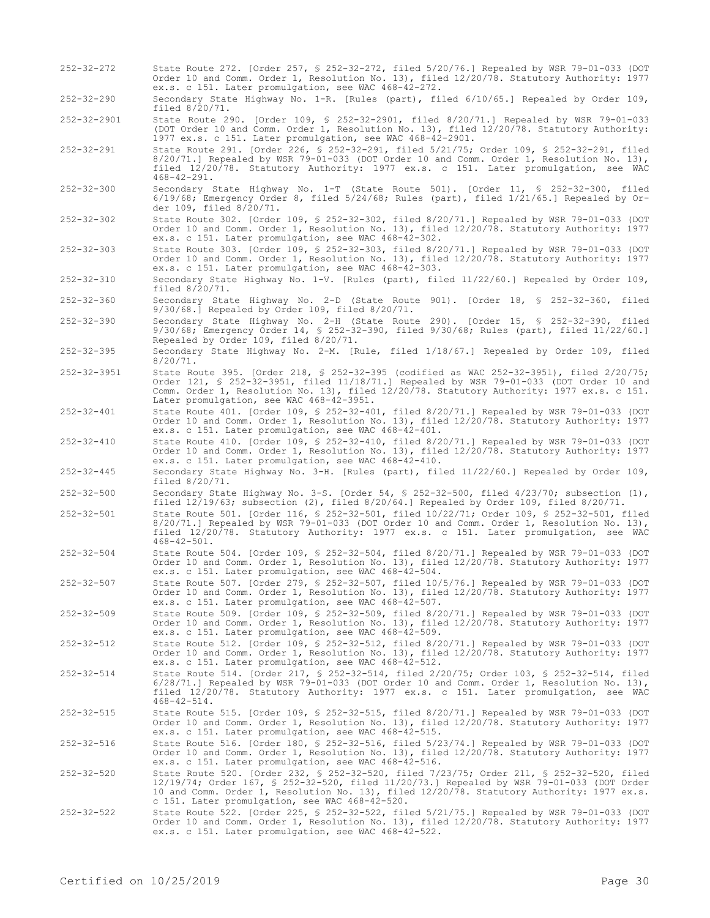252-32-272 State Route 272. [Order 257, § 252-32-272, filed 5/20/76.] Repealed by WSR 79-01-033 (DOT Order 10 and Comm. Order 1, Resolution No. 13), filed 12/20/78. Statutory Authority: 1977 ex.s. c 151. Later promulgation, see WAC 468-42-272.

252-32-290 Secondary State Highway No. 1-R. [Rules (part), filed 6/10/65.] Repealed by Order 109, filed 8/20/71.

252-32-2901 State Route 290. [Order 109, § 252-32-2901, filed 8/20/71.] Repealed by WSR 79-01-033 (DOT Order 10 and Comm. Order 1, Resolution No. 13), filed 12/20/78. Statutory Authority: 1977 ex.s. c 151. Later promulgation, see WAC 468-42-2901.

252-32-291 State Route 291. [Order 226, § 252-32-291, filed 5/21/75; Order 109, § 252-32-291, filed 8/20/71.] Repealed by WSR 79-01-033 (DOT Order 10 and Comm. Order 1, Resolution No. 13), filed 12/20/78. Statutory Authority: 1977 ex.s. c 151. Later promulgation, see WAC 468-42-291.

252-32-300 Secondary State Highway No. 1-T (State Route 501). [Order 11, § 252-32-300, filed 6/19/68; Emergency Order 8, filed 5/24/68; Rules (part), filed 1/21/65.] Repealed by Order 109, filed 8/20/71.

252-32-302 State Route 302. [Order 109, § 252-32-302, filed 8/20/71.] Repealed by WSR 79-01-033 (DOT Order 10 and Comm. Order 1, Resolution No. 13), filed 12/20/78. Statutory Authority: 1977 ex.s. c 151. Later promulgation, see WAC 468-42-302.

252-32-303 State Route 303. [Order 109, § 252-32-303, filed 8/20/71.] Repealed by WSR 79-01-033 (DOT Order 10 and Comm. Order 1, Resolution No. 13), filed 12/20/78. Statutory Authority: 1977 ex.s. c 151. Later promulgation, see WAC 468-42-303.

252-32-310 Secondary State Highway No. 1-V. [Rules (part), filed 11/22/60.] Repealed by Order 109, filed 8/20/71.

252-32-360 Secondary State Highway No. 2-D (State Route 901). [Order 18, § 252-32-360, filed 9/30/68.] Repealed by Order 109, filed 8/20/71.

252-32-390 Secondary State Highway No. 2-H (State Route 290). [Order 15, § 252-32-390, filed 9/30/68; Emergency Order 14, § 252-32-390, filed 9/30/68; Rules (part), filed 11/22/60.] Repealed by Order 109, filed 8/20/71.

252-32-395 Secondary State Highway No. 2-M. [Rule, filed 1/18/67.] Repealed by Order 109, filed 8/20/71.

252-32-3951 State Route 395. [Order 218, § 252-32-395 (codified as WAC 252-32-3951), filed 2/20/75; Order 121, § 252-32-3951, filed 11/18/71.] Repealed by WSR 79-01-033 (DOT Order 10 and Comm. Order 1, Resolution No. 13), filed 12/20/78. Statutory Authority: 1977 ex.s. c 151. Later promulgation, see WAC 468-42-3951.

252-32-401 State Route 401. [Order 109, § 252-32-401, filed 8/20/71.] Repealed by WSR 79-01-033 (DOT Order 10 and Comm. Order 1, Resolution No. 13), filed 12/20/78. Statutory Authority: 1977 ex.s. c 151. Later promulgation, see WAC 468-42-401.

252-32-410 State Route 410. [Order 109, § 252-32-410, filed 8/20/71.] Repealed by WSR 79-01-033 (DOT Order 10 and Comm. Order 1, Resolution No. 13), filed 12/20/78. Statutory Authority: 1977 ex.s. c 151. Later promulgation, see WAC 468-42-410.

252-32-445 Secondary State Highway No. 3-H. [Rules (part), filed 11/22/60.] Repealed by Order 109, filed 8/20/71.

252-32-500 Secondary State Highway No. 3-S. [Order 54, § 252-32-500, filed 4/23/70; subsection (1), filed 12/19/63; subsection (2), filed 8/20/64.] Repealed by Order 109, filed 8/20/71.

252-32-501 State Route 501. [Order 116, § 252-32-501, filed 10/22/71; Order 109, § 252-32-501, filed 8/20/71.] Repealed by WSR 79-01-033 (DOT Order 10 and Comm. Order 1, Resolution No. 13), filed 12/20/78. Statutory Authority: 1977 ex.s. c 151. Later promulgation, see WAC 468-42-501.

252-32-504 State Route 504. [Order 109, § 252-32-504, filed 8/20/71.] Repealed by WSR 79-01-033 (DOT Order 10 and Comm. Order 1, Resolution No. 13), filed 12/20/78. Statutory Authority: 1977 ex.s. c 151. Later promulgation, see WAC 468-42-504.

252-32-507 State Route 507. [Order 279, § 252-32-507, filed 10/5/76.] Repealed by WSR 79-01-033 (DOT Order 10 and Comm. Order 1, Resolution No. 13), filed 12/20/78. Statutory Authority: 1977 ex.s. c 151. Later promulgation, see WAC 468-42-507.

252-32-509 State Route 509. [Order 109, § 252-32-509, filed 8/20/71.] Repealed by WSR 79-01-033 (DOT Order 10 and Comm. Order 1, Resolution No. 13), filed 12/20/78. Statutory Authority: 1977 ex.s. c 151. Later promulgation, see WAC 468-42-509.

252-32-512 State Route 512. [Order 109, § 252-32-512, filed 8/20/71.] Repealed by WSR 79-01-033 (DOT Order 10 and Comm. Order 1, Resolution No. 13), filed 12/20/78. Statutory Authority: 1977 ex.s. c 151. Later promulgation, see WAC 468-42-512.

252-32-514 State Route 514. [Order 217, § 252-32-514, filed 2/20/75; Order 103, § 252-32-514, filed 6/28/71.] Repealed by WSR 79-01-033 (DOT Order 10 and Comm. Order 1, Resolution No. 13), filed 12/20/78. Statutory Authority: 1977 ex.s. c 151. Later promulgation, see WAC 468-42-514.

252-32-515 State Route 515. [Order 109, § 252-32-515, filed 8/20/71.] Repealed by WSR 79-01-033 (DOT Order 10 and Comm. Order 1, Resolution No. 13), filed 12/20/78. Statutory Authority: 1977 ex.s. c 151. Later promulgation, see WAC 468-42-515.

252-32-516 State Route 516. [Order 180, § 252-32-516, filed 5/23/74.] Repealed by WSR 79-01-033 (DOT Order 10 and Comm. Order 1, Resolution No. 13), filed 12/20/78. Statutory Authority: 1977 ex.s. c 151. Later promulgation, see WAC 468-42-516.

252-32-520 State Route 520. [Order 232, § 252-32-520, filed 7/23/75; Order 211, § 252-32-520, filed 12/19/74; Order 167, § 252-32-520, filed 11/20/73.] Repealed by WSR 79-01-033 (DOT Order 10 and Comm. Order 1, Resolution No. 13), filed 12/20/78. Statutory Authority: 1977 ex.s. c 151. Later promulgation, see WAC 468-42-520.

252-32-522 State Route 522. [Order 225, § 252-32-522, filed 5/21/75.] Repealed by WSR 79-01-033 (DOT Order 10 and Comm. Order 1, Resolution No. 13), filed 12/20/78. Statutory Authority: 1977 ex.s. c 151. Later promulgation, see WAC 468-42-522.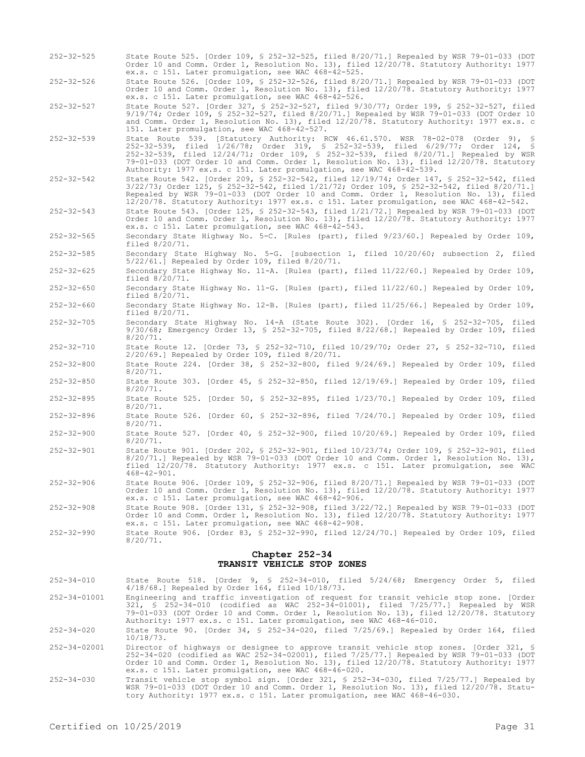252-32-525 State Route 525. [Order 109, § 252-32-525, filed 8/20/71.] Repealed by WSR 79-01-033 (DOT Order 10 and Comm. Order 1, Resolution No. 13), filed 12/20/78. Statutory Authority: 1977 ex.s. c 151. Later promulgation, see WAC 468-42-525.

252-32-526 State Route 526. [Order 109, § 252-32-526, filed 8/20/71.] Repealed by WSR 79-01-033 (DOT Order 10 and Comm. Order 1, Resolution No. 13), filed 12/20/78. Statutory Authority: 1977 ex.s. c 151. Later promulgation, see WAC 468-42-526.

252-32-527 State Route 527. [Order 327, § 252-32-527, filed 9/30/77; Order 199, § 252-32-527, filed 9/19/74; Order 109, § 252-32-527, filed 8/20/71.] Repealed by WSR 79-01-033 (DOT Order 10 and Comm. Order 1, Resolution No. 13), filed 12/20/78. Statutory Authority: 1977 ex.s. c 151. Later promulgation, see WAC 468-42-527.

252-32-539 State Route 539. [Statutory Authority: RCW 46.61.570. WSR 78-02-078 (Order 9), § 252-32-539, filed 1/26/78; Order 319, § 252-32-539, filed 6/29/77; Order 124, § 252-32-539, filed 12/24/71; Order 109, § 252-32-539, filed 8/20/71.] Repealed by WSR 79-01-033 (DOT Order 10 and Comm. Order 1, Resolution No. 13), filed 12/20/78. Statutory Authority: 1977 ex.s. c 151. Later promulgation, see WAC 468-42-539.

252-32-542 State Route 542. [Order 209, § 252-32-542, filed 12/19/74; Order 147, § 252-32-542, filed 3/22/73; Order 125, § 252-32-542, filed 1/21/72; Order 109, § 252-32-542, filed 8/20/71.] Repealed by WSR 79-01-033 (DOT Order 10 and Comm. Order 1, Resolution No. 13), filed 12/20/78. Statutory Authority: 1977 ex.s. c 151. Later promulgation, see WAC 468-42-542.

252-32-543 State Route 543. [Order 125, § 252-32-543, filed 1/21/72.] Repealed by WSR 79-01-033 (DOT Order 10 and Comm. Order 1, Resolution No. 13), filed 12/20/78. Statutory Authority: 1977 ex.s. c 151. Later promulgation, see WAC 468-42-543.

252-32-565 Secondary State Highway No. 5-C. [Rules (part), filed 9/23/60.] Repealed by Order 109, filed 8/20/71.

252-32-585 Secondary State Highway No. 5-G. [subsection 1, filed 10/20/60; subsection 2, filed 5/22/61.] Repealed by Order 109, filed 8/20/71.

252-32-625 Secondary State Highway No. 11-A. [Rules (part), filed 11/22/60.] Repealed by Order 109, filed 8/20/71.

252-32-650 Secondary State Highway No. 11-G. [Rules (part), filed 11/22/60.] Repealed by Order 109, filed 8/20/71.

252-32-660 Secondary State Highway No. 12-B. [Rules (part), filed 11/25/66.] Repealed by Order 109, filed 8/20/71.

252-32-705 Secondary State Highway No. 14-A (State Route 302). [Order 16, § 252-32-705, filed 9/30/68; Emergency Order 13, § 252-32-705, filed 8/22/68.] Repealed by Order 109, filed 8/20/71.

252-32-710 State Route 12. [Order 73, § 252-32-710, filed 10/29/70; Order 27, § 252-32-710, filed 2/20/69.] Repealed by Order 109, filed 8/20/71.

252-32-800 State Route 224. [Order 38, § 252-32-800, filed 9/24/69.] Repealed by Order 109, filed 8/20/71.

252-32-850 State Route 303. [Order 45, § 252-32-850, filed 12/19/69.] Repealed by Order 109, filed 8/20/71.

252-32-895 State Route 525. [Order 50, § 252-32-895, filed 1/23/70.] Repealed by Order 109, filed 8/20/71.

252-32-896 State Route 526. [Order 60, § 252-32-896, filed 7/24/70.] Repealed by Order 109, filed 8/20/71.

252-32-900 State Route 527. [Order 40, § 252-32-900, filed 10/20/69.] Repealed by Order 109, filed 8/20/71.

252-32-901 State Route 901. [Order 202, § 252-32-901, filed 10/23/74; Order 109, § 252-32-901, filed 8/20/71.] Repealed by WSR 79-01-033 (DOT Order 10 and Comm. Order 1, Resolution No. 13), filed 12/20/78. Statutory Authority: 1977 ex.s. c 151. Later promulgation, see WAC 468-42-901.

252-32-906 State Route 906. [Order 109, § 252-32-906, filed 8/20/71.] Repealed by WSR 79-01-033 (DOT Order 10 and Comm. Order 1, Resolution No. 13), filed 12/20/78. Statutory Authority: 1977 ex.s. c 151. Later promulgation, see WAC 468-42-906.

252-32-908 State Route 908. [Order 131, § 252-32-908, filed 3/22/72.] Repealed by WSR 79-01-033 (DOT Order 10 and Comm. Order 1, Resolution No. 13), filed 12/20/78. Statutory Authority: 1977 ex.s. c 151. Later promulgation, see WAC 468-42-908.

252-32-990 State Route 906. [Order 83, § 252-32-990, filed 12/24/70.] Repealed by Order 109, filed 8/20/71.

## Chapter 252-34
## TRANSIT VEHICLE STOP ZONES

252-34-010 State Route 518. [Order 9, § 252-34-010, filed 5/24/68; Emergency Order 5, filed 4/18/68.] Repealed by Order 164, filed 10/18/73.

252-34-01001 Engineering and traffic investigation of request for transit vehicle stop zone. [Order 321, § 252-34-010 (codified as WAC 252-34-01001), filed 7/25/77.] Repealed by WSR 79-01-033 (DOT Order 10 and Comm. Order 1, Resolution No. 13), filed 12/20/78. Statutory Authority: 1977 ex.s. c 151. Later promulgation, see WAC 468-46-010.

252-34-020 State Route 90. [Order 34, § 252-34-020, filed 7/25/69.] Repealed by Order 164, filed 10/18/73.

252-34-02001 Director of highways or designee to approve transit vehicle stop zones. [Order 321, § 252-34-020 (codified as WAC 252-34-02001), filed 7/25/77.] Repealed by WSR 79-01-033 (DOT Order 10 and Comm. Order 1, Resolution No. 13), filed 12/20/78. Statutory Authority: 1977 ex.s. c 151. Later promulgation, see WAC 468-46-020.

252-34-030 Transit vehicle stop symbol sign. [Order 321, § 252-34-030, filed 7/25/77.] Repealed by WSR 79-01-033 (DOT Order 10 and Comm. Order 1, Resolution No. 13), filed 12/20/78. Statutory Authority: 1977 ex.s. c 151. Later promulgation, see WAC 468-46-030.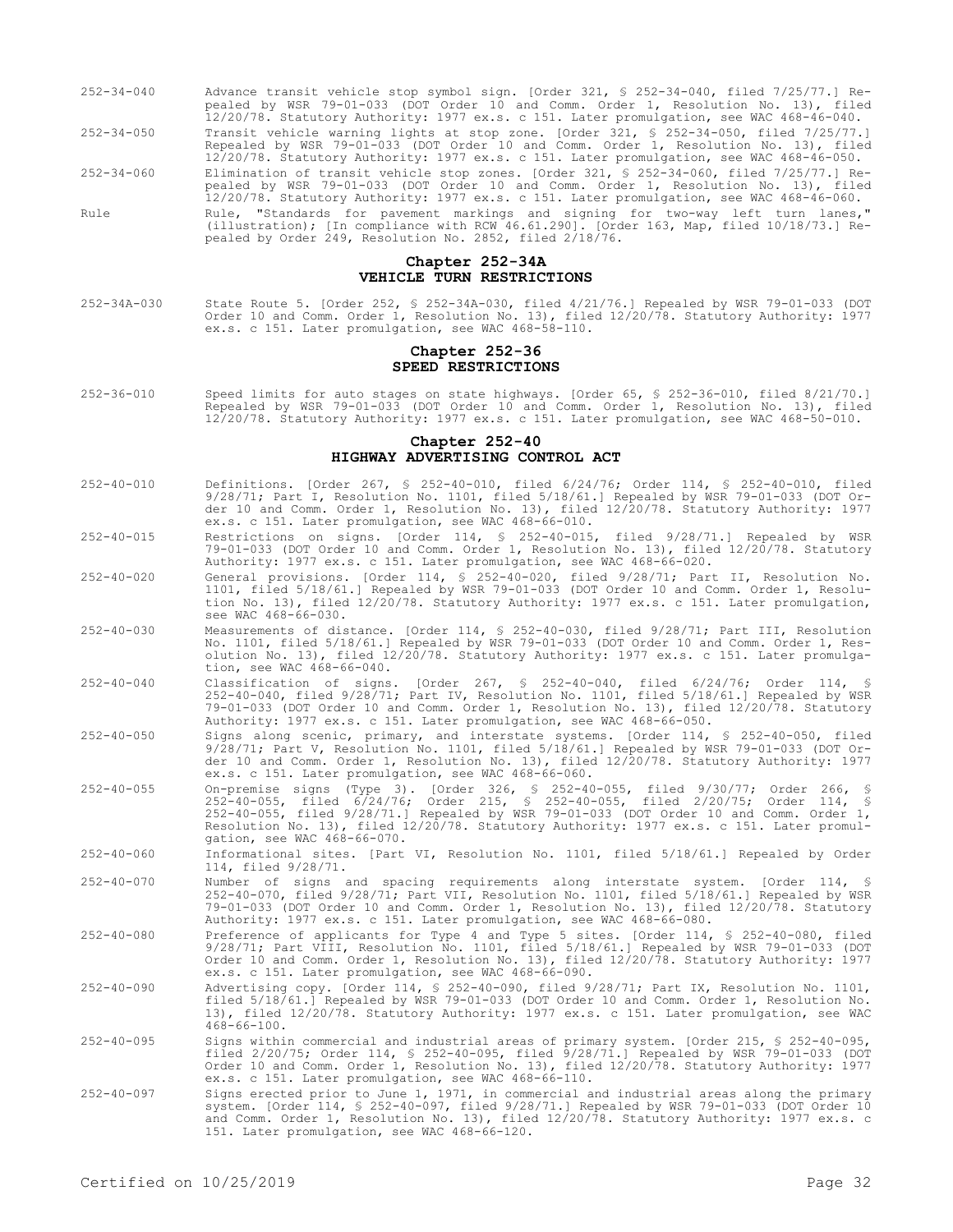252-34-040 Advance transit vehicle stop symbol sign. [Order 321, § 252-34-040, filed 7/25/77.] Repealed by WSR 79-01-033 (DOT Order 10 and Comm. Order 1, Resolution No. 13), filed 12/20/78. Statutory Authority: 1977 ex.s. c 151. Later promulgation, see WAC 468-46-040.

252-34-050 Transit vehicle warning lights at stop zone. [Order 321, § 252-34-050, filed 7/25/77.] Repealed by WSR 79-01-033 (DOT Order 10 and Comm. Order 1, Resolution No. 13), filed 12/20/78. Statutory Authority: 1977 ex.s. c 151. Later promulgation, see WAC 468-46-050.

252-34-060 Elimination of transit vehicle stop zones. [Order 321, § 252-34-060, filed 7/25/77.] Repealed by WSR 79-01-033 (DOT Order 10 and Comm. Order 1, Resolution No. 13), filed 12/20/78. Statutory Authority: 1977 ex.s. c 151. Later promulgation, see WAC 468-46-060.

Rule Rule, "Standards for pavement markings and signing for two-way left turn lanes," (illustration); [In compliance with RCW 46.61.290]. [Order 163, Map, filed 10/18/73.] Repealed by Order 249, Resolution No. 2852, filed 2/18/76.

## Chapter 252-34A
## VEHICLE TURN RESTRICTIONS

252-34A-030 State Route 5. [Order 252, § 252-34A-030, filed 4/21/76.] Repealed by WSR 79-01-033 (DOT Order 10 and Comm. Order 1, Resolution No. 13), filed 12/20/78. Statutory Authority: 1977 ex.s. c 151. Later promulgation, see WAC 468-58-110.

## Chapter 252-36
## SPEED RESTRICTIONS

252-36-010 Speed limits for auto stages on state highways. [Order 65, § 252-36-010, filed 8/21/70.] Repealed by WSR 79-01-033 (DOT Order 10 and Comm. Order 1, Resolution No. 13), filed 12/20/78. Statutory Authority: 1977 ex.s. c 151. Later promulgation, see WAC 468-50-010.

## Chapter 252-40
## HIGHWAY ADVERTISING CONTROL ACT

252-40-010 Definitions. [Order 267, § 252-40-010, filed 6/24/76; Order 114, § 252-40-010, filed 9/28/71; Part I, Resolution No. 1101, filed 5/18/61.] Repealed by WSR 79-01-033 (DOT Order 10 and Comm. Order 1, Resolution No. 13), filed 12/20/78. Statutory Authority: 1977 ex.s. c 151. Later promulgation, see WAC 468-66-010.

252-40-015 Restrictions on signs. [Order 114, § 252-40-015, filed 9/28/71.] Repealed by WSR 79-01-033 (DOT Order 10 and Comm. Order 1, Resolution No. 13), filed 12/20/78. Statutory Authority: 1977 ex.s. c 151. Later promulgation, see WAC 468-66-020.

252-40-020 General provisions. [Order 114, § 252-40-020, filed 9/28/71; Part II, Resolution No. 1101, filed 5/18/61.] Repealed by WSR 79-01-033 (DOT Order 10 and Comm. Order 1, Resolution No. 13), filed 12/20/78. Statutory Authority: 1977 ex.s. c 151. Later promulgation, see WAC 468-66-030.

252-40-030 Measurements of distance. [Order 114, § 252-40-030, filed 9/28/71; Part III, Resolution No. 1101, filed 5/18/61.] Repealed by WSR 79-01-033 (DOT Order 10 and Comm. Order 1, Resolution No. 13), filed 12/20/78. Statutory Authority: 1977 ex.s. c 151. Later promulgation, see WAC 468-66-040.

252-40-040 Classification of signs. [Order 267, § 252-40-040, filed 6/24/76; Order 114, § 252-40-040, filed 9/28/71; Part IV, Resolution No. 1101, filed 5/18/61.] Repealed by WSR 79-01-033 (DOT Order 10 and Comm. Order 1, Resolution No. 13), filed 12/20/78. Statutory Authority: 1977 ex.s. c 151. Later promulgation, see WAC 468-66-050.

252-40-050 Signs along scenic, primary, and interstate systems. [Order 114, § 252-40-050, filed 9/28/71; Part V, Resolution No. 1101, filed 5/18/61.] Repealed by WSR 79-01-033 (DOT Order 10 and Comm. Order 1, Resolution No. 13), filed 12/20/78. Statutory Authority: 1977 ex.s. c 151. Later promulgation, see WAC 468-66-060.

252-40-055 On-premise signs (Type 3). [Order 326, § 252-40-055, filed 9/30/77; Order 266, § 252-40-055, filed 6/24/76; Order 215, § 252-40-055, filed 2/20/75; Order 114, § 252-40-055, filed 9/28/71.] Repealed by WSR 79-01-033 (DOT Order 10 and Comm. Order 1, Resolution No. 13), filed 12/20/78. Statutory Authority: 1977 ex.s. c 151. Later promulgation, see WAC 468-66-070.

252-40-060 Informational sites. [Part VI, Resolution No. 1101, filed 5/18/61.] Repealed by Order 114, filed 9/28/71.

252-40-070 Number of signs and spacing requirements along interstate system. [Order 114, § 252-40-070, filed 9/28/71; Part VII, Resolution No. 1101, filed 5/18/61.] Repealed by WSR 79-01-033 (DOT Order 10 and Comm. Order 1, Resolution No. 13), filed 12/20/78. Statutory Authority: 1977 ex.s. c 151. Later promulgation, see WAC 468-66-080.

252-40-080 Preference of applicants for Type 4 and Type 5 sites. [Order 114, § 252-40-080, filed 9/28/71; Part VIII, Resolution No. 1101, filed 5/18/61.] Repealed by WSR 79-01-033 (DOT Order 10 and Comm. Order 1, Resolution No. 13), filed 12/20/78. Statutory Authority: 1977 ex.s. c 151. Later promulgation, see WAC 468-66-090.

252-40-090 Advertising copy. [Order 114, § 252-40-090, filed 9/28/71; Part IX, Resolution No. 1101, filed 5/18/61.] Repealed by WSR 79-01-033 (DOT Order 10 and Comm. Order 1, Resolution No. 13), filed 12/20/78. Statutory Authority: 1977 ex.s. c 151. Later promulgation, see WAC 468-66-100.

252-40-095 Signs within commercial and industrial areas of primary system. [Order 215, § 252-40-095, filed 2/20/75; Order 114, § 252-40-095, filed 9/28/71.] Repealed by WSR 79-01-033 (DOT Order 10 and Comm. Order 1, Resolution No. 13), filed 12/20/78. Statutory Authority: 1977 ex.s. c 151. Later promulgation, see WAC 468-66-110.

252-40-097 Signs erected prior to June 1, 1971, in commercial and industrial areas along the primary system. [Order 114, § 252-40-097, filed 9/28/71.] Repealed by WSR 79-01-033 (DOT Order 10 and Comm. Order 1, Resolution No. 13), filed 12/20/78. Statutory Authority: 1977 ex.s. c 151. Later promulgation, see WAC 468-66-120.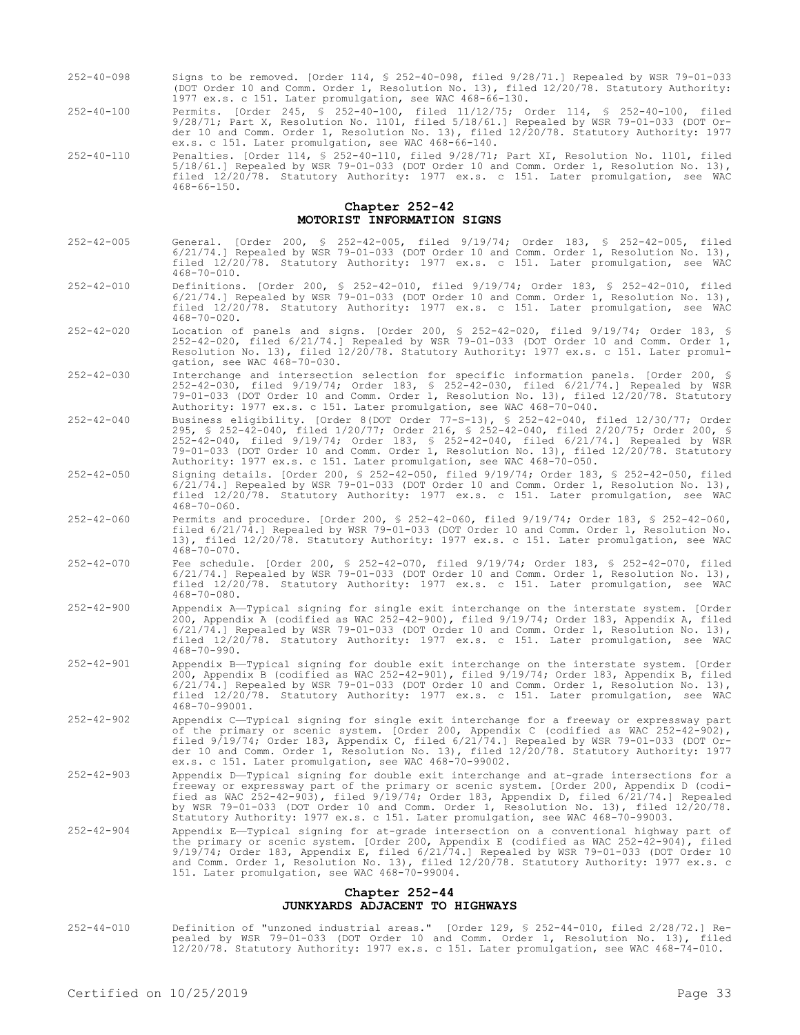252-40-098 Signs to be removed. [Order 114, § 252-40-098, filed 9/28/71.] Repealed by WSR 79-01-033 (DOT Order 10 and Comm. Order 1, Resolution No. 13), filed 12/20/78. Statutory Authority: 1977 ex.s. c 151. Later promulgation, see WAC 468-66-130.

252-40-100 Permits. [Order 245, § 252-40-100, filed 11/12/75; Order 114, § 252-40-100, filed 9/28/71; Part X, Resolution No. 1101, filed 5/18/61.] Repealed by WSR 79-01-033 (DOT Order 10 and Comm. Order 1, Resolution No. 13), filed 12/20/78. Statutory Authority: 1977 ex.s. c 151. Later promulgation, see WAC 468-66-140.

252-40-110 Penalties. [Order 114, § 252-40-110, filed 9/28/71; Part XI, Resolution No. 1101, filed 5/18/61.] Repealed by WSR 79-01-033 (DOT Order 10 and Comm. Order 1, Resolution No. 13), filed 12/20/78. Statutory Authority: 1977 ex.s. c 151. Later promulgation, see WAC 468-66-150.

## Chapter 252-42
## MOTORIST INFORMATION SIGNS

252-42-005 General. [Order 200, § 252-42-005, filed 9/19/74; Order 183, § 252-42-005, filed 6/21/74.] Repealed by WSR 79-01-033 (DOT Order 10 and Comm. Order 1, Resolution No. 13), filed 12/20/78. Statutory Authority: 1977 ex.s. c 151. Later promulgation, see WAC 468-70-010.

252-42-010 Definitions. [Order 200, § 252-42-010, filed 9/19/74; Order 183, § 252-42-010, filed 6/21/74.] Repealed by WSR 79-01-033 (DOT Order 10 and Comm. Order 1, Resolution No. 13), filed 12/20/78. Statutory Authority: 1977 ex.s. c 151. Later promulgation, see WAC 468-70-020.

252-42-020 Location of panels and signs. [Order 200, § 252-42-020, filed 9/19/74; Order 183, § 252-42-020, filed 6/21/74.] Repealed by WSR 79-01-033 (DOT Order 10 and Comm. Order 1, Resolution No. 13), filed 12/20/78. Statutory Authority: 1977 ex.s. c 151. Later promulgation, see WAC 468-70-030.

252-42-030 Interchange and intersection selection for specific information panels. [Order 200, § 252-42-030, filed 9/19/74; Order 183, § 252-42-030, filed 6/21/74.] Repealed by WSR 79-01-033 (DOT Order 10 and Comm. Order 1, Resolution No. 13), filed 12/20/78. Statutory Authority: 1977 ex.s. c 151. Later promulgation, see WAC 468-70-040.

252-42-040 Business eligibility. [Order 8(DOT Order 77-S-13), § 252-42-040, filed 12/30/77; Order 295, § 252-42-040, filed 1/20/77; Order 216, § 252-42-040, filed 2/20/75; Order 200, § 252-42-040, filed 9/19/74; Order 183, § 252-42-040, filed 6/21/74.] Repealed by WSR 79-01-033 (DOT Order 10 and Comm. Order 1, Resolution No. 13), filed 12/20/78. Statutory Authority: 1977 ex.s. c 151. Later promulgation, see WAC 468-70-050.

252-42-050 Signing details. [Order 200, § 252-42-050, filed 9/19/74; Order 183, § 252-42-050, filed 6/21/74.] Repealed by WSR 79-01-033 (DOT Order 10 and Comm. Order 1, Resolution No. 13), filed 12/20/78. Statutory Authority: 1977 ex.s. c 151. Later promulgation, see WAC 468-70-060.

252-42-060 Permits and procedure. [Order 200, § 252-42-060, filed 9/19/74; Order 183, § 252-42-060, filed 6/21/74.] Repealed by WSR 79-01-033 (DOT Order 10 and Comm. Order 1, Resolution No. 13), filed 12/20/78. Statutory Authority: 1977 ex.s. c 151. Later promulgation, see WAC 468-70-070.

252-42-070 Fee schedule. [Order 200, § 252-42-070, filed 9/19/74; Order 183, § 252-42-070, filed 6/21/74.] Repealed by WSR 79-01-033 (DOT Order 10 and Comm. Order 1, Resolution No. 13), filed 12/20/78. Statutory Authority: 1977 ex.s. c 151. Later promulgation, see WAC 468-70-080.

252-42-900 Appendix A—Typical signing for single exit interchange on the interstate system. [Order 200, Appendix A (codified as WAC 252-42-900), filed 9/19/74; Order 183, Appendix A, filed 6/21/74.] Repealed by WSR 79-01-033 (DOT Order 10 and Comm. Order 1, Resolution No. 13), filed 12/20/78. Statutory Authority: 1977 ex.s. c 151. Later promulgation, see WAC 468-70-990.

252-42-901 Appendix B—Typical signing for double exit interchange on the interstate system. [Order 200, Appendix B (codified as WAC 252-42-901), filed 9/19/74; Order 183, Appendix B, filed 6/21/74.] Repealed by WSR 79-01-033 (DOT Order 10 and Comm. Order 1, Resolution No. 13), filed 12/20/78. Statutory Authority: 1977 ex.s. c 151. Later promulgation, see WAC 468-70-99001.

252-42-902 Appendix C—Typical signing for single exit interchange for a freeway or expressway part of the primary or scenic system. [Order 200, Appendix C (codified as WAC 252-42-902), filed 9/19/74; Order 183, Appendix C, filed 6/21/74.] Repealed by WSR 79-01-033 (DOT Order 10 and Comm. Order 1, Resolution No. 13), filed 12/20/78. Statutory Authority: 1977 ex.s. c 151. Later promulgation, see WAC 468-70-99002.

252-42-903 Appendix D—Typical signing for double exit interchange and at-grade intersections for a freeway or expressway part of the primary or scenic system. [Order 200, Appendix D (codified as WAC 252-42-903), filed 9/19/74; Order 183, Appendix D, filed 6/21/74.] Repealed by WSR 79-01-033 (DOT Order 10 and Comm. Order 1, Resolution No. 13), filed 12/20/78. Statutory Authority: 1977 ex.s. c 151. Later promulgation, see WAC 468-70-99003.

252-42-904 Appendix E—Typical signing for at-grade intersection on a conventional highway part of the primary or scenic system. [Order 200, Appendix E (codified as WAC 252-42-904), filed 9/19/74; Order 183, Appendix E, filed 6/21/74.] Repealed by WSR 79-01-033 (DOT Order 10 and Comm. Order 1, Resolution No. 13), filed 12/20/78. Statutory Authority: 1977 ex.s. c 151. Later promulgation, see WAC 468-70-99004.

## Chapter 252-44
## JUNKYARDS ADJACENT TO HIGHWAYS

252-44-010 Definition of "unzoned industrial areas." [Order 129, § 252-44-010, filed 2/28/72.] Repealed by WSR 79-01-033 (DOT Order 10 and Comm. Order 1, Resolution No. 13), filed 12/20/78. Statutory Authority: 1977 ex.s. c 151. Later promulgation, see WAC 468-74-010.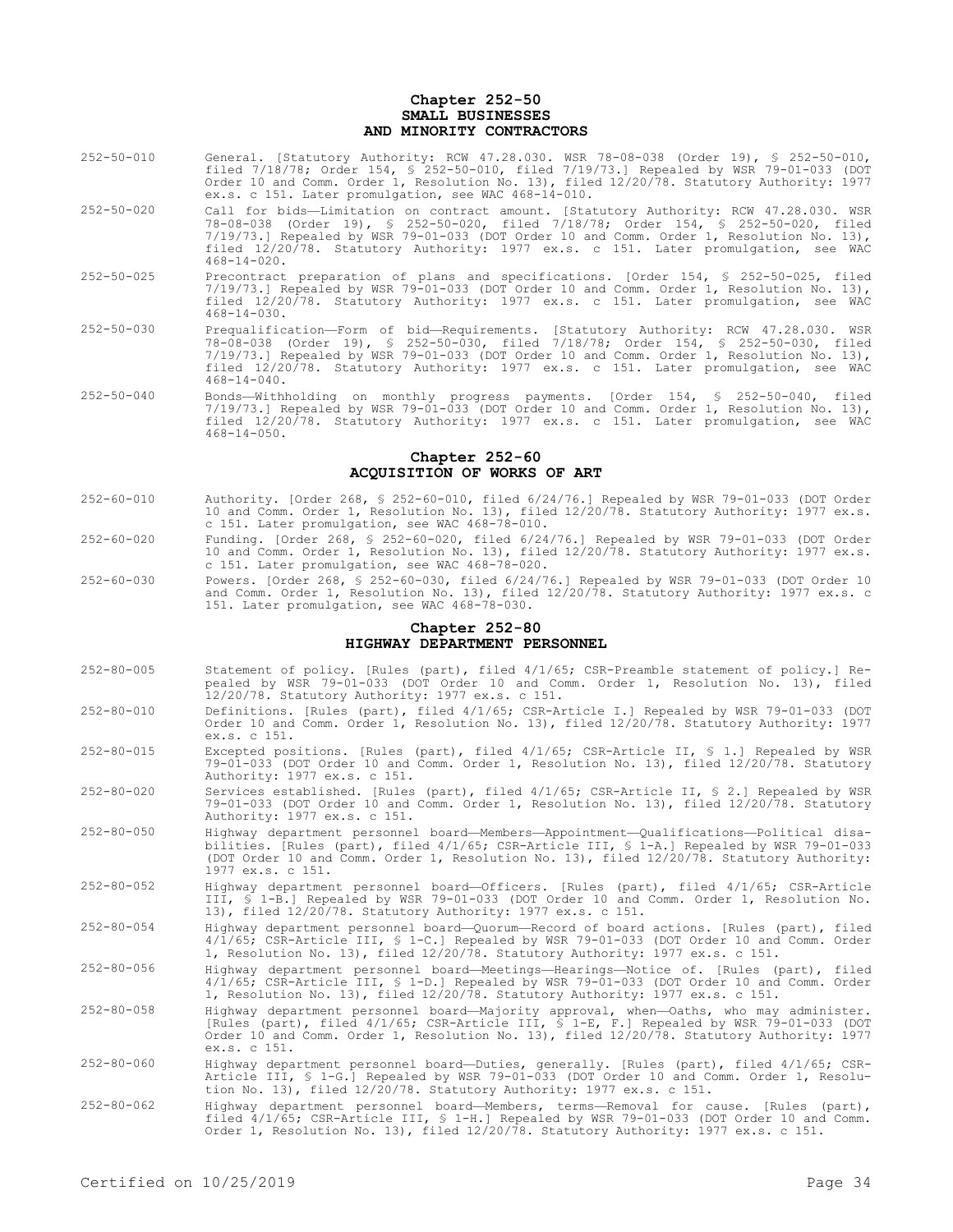## Chapter 252-50
## SMALL BUSINESSES
## AND MINORITY CONTRACTORS

252-50-010 General. [Statutory Authority: RCW 47.28.030. WSR 78-08-038 (Order 19), § 252-50-010, filed 7/18/78; Order 154, § 252-50-010, filed 7/19/73.] Repealed by WSR 79-01-033 (DOT Order 10 and Comm. Order 1, Resolution No. 13), filed 12/20/78. Statutory Authority: 1977 ex.s. c 151. Later promulgation, see WAC 468-14-010.

252-50-020 Call for bids—Limitation on contract amount. [Statutory Authority: RCW 47.28.030. WSR 78-08-038 (Order 19), § 252-50-020, filed 7/18/78; Order 154, § 252-50-020, filed 7/19/73.] Repealed by WSR 79-01-033 (DOT Order 10 and Comm. Order 1, Resolution No. 13), filed 12/20/78. Statutory Authority: 1977 ex.s. c 151. Later promulgation, see WAC 468-14-020.

252-50-025 Precontract preparation of plans and specifications. [Order 154, § 252-50-025, filed 7/19/73.] Repealed by WSR 79-01-033 (DOT Order 10 and Comm. Order 1, Resolution No. 13), filed 12/20/78. Statutory Authority: 1977 ex.s. c 151. Later promulgation, see WAC 468-14-030.

252-50-030 Prequalification—Form of bid—Requirements. [Statutory Authority: RCW 47.28.030. WSR 78-08-038 (Order 19), § 252-50-030, filed 7/18/78; Order 154, § 252-50-030, filed 7/19/73.] Repealed by WSR 79-01-033 (DOT Order 10 and Comm. Order 1, Resolution No. 13), filed 12/20/78. Statutory Authority: 1977 ex.s. c 151. Later promulgation, see WAC 468-14-040.

252-50-040 Bonds—Withholding on monthly progress payments. [Order 154, § 252-50-040, filed 7/19/73.] Repealed by WSR 79-01-033 (DOT Order 10 and Comm. Order 1, Resolution No. 13), filed 12/20/78. Statutory Authority: 1977 ex.s. c 151. Later promulgation, see WAC 468-14-050.

## Chapter 252-60
## ACQUISITION OF WORKS OF ART

252-60-010 Authority. [Order 268, § 252-60-010, filed 6/24/76.] Repealed by WSR 79-01-033 (DOT Order 10 and Comm. Order 1, Resolution No. 13), filed 12/20/78. Statutory Authority: 1977 ex.s. c 151. Later promulgation, see WAC 468-78-010.

252-60-020 Funding. [Order 268, § 252-60-020, filed 6/24/76.] Repealed by WSR 79-01-033 (DOT Order 10 and Comm. Order 1, Resolution No. 13), filed 12/20/78. Statutory Authority: 1977 ex.s. c 151. Later promulgation, see WAC 468-78-020.

252-60-030 Powers. [Order 268, § 252-60-030, filed 6/24/76.] Repealed by WSR 79-01-033 (DOT Order 10 and Comm. Order 1, Resolution No. 13), filed 12/20/78. Statutory Authority: 1977 ex.s. c 151. Later promulgation, see WAC 468-78-030.

## Chapter 252-80
## HIGHWAY DEPARTMENT PERSONNEL

252-80-005 Statement of policy. [Rules (part), filed 4/1/65; CSR-Preamble statement of policy.] Repealed by WSR 79-01-033 (DOT Order 10 and Comm. Order 1, Resolution No. 13), filed 12/20/78. Statutory Authority: 1977 ex.s. c 151.

252-80-010 Definitions. [Rules (part), filed 4/1/65; CSR-Article I.] Repealed by WSR 79-01-033 (DOT Order 10 and Comm. Order 1, Resolution No. 13), filed 12/20/78. Statutory Authority: 1977 ex.s. c 151.

252-80-015 Excepted positions. [Rules (part), filed 4/1/65; CSR-Article II, § 1.] Repealed by WSR 79-01-033 (DOT Order 10 and Comm. Order 1, Resolution No. 13), filed 12/20/78. Statutory Authority: 1977 ex.s. c 151.

252-80-020 Services established. [Rules (part), filed 4/1/65; CSR-Article II, § 2.] Repealed by WSR 79-01-033 (DOT Order 10 and Comm. Order 1, Resolution No. 13), filed 12/20/78. Statutory Authority: 1977 ex.s. c 151.

252-80-050 Highway department personnel board—Members—Appointment—Qualifications—Political disabilities. [Rules (part), filed 4/1/65; CSR-Article III, § 1-A.] Repealed by WSR 79-01-033 (DOT Order 10 and Comm. Order 1, Resolution No. 13), filed 12/20/78. Statutory Authority: 1977 ex.s. c 151.

252-80-052 Highway department personnel board—Officers. [Rules (part), filed 4/1/65; CSR-Article III, § 1-B.] Repealed by WSR 79-01-033 (DOT Order 10 and Comm. Order 1, Resolution No. 13), filed 12/20/78. Statutory Authority: 1977 ex.s. c 151.

252-80-054 Highway department personnel board—Quorum—Record of board actions. [Rules (part), filed 4/1/65; CSR-Article III, § 1-C.] Repealed by WSR 79-01-033 (DOT Order 10 and Comm. Order 1, Resolution No. 13), filed 12/20/78. Statutory Authority: 1977 ex.s. c 151.

252-80-056 Highway department personnel board—Meetings—Hearings—Notice of. [Rules (part), filed 4/1/65; CSR-Article III, § 1-D.] Repealed by WSR 79-01-033 (DOT Order 10 and Comm. Order 1, Resolution No. 13), filed 12/20/78. Statutory Authority: 1977 ex.s. c 151.

252-80-058 Highway department personnel board—Majority approval, when—Oaths, who may administer. [Rules (part), filed 4/1/65; CSR-Article III, § 1-E, F.] Repealed by WSR 79-01-033 (DOT Order 10 and Comm. Order 1, Resolution No. 13), filed 12/20/78. Statutory Authority: 1977 ex.s. c 151.

252-80-060 Highway department personnel board—Duties, generally. [Rules (part), filed 4/1/65; CSR-Article III, § 1-G.] Repealed by WSR 79-01-033 (DOT Order 10 and Comm. Order 1, Resolution No. 13), filed 12/20/78. Statutory Authority: 1977 ex.s. c 151.

252-80-062 Highway department personnel board—Members, terms—Removal for cause. [Rules (part), filed 4/1/65; CSR-Article III, § 1-H.] Repealed by WSR 79-01-033 (DOT Order 10 and Comm. Order 1, Resolution No. 13), filed 12/20/78. Statutory Authority: 1977 ex.s. c 151.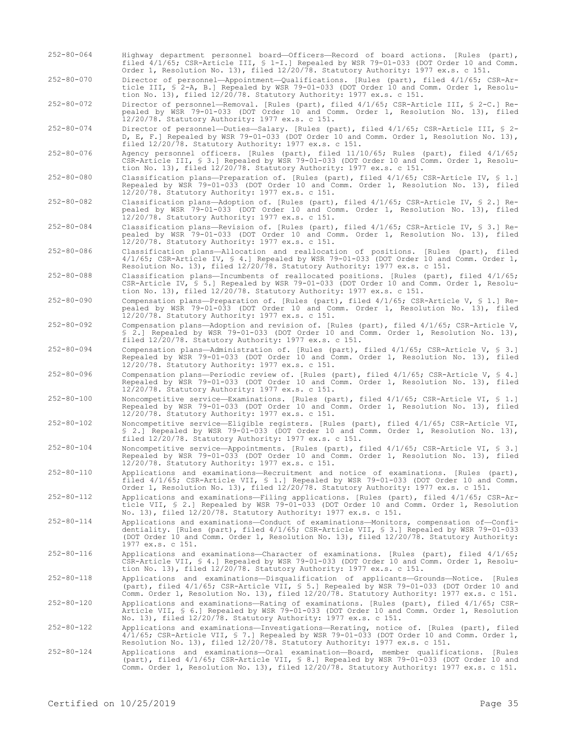252-80-064 Highway department personnel board—Officers—Record of board actions. [Rules (part), filed 4/1/65; CSR-Article III, § 1-I.] Repealed by WSR 79-01-033 (DOT Order 10 and Comm. Order 1, Resolution No. 13), filed 12/20/78. Statutory Authority: 1977 ex.s. c 151.

252-80-070 Director of personnel—Appointment—Qualifications. [Rules (part), filed 4/1/65; CSR-Article III, § 2-A, B.] Repealed by WSR 79-01-033 (DOT Order 10 and Comm. Order 1, Resolution No. 13), filed 12/20/78. Statutory Authority: 1977 ex.s. c 151.

252-80-072 Director of personnel—Removal. [Rules (part), filed 4/1/65; CSR-Article III, § 2-C.] Repealed by WSR 79-01-033 (DOT Order 10 and Comm. Order 1, Resolution No. 13), filed 12/20/78. Statutory Authority: 1977 ex.s. c 151.

252-80-074 Director of personnel—Duties—Salary. [Rules (part), filed 4/1/65; CSR-Article III, § 2-D, E, F.] Repealed by WSR 79-01-033 (DOT Order 10 and Comm. Order 1, Resolution No. 13), filed 12/20/78. Statutory Authority: 1977 ex.s. c 151.

252-80-076 Agency personnel officers. [Rules (part), filed 11/10/65; Rules (part), filed 4/1/65; CSR-Article III, § 3.] Repealed by WSR 79-01-033 (DOT Order 10 and Comm. Order 1, Resolution No. 13), filed 12/20/78. Statutory Authority: 1977 ex.s. c 151.

252-80-080 Classification plans—Preparation of. [Rules (part), filed 4/1/65; CSR-Article IV, § 1.] Repealed by WSR 79-01-033 (DOT Order 10 and Comm. Order 1, Resolution No. 13), filed 12/20/78. Statutory Authority: 1977 ex.s. c 151.

252-80-082 Classification plans—Adoption of. [Rules (part), filed 4/1/65; CSR-Article IV, § 2.] Repealed by WSR 79-01-033 (DOT Order 10 and Comm. Order 1, Resolution No. 13), filed 12/20/78. Statutory Authority: 1977 ex.s. c 151.

252-80-084 Classification plans—Revision of. [Rules (part), filed 4/1/65; CSR-Article IV, § 3.] Repealed by WSR 79-01-033 (DOT Order 10 and Comm. Order 1, Resolution No. 13), filed 12/20/78. Statutory Authority: 1977 ex.s. c 151.

252-80-086 Classification plans—Allocation and reallocation of positions. [Rules (part), filed 4/1/65; CSR-Article IV, § 4.] Repealed by WSR 79-01-033 (DOT Order 10 and Comm. Order 1, Resolution No. 13), filed 12/20/78. Statutory Authority: 1977 ex.s. c 151.

252-80-088 Classification plans—Incumbents of reallocated positions. [Rules (part), filed 4/1/65; CSR-Article IV, § 5.] Repealed by WSR 79-01-033 (DOT Order 10 and Comm. Order 1, Resolution No. 13), filed 12/20/78. Statutory Authority: 1977 ex.s. c 151.

252-80-090 Compensation plans—Preparation of. [Rules (part), filed 4/1/65; CSR-Article V, § 1.] Repealed by WSR 79-01-033 (DOT Order 10 and Comm. Order 1, Resolution No. 13), filed 12/20/78. Statutory Authority: 1977 ex.s. c 151.

252-80-092 Compensation plans—Adoption and revision of. [Rules (part), filed 4/1/65; CSR-Article V, § 2.] Repealed by WSR 79-01-033 (DOT Order 10 and Comm. Order 1, Resolution No. 13), filed 12/20/78. Statutory Authority: 1977 ex.s. c 151.

252-80-094 Compensation plans—Administration of. [Rules (part), filed 4/1/65; CSR-Article V, § 3.] Repealed by WSR 79-01-033 (DOT Order 10 and Comm. Order 1, Resolution No. 13), filed 12/20/78. Statutory Authority: 1977 ex.s. c 151.

252-80-096 Compensation plans—Periodic review of. [Rules (part), filed 4/1/65; CSR-Article V, § 4.] Repealed by WSR 79-01-033 (DOT Order 10 and Comm. Order 1, Resolution No. 13), filed 12/20/78. Statutory Authority: 1977 ex.s. c 151.

252-80-100 Noncompetitive service—Examinations. [Rules (part), filed 4/1/65; CSR-Article VI, § 1.] Repealed by WSR 79-01-033 (DOT Order 10 and Comm. Order 1, Resolution No. 13), filed 12/20/78. Statutory Authority: 1977 ex.s. c 151.

252-80-102 Noncompetitive service—Eligible registers. [Rules (part), filed 4/1/65; CSR-Article VI, § 2.] Repealed by WSR 79-01-033 (DOT Order 10 and Comm. Order 1, Resolution No. 13), filed 12/20/78. Statutory Authority: 1977 ex.s. c 151.

252-80-104 Noncompetitive service—Appointments. [Rules (part), filed 4/1/65; CSR-Article VI, § 3.] Repealed by WSR 79-01-033 (DOT Order 10 and Comm. Order 1, Resolution No. 13), filed 12/20/78. Statutory Authority: 1977 ex.s. c 151.

252-80-110 Applications and examinations—Recruitment and notice of examinations. [Rules (part), filed 4/1/65; CSR-Article VII, § 1.] Repealed by WSR 79-01-033 (DOT Order 10 and Comm. Order 1, Resolution No. 13), filed 12/20/78. Statutory Authority: 1977 ex.s. c 151.

252-80-112 Applications and examinations—Filing applications. [Rules (part), filed 4/1/65; CSR-Article VII, § 2.] Repealed by WSR 79-01-033 (DOT Order 10 and Comm. Order 1, Resolution No. 13), filed 12/20/78. Statutory Authority: 1977 ex.s. c 151.

252-80-114 Applications and examinations—Conduct of examinations—Monitors, compensation of—Confidentiality. [Rules (part), filed 4/1/65; CSR-Article VII, § 3.] Repealed by WSR 79-01-033 (DOT Order 10 and Comm. Order 1, Resolution No. 13), filed 12/20/78. Statutory Authority: 1977 ex.s. c 151.

252-80-116 Applications and examinations—Character of examinations. [Rules (part), filed 4/1/65; CSR-Article VII, § 4.] Repealed by WSR 79-01-033 (DOT Order 10 and Comm. Order 1, Resolution No. 13), filed 12/20/78. Statutory Authority: 1977 ex.s. c 151.

252-80-118 Applications and examinations—Disqualification of applicants—Grounds—Notice. [Rules (part), filed 4/1/65; CSR-Article VII, § 5.] Repealed by WSR 79-01-033 (DOT Order 10 and Comm. Order 1, Resolution No. 13), filed 12/20/78. Statutory Authority: 1977 ex.s. c 151.

252-80-120 Applications and examinations—Rating of examinations. [Rules (part), filed 4/1/65; CSR-Article VII, § 6.] Repealed by WSR 79-01-033 (DOT Order 10 and Comm. Order 1, Resolution No. 13), filed 12/20/78. Statutory Authority: 1977 ex.s. c 151.

252-80-122 Applications and examinations—Investigations—Rerating, notice of. [Rules (part), filed 4/1/65; CSR-Article VII, § 7.] Repealed by WSR 79-01-033 (DOT Order 10 and Comm. Order 1, Resolution No. 13), filed 12/20/78. Statutory Authority: 1977 ex.s. c 151.

252-80-124 Applications and examinations—Oral examination—Board, member qualifications. [Rules (part), filed 4/1/65; CSR-Article VII, § 8.] Repealed by WSR 79-01-033 (DOT Order 10 and Comm. Order 1, Resolution No. 13), filed 12/20/78. Statutory Authority: 1977 ex.s. c 151.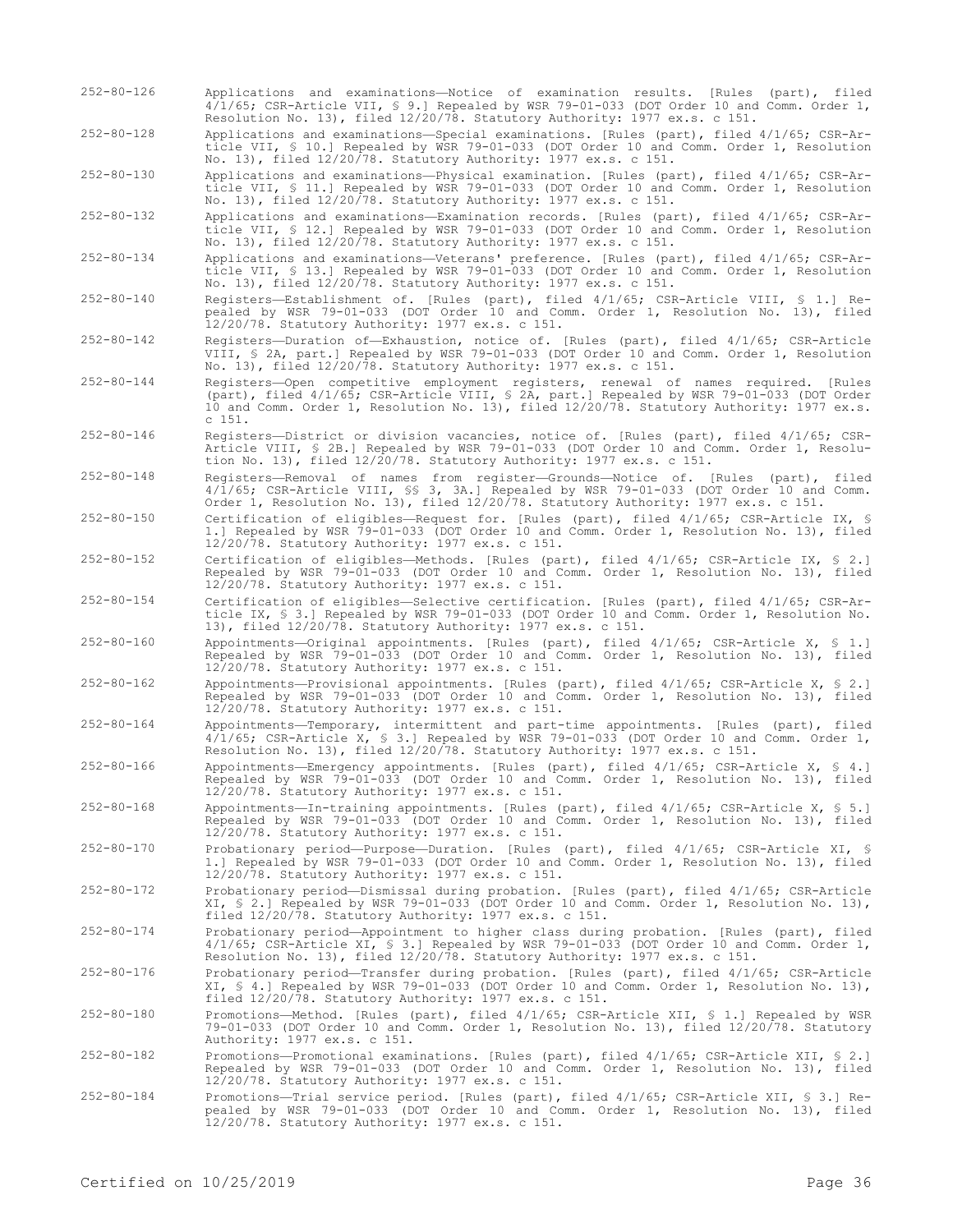252-80-126 Applications and examinations—Notice of examination results. [Rules (part), filed 4/1/65; CSR-Article VII, § 9.] Repealed by WSR 79-01-033 (DOT Order 10 and Comm. Order 1, Resolution No. 13), filed 12/20/78. Statutory Authority: 1977 ex.s. c 151.

252-80-128 Applications and examinations—Special examinations. [Rules (part), filed 4/1/65; CSR-Article VII, § 10.] Repealed by WSR 79-01-033 (DOT Order 10 and Comm. Order 1, Resolution No. 13), filed 12/20/78. Statutory Authority: 1977 ex.s. c 151.

252-80-130 Applications and examinations—Physical examination. [Rules (part), filed 4/1/65; CSR-Article VII, § 11.] Repealed by WSR 79-01-033 (DOT Order 10 and Comm. Order 1, Resolution No. 13), filed 12/20/78. Statutory Authority: 1977 ex.s. c 151.

252-80-132 Applications and examinations—Examination records. [Rules (part), filed 4/1/65; CSR-Article VII, § 12.] Repealed by WSR 79-01-033 (DOT Order 10 and Comm. Order 1, Resolution No. 13), filed 12/20/78. Statutory Authority: 1977 ex.s. c 151.

252-80-134 Applications and examinations—Veterans' preference. [Rules (part), filed 4/1/65; CSR-Article VII, § 13.] Repealed by WSR 79-01-033 (DOT Order 10 and Comm. Order 1, Resolution No. 13), filed 12/20/78. Statutory Authority: 1977 ex.s. c 151.

252-80-140 Registers—Establishment of. [Rules (part), filed 4/1/65; CSR-Article VIII, § 1.] Repealed by WSR 79-01-033 (DOT Order 10 and Comm. Order 1, Resolution No. 13), filed 12/20/78. Statutory Authority: 1977 ex.s. c 151.

252-80-142 Registers—Duration of—Exhaustion, notice of. [Rules (part), filed 4/1/65; CSR-Article VIII, § 2A, part.] Repealed by WSR 79-01-033 (DOT Order 10 and Comm. Order 1, Resolution No. 13), filed 12/20/78. Statutory Authority: 1977 ex.s. c 151.

252-80-144 Registers—Open competitive employment registers, renewal of names required. [Rules (part), filed 4/1/65; CSR-Article VIII, § 2A, part.] Repealed by WSR 79-01-033 (DOT Order 10 and Comm. Order 1, Resolution No. 13), filed 12/20/78. Statutory Authority: 1977 ex.s. c 151.

252-80-146 Registers—District or division vacancies, notice of. [Rules (part), filed 4/1/65; CSR-Article VIII, § 2B.] Repealed by WSR 79-01-033 (DOT Order 10 and Comm. Order 1, Resolution No. 13), filed 12/20/78. Statutory Authority: 1977 ex.s. c 151.

252-80-148 Registers—Removal of names from register—Grounds—Notice of. [Rules (part), filed 4/1/65; CSR-Article VIII, §§ 3, 3A.] Repealed by WSR 79-01-033 (DOT Order 10 and Comm. Order 1, Resolution No. 13), filed 12/20/78. Statutory Authority: 1977 ex.s. c 151.

252-80-150 Certification of eligibles—Request for. [Rules (part), filed 4/1/65; CSR-Article IX, § 1.] Repealed by WSR 79-01-033 (DOT Order 10 and Comm. Order 1, Resolution No. 13), filed 12/20/78. Statutory Authority: 1977 ex.s. c 151.

252-80-152 Certification of eligibles—Methods. [Rules (part), filed 4/1/65; CSR-Article IX, § 2.] Repealed by WSR 79-01-033 (DOT Order 10 and Comm. Order 1, Resolution No. 13), filed 12/20/78. Statutory Authority: 1977 ex.s. c 151.

252-80-154 Certification of eligibles—Selective certification. [Rules (part), filed 4/1/65; CSR-Article IX, § 3.] Repealed by WSR 79-01-033 (DOT Order 10 and Comm. Order 1, Resolution No. 13), filed 12/20/78. Statutory Authority: 1977 ex.s. c 151.

252-80-160 Appointments—Original appointments. [Rules (part), filed 4/1/65; CSR-Article X, § 1.] Repealed by WSR 79-01-033 (DOT Order 10 and Comm. Order 1, Resolution No. 13), filed 12/20/78. Statutory Authority: 1977 ex.s. c 151.

252-80-162 Appointments—Provisional appointments. [Rules (part), filed 4/1/65; CSR-Article X, § 2.] Repealed by WSR 79-01-033 (DOT Order 10 and Comm. Order 1, Resolution No. 13), filed 12/20/78. Statutory Authority: 1977 ex.s. c 151.

252-80-164 Appointments—Temporary, intermittent and part-time appointments. [Rules (part), filed 4/1/65; CSR-Article X, § 3.] Repealed by WSR 79-01-033 (DOT Order 10 and Comm. Order 1, Resolution No. 13), filed 12/20/78. Statutory Authority: 1977 ex.s. c 151.

252-80-166 Appointments—Emergency appointments. [Rules (part), filed 4/1/65; CSR-Article X, § 4.] Repealed by WSR 79-01-033 (DOT Order 10 and Comm. Order 1, Resolution No. 13), filed 12/20/78. Statutory Authority: 1977 ex.s. c 151.

252-80-168 Appointments—In-training appointments. [Rules (part), filed 4/1/65; CSR-Article X, § 5.] Repealed by WSR 79-01-033 (DOT Order 10 and Comm. Order 1, Resolution No. 13), filed 12/20/78. Statutory Authority: 1977 ex.s. c 151.

252-80-170 Probationary period—Purpose—Duration. [Rules (part), filed 4/1/65; CSR-Article XI, § 1.] Repealed by WSR 79-01-033 (DOT Order 10 and Comm. Order 1, Resolution No. 13), filed 12/20/78. Statutory Authority: 1977 ex.s. c 151.

252-80-172 Probationary period—Dismissal during probation. [Rules (part), filed 4/1/65; CSR-Article XI, § 2.] Repealed by WSR 79-01-033 (DOT Order 10 and Comm. Order 1, Resolution No. 13), filed 12/20/78. Statutory Authority: 1977 ex.s. c 151.

252-80-174 Probationary period—Appointment to higher class during probation. [Rules (part), filed 4/1/65; CSR-Article XI, § 3.] Repealed by WSR 79-01-033 (DOT Order 10 and Comm. Order 1, Resolution No. 13), filed 12/20/78. Statutory Authority: 1977 ex.s. c 151.

252-80-176 Probationary period—Transfer during probation. [Rules (part), filed 4/1/65; CSR-Article XI, § 4.] Repealed by WSR 79-01-033 (DOT Order 10 and Comm. Order 1, Resolution No. 13), filed 12/20/78. Statutory Authority: 1977 ex.s. c 151.

252-80-180 Promotions—Method. [Rules (part), filed 4/1/65; CSR-Article XII, § 1.] Repealed by WSR 79-01-033 (DOT Order 10 and Comm. Order 1, Resolution No. 13), filed 12/20/78. Statutory Authority: 1977 ex.s. c 151.

252-80-182 Promotions—Promotional examinations. [Rules (part), filed 4/1/65; CSR-Article XII, § 2.] Repealed by WSR 79-01-033 (DOT Order 10 and Comm. Order 1, Resolution No. 13), filed 12/20/78. Statutory Authority: 1977 ex.s. c 151.

252-80-184 Promotions—Trial service period. [Rules (part), filed 4/1/65; CSR-Article XII, § 3.] Repealed by WSR 79-01-033 (DOT Order 10 and Comm. Order 1, Resolution No. 13), filed 12/20/78. Statutory Authority: 1977 ex.s. c 151.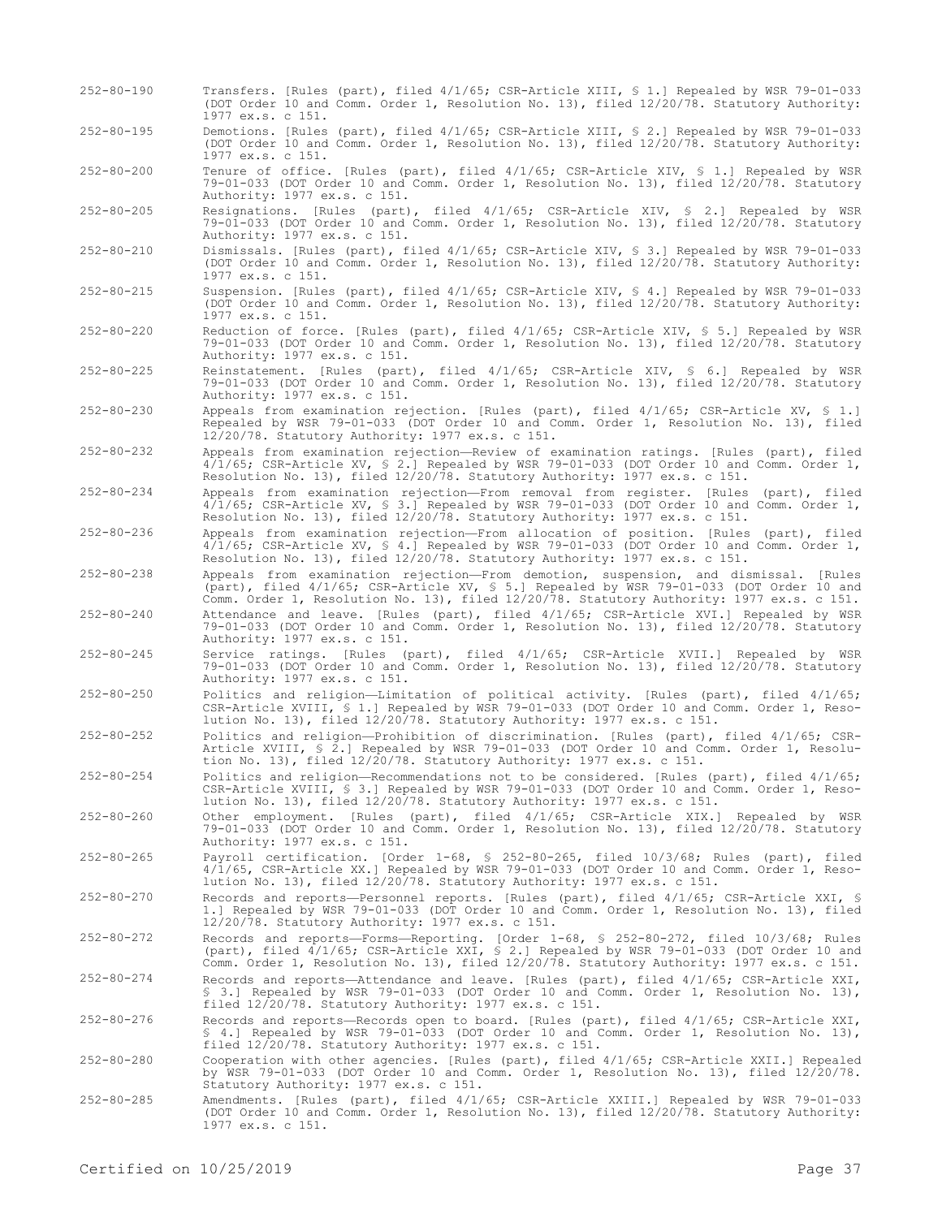| | |
|---|---|
| 252-80-190 | Transfers. [Rules (part), filed 4/1/65; CSR-Article XIII, § 1.] Repealed by WSR 79-01-033 (DOT Order 10 and Comm. Order 1, Resolution No. 13), filed 12/20/78. Statutory Authority: 1977 ex.s. c 151. |
| 252-80-195 | Demotions. [Rules (part), filed 4/1/65; CSR-Article XIII, § 2.] Repealed by WSR 79-01-033 (DOT Order 10 and Comm. Order 1, Resolution No. 13), filed 12/20/78. Statutory Authority: 1977 ex.s. c 151. |
| 252-80-200 | Tenure of office. [Rules (part), filed 4/1/65; CSR-Article XIV, § 1.] Repealed by WSR 79-01-033 (DOT Order 10 and Comm. Order 1, Resolution No. 13), filed 12/20/78. Statutory Authority: 1977 ex.s. c 151. |
| 252-80-205 | Resignations. [Rules (part), filed 4/1/65; CSR-Article XIV, § 2.] Repealed by WSR 79-01-033 (DOT Order 10 and Comm. Order 1, Resolution No. 13), filed 12/20/78. Statutory Authority: 1977 ex.s. c 151. |
| 252-80-210 | Dismissals. [Rules (part), filed 4/1/65; CSR-Article XIV, § 3.] Repealed by WSR 79-01-033 (DOT Order 10 and Comm. Order 1, Resolution No. 13), filed 12/20/78. Statutory Authority: 1977 ex.s. c 151. |
| 252-80-215 | Suspension. [Rules (part), filed 4/1/65; CSR-Article XIV, § 4.] Repealed by WSR 79-01-033 (DOT Order 10 and Comm. Order 1, Resolution No. 13), filed 12/20/78. Statutory Authority: 1977 ex.s. c 151. |
| 252-80-220 | Reduction of force. [Rules (part), filed 4/1/65; CSR-Article XIV, § 5.] Repealed by WSR 79-01-033 (DOT Order 10 and Comm. Order 1, Resolution No. 13), filed 12/20/78. Statutory Authority: 1977 ex.s. c 151. |
| 252-80-225 | Reinstatement. [Rules (part), filed 4/1/65; CSR-Article XIV, § 6.] Repealed by WSR 79-01-033 (DOT Order 10 and Comm. Order 1, Resolution No. 13), filed 12/20/78. Statutory Authority: 1977 ex.s. c 151. |
| 252-80-230 | Appeals from examination rejection. [Rules (part), filed 4/1/65; CSR-Article XV, § 1.] Repealed by WSR 79-01-033 (DOT Order 10 and Comm. Order 1, Resolution No. 13), filed 12/20/78. Statutory Authority: 1977 ex.s. c 151. |
| 252-80-232 | Appeals from examination rejection—Review of examination ratings. [Rules (part), filed 4/1/65; CSR-Article XV, § 2.] Repealed by WSR 79-01-033 (DOT Order 10 and Comm. Order 1, Resolution No. 13), filed 12/20/78. Statutory Authority: 1977 ex.s. c 151. |
| 252-80-234 | Appeals from examination rejection—From removal from register. [Rules (part), filed 4/1/65; CSR-Article XV, § 3.] Repealed by WSR 79-01-033 (DOT Order 10 and Comm. Order 1, Resolution No. 13), filed 12/20/78. Statutory Authority: 1977 ex.s. c 151. |
| 252-80-236 | Appeals from examination rejection—From allocation of position. [Rules (part), filed 4/1/65; CSR-Article XV, § 4.] Repealed by WSR 79-01-033 (DOT Order 10 and Comm. Order 1, Resolution No. 13), filed 12/20/78. Statutory Authority: 1977 ex.s. c 151. |
| 252-80-238 | Appeals from examination rejection—From demotion, suspension, and dismissal. [Rules (part), filed 4/1/65; CSR-Article XV, § 5.] Repealed by WSR 79-01-033 (DOT Order 10 and Comm. Order 1, Resolution No. 13), filed 12/20/78. Statutory Authority: 1977 ex.s. c 151. |
| 252-80-240 | Attendance and leave. [Rules (part), filed 4/1/65; CSR-Article XVI.] Repealed by WSR 79-01-033 (DOT Order 10 and Comm. Order 1, Resolution No. 13), filed 12/20/78. Statutory Authority: 1977 ex.s. c 151. |
| 252-80-245 | Service ratings. [Rules (part), filed 4/1/65; CSR-Article XVII.] Repealed by WSR 79-01-033 (DOT Order 10 and Comm. Order 1, Resolution No. 13), filed 12/20/78. Statutory Authority: 1977 ex.s. c 151. |
| 252-80-250 | Politics and religion—Limitation of political activity. [Rules (part), filed 4/1/65; CSR-Article XVIII, § 1.] Repealed by WSR 79-01-033 (DOT Order 10 and Comm. Order 1, Resolution No. 13), filed 12/20/78. Statutory Authority: 1977 ex.s. c 151. |
| 252-80-252 | Politics and religion—Prohibition of discrimination. [Rules (part), filed 4/1/65; CSR-Article XVIII, § 2.] Repealed by WSR 79-01-033 (DOT Order 10 and Comm. Order 1, Resolution No. 13), filed 12/20/78. Statutory Authority: 1977 ex.s. c 151. |
| 252-80-254 | Politics and religion—Recommendations not to be considered. [Rules (part), filed 4/1/65; CSR-Article XVIII, § 3.] Repealed by WSR 79-01-033 (DOT Order 10 and Comm. Order 1, Resolution No. 13), filed 12/20/78. Statutory Authority: 1977 ex.s. c 151. |
| 252-80-260 | Other employment. [Rules (part), filed 4/1/65; CSR-Article XIX.] Repealed by WSR 79-01-033 (DOT Order 10 and Comm. Order 1, Resolution No. 13), filed 12/20/78. Statutory Authority: 1977 ex.s. c 151. |
| 252-80-265 | Payroll certification. [Order 1-68, § 252-80-265, filed 10/3/68; Rules (part), filed 4/1/65, CSR-Article XX.] Repealed by WSR 79-01-033 (DOT Order 10 and Comm. Order 1, Resolution No. 13), filed 12/20/78. Statutory Authority: 1977 ex.s. c 151. |
| 252-80-270 | Records and reports—Personnel reports. [Rules (part), filed 4/1/65; CSR-Article XXI, § 1.] Repealed by WSR 79-01-033 (DOT Order 10 and Comm. Order 1, Resolution No. 13), filed 12/20/78. Statutory Authority: 1977 ex.s. c 151. |
| 252-80-272 | Records and reports—Forms—Reporting. [Order 1-68, § 252-80-272, filed 10/3/68; Rules (part), filed 4/1/65; CSR-Article XXI, § 2.] Repealed by WSR 79-01-033 (DOT Order 10 and Comm. Order 1, Resolution No. 13), filed 12/20/78. Statutory Authority: 1977 ex.s. c 151. |
| 252-80-274 | Records and reports—Attendance and leave. [Rules (part), filed 4/1/65; CSR-Article XXI, § 3.] Repealed by WSR 79-01-033 (DOT Order 10 and Comm. Order 1, Resolution No. 13), filed 12/20/78. Statutory Authority: 1977 ex.s. c 151. |
| 252-80-276 | Records and reports—Records open to board. [Rules (part), filed 4/1/65; CSR-Article XXI, § 4.] Repealed by WSR 79-01-033 (DOT Order 10 and Comm. Order 1, Resolution No. 13), filed 12/20/78. Statutory Authority: 1977 ex.s. c 151. |
| 252-80-280 | Cooperation with other agencies. [Rules (part), filed 4/1/65; CSR-Article XXII.] Repealed by WSR 79-01-033 (DOT Order 10 and Comm. Order 1, Resolution No. 13), filed 12/20/78. Statutory Authority: 1977 ex.s. c 151. |
| 252-80-285 | Amendments. [Rules (part), filed 4/1/65; CSR-Article XXIII.] Repealed by WSR 79-01-033 (DOT Order 10 and Comm. Order 1, Resolution No. 13), filed 12/20/78. Statutory Authority: 1977 ex.s. c 151. |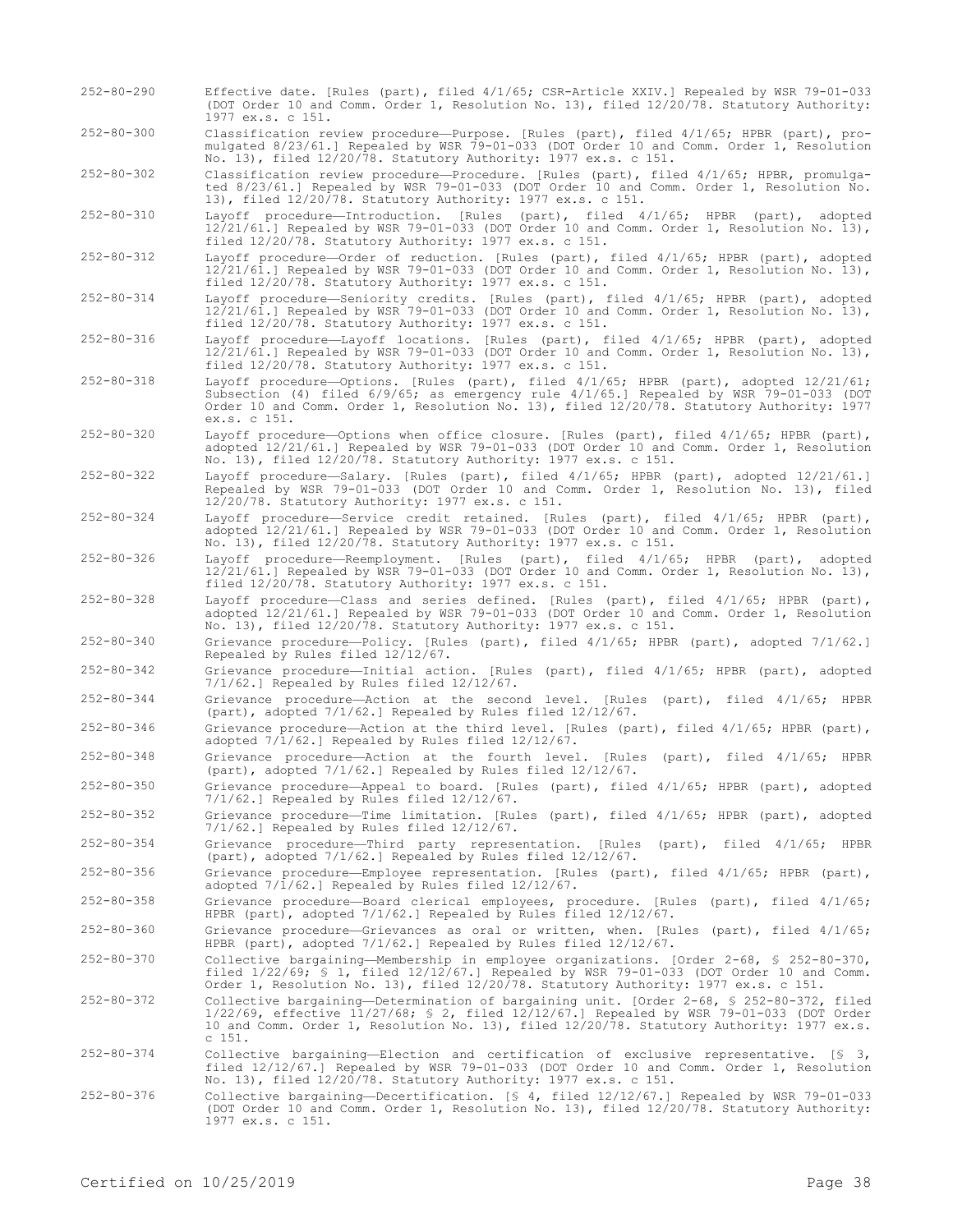252-80-290 Effective date. [Rules (part), filed 4/1/65; CSR-Article XXIV.] Repealed by WSR 79-01-033 (DOT Order 10 and Comm. Order 1, Resolution No. 13), filed 12/20/78. Statutory Authority: 1977 ex.s. c 151.

252-80-300 Classification review procedure—Purpose. [Rules (part), filed 4/1/65; HPBR (part), promulgated 8/23/61.] Repealed by WSR 79-01-033 (DOT Order 10 and Comm. Order 1, Resolution No. 13), filed 12/20/78. Statutory Authority: 1977 ex.s. c 151.

252-80-302 Classification review procedure—Procedure. [Rules (part), filed 4/1/65; HPBR, promulgated 8/23/61.] Repealed by WSR 79-01-033 (DOT Order 10 and Comm. Order 1, Resolution No. 13), filed 12/20/78. Statutory Authority: 1977 ex.s. c 151.

252-80-310 Layoff procedure—Introduction. [Rules (part), filed 4/1/65; HPBR (part), adopted 12/21/61.] Repealed by WSR 79-01-033 (DOT Order 10 and Comm. Order 1, Resolution No. 13), filed 12/20/78. Statutory Authority: 1977 ex.s. c 151.

252-80-312 Layoff procedure—Order of reduction. [Rules (part), filed 4/1/65; HPBR (part), adopted 12/21/61.] Repealed by WSR 79-01-033 (DOT Order 10 and Comm. Order 1, Resolution No. 13), filed 12/20/78. Statutory Authority: 1977 ex.s. c 151.

252-80-314 Layoff procedure—Seniority credits. [Rules (part), filed 4/1/65; HPBR (part), adopted 12/21/61.] Repealed by WSR 79-01-033 (DOT Order 10 and Comm. Order 1, Resolution No. 13), filed 12/20/78. Statutory Authority: 1977 ex.s. c 151.

252-80-316 Layoff procedure—Layoff locations. [Rules (part), filed 4/1/65; HPBR (part), adopted 12/21/61.] Repealed by WSR 79-01-033 (DOT Order 10 and Comm. Order 1, Resolution No. 13), filed 12/20/78. Statutory Authority: 1977 ex.s. c 151.

252-80-318 Layoff procedure—Options. [Rules (part), filed 4/1/65; HPBR (part), adopted 12/21/61; Subsection (4) filed 6/9/65; as emergency rule 4/1/65.] Repealed by WSR 79-01-033 (DOT Order 10 and Comm. Order 1, Resolution No. 13), filed 12/20/78. Statutory Authority: 1977 ex.s. c 151.

252-80-320 Layoff procedure—Options when office closure. [Rules (part), filed 4/1/65; HPBR (part), adopted 12/21/61.] Repealed by WSR 79-01-033 (DOT Order 10 and Comm. Order 1, Resolution No. 13), filed 12/20/78. Statutory Authority: 1977 ex.s. c 151.

252-80-322 Layoff procedure—Salary. [Rules (part), filed 4/1/65; HPBR (part), adopted 12/21/61.] Repealed by WSR 79-01-033 (DOT Order 10 and Comm. Order 1, Resolution No. 13), filed 12/20/78. Statutory Authority: 1977 ex.s. c 151.

252-80-324 Layoff procedure—Service credit retained. [Rules (part), filed 4/1/65; HPBR (part), adopted 12/21/61.] Repealed by WSR 79-01-033 (DOT Order 10 and Comm. Order 1, Resolution No. 13), filed 12/20/78. Statutory Authority: 1977 ex.s. c 151.

252-80-326 Layoff procedure—Reemployment. [Rules (part), filed 4/1/65; HPBR (part), adopted 12/21/61.] Repealed by WSR 79-01-033 (DOT Order 10 and Comm. Order 1, Resolution No. 13), filed 12/20/78. Statutory Authority: 1977 ex.s. c 151.

252-80-328 Layoff procedure—Class and series defined. [Rules (part), filed 4/1/65; HPBR (part), adopted 12/21/61.] Repealed by WSR 79-01-033 (DOT Order 10 and Comm. Order 1, Resolution No. 13), filed 12/20/78. Statutory Authority: 1977 ex.s. c 151.

252-80-340 Grievance procedure—Policy. [Rules (part), filed 4/1/65; HPBR (part), adopted 7/1/62.] Repealed by Rules filed 12/12/67.

252-80-342 Grievance procedure—Initial action. [Rules (part), filed 4/1/65; HPBR (part), adopted 7/1/62.] Repealed by Rules filed 12/12/67.

252-80-344 Grievance procedure—Action at the second level. [Rules (part), filed 4/1/65; HPBR (part), adopted 7/1/62.] Repealed by Rules filed 12/12/67.

252-80-346 Grievance procedure—Action at the third level. [Rules (part), filed 4/1/65; HPBR (part), adopted 7/1/62.] Repealed by Rules filed 12/12/67.

252-80-348 Grievance procedure—Action at the fourth level. [Rules (part), filed 4/1/65; HPBR (part), adopted 7/1/62.] Repealed by Rules filed 12/12/67.

252-80-350 Grievance procedure—Appeal to board. [Rules (part), filed 4/1/65; HPBR (part), adopted 7/1/62.] Repealed by Rules filed 12/12/67.

252-80-352 Grievance procedure—Time limitation. [Rules (part), filed 4/1/65; HPBR (part), adopted 7/1/62.] Repealed by Rules filed 12/12/67.

252-80-354 Grievance procedure—Third party representation. [Rules (part), filed 4/1/65; HPBR (part), adopted 7/1/62.] Repealed by Rules filed 12/12/67.

252-80-356 Grievance procedure—Employee representation. [Rules (part), filed 4/1/65; HPBR (part), adopted 7/1/62.] Repealed by Rules filed 12/12/67.

252-80-358 Grievance procedure—Board clerical employees, procedure. [Rules (part), filed 4/1/65; HPBR (part), adopted 7/1/62.] Repealed by Rules filed 12/12/67.

252-80-360 Grievance procedure—Grievances as oral or written, when. [Rules (part), filed 4/1/65; HPBR (part), adopted 7/1/62.] Repealed by Rules filed 12/12/67.

252-80-370 Collective bargaining—Membership in employee organizations. [Order 2-68, § 252-80-370, filed 1/22/69; § 1, filed 12/12/67.] Repealed by WSR 79-01-033 (DOT Order 10 and Comm. Order 1, Resolution No. 13), filed 12/20/78. Statutory Authority: 1977 ex.s. c 151.

252-80-372 Collective bargaining—Determination of bargaining unit. [Order 2-68, § 252-80-372, filed 1/22/69, effective 11/27/68; § 2, filed 12/12/67.] Repealed by WSR 79-01-033 (DOT Order 10 and Comm. Order 1, Resolution No. 13), filed 12/20/78. Statutory Authority: 1977 ex.s. c 151.

252-80-374 Collective bargaining—Election and certification of exclusive representative. [§ 3, filed 12/12/67.] Repealed by WSR 79-01-033 (DOT Order 10 and Comm. Order 1, Resolution No. 13), filed 12/20/78. Statutory Authority: 1977 ex.s. c 151.

252-80-376 Collective bargaining—Decertification. [§ 4, filed 12/12/67.] Repealed by WSR 79-01-033 (DOT Order 10 and Comm. Order 1, Resolution No. 13), filed 12/20/78. Statutory Authority: 1977 ex.s. c 151.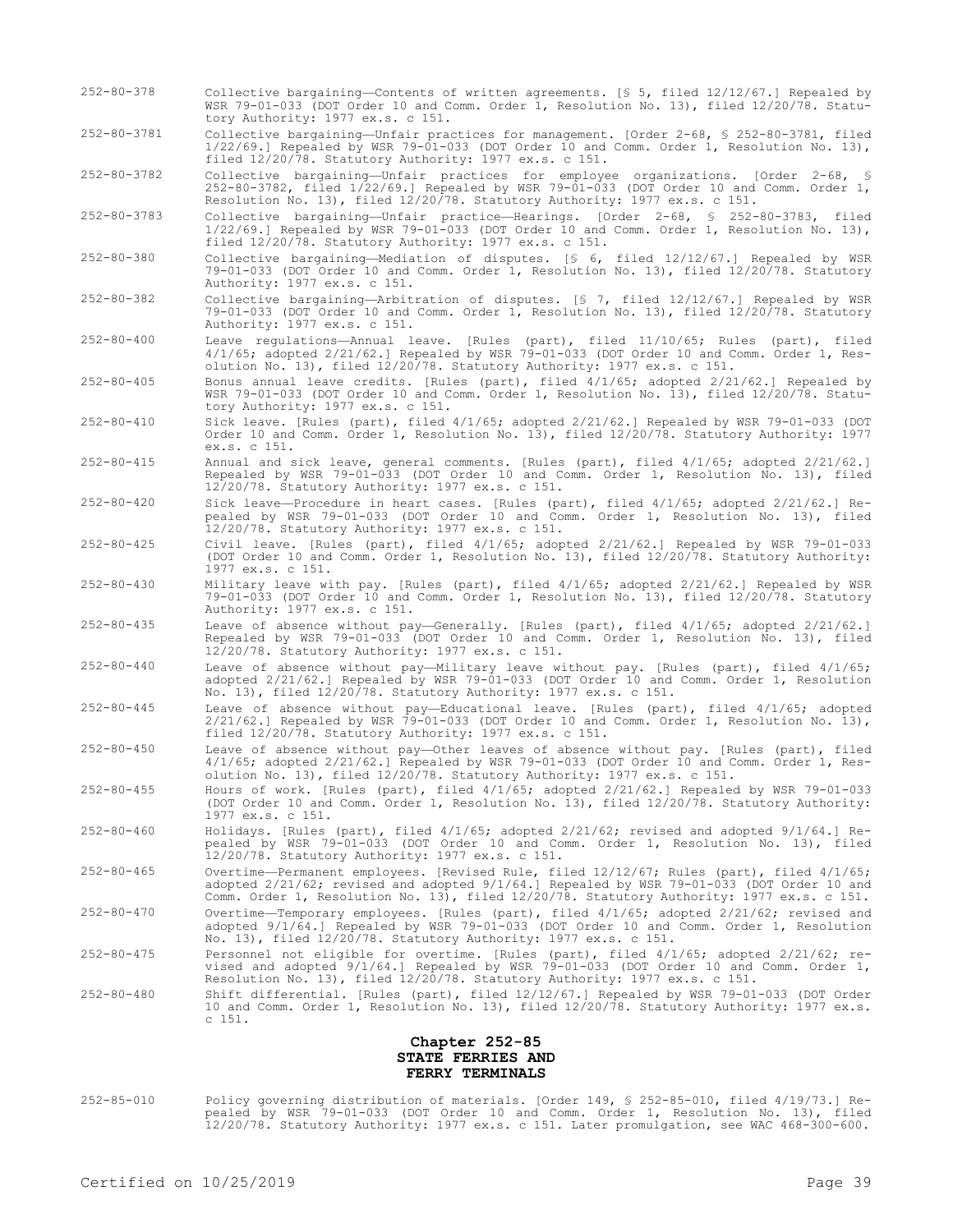252-80-378 Collective bargaining—Contents of written agreements. [§ 5, filed 12/12/67.] Repealed by WSR 79-01-033 (DOT Order 10 and Comm. Order 1, Resolution No. 13), filed 12/20/78. Statutory Authority: 1977 ex.s. c 151.

252-80-3781 Collective bargaining—Unfair practices for management. [Order 2-68, § 252-80-3781, filed 1/22/69.] Repealed by WSR 79-01-033 (DOT Order 10 and Comm. Order 1, Resolution No. 13), filed 12/20/78. Statutory Authority: 1977 ex.s. c 151.

252-80-3782 Collective bargaining—Unfair practices for employee organizations. [Order 2-68, § 252-80-3782, filed 1/22/69.] Repealed by WSR 79-01-033 (DOT Order 10 and Comm. Order 1, Resolution No. 13), filed 12/20/78. Statutory Authority: 1977 ex.s. c 151.

252-80-3783 Collective bargaining—Unfair practice—Hearings. [Order 2-68, § 252-80-3783, filed 1/22/69.] Repealed by WSR 79-01-033 (DOT Order 10 and Comm. Order 1, Resolution No. 13), filed 12/20/78. Statutory Authority: 1977 ex.s. c 151.

252-80-380 Collective bargaining—Mediation of disputes. [§ 6, filed 12/12/67.] Repealed by WSR 79-01-033 (DOT Order 10 and Comm. Order 1, Resolution No. 13), filed 12/20/78. Statutory Authority: 1977 ex.s. c 151.

252-80-382 Collective bargaining—Arbitration of disputes. [§ 7, filed 12/12/67.] Repealed by WSR 79-01-033 (DOT Order 10 and Comm. Order 1, Resolution No. 13), filed 12/20/78. Statutory Authority: 1977 ex.s. c 151.

252-80-400 Leave regulations—Annual leave. [Rules (part), filed 11/10/65; Rules (part), filed 4/1/65; adopted 2/21/62.] Repealed by WSR 79-01-033 (DOT Order 10 and Comm. Order 1, Resolution No. 13), filed 12/20/78. Statutory Authority: 1977 ex.s. c 151.

252-80-405 Bonus annual leave credits. [Rules (part), filed 4/1/65; adopted 2/21/62.] Repealed by WSR 79-01-033 (DOT Order 10 and Comm. Order 1, Resolution No. 13), filed 12/20/78. Statutory Authority: 1977 ex.s. c 151.

252-80-410 Sick leave. [Rules (part), filed 4/1/65; adopted 2/21/62.] Repealed by WSR 79-01-033 (DOT Order 10 and Comm. Order 1, Resolution No. 13), filed 12/20/78. Statutory Authority: 1977 ex.s. c 151.

252-80-415 Annual and sick leave, general comments. [Rules (part), filed 4/1/65; adopted 2/21/62.] Repealed by WSR 79-01-033 (DOT Order 10 and Comm. Order 1, Resolution No. 13), filed 12/20/78. Statutory Authority: 1977 ex.s. c 151.

252-80-420 Sick leave—Procedure in heart cases. [Rules (part), filed 4/1/65; adopted 2/21/62.] Repealed by WSR 79-01-033 (DOT Order 10 and Comm. Order 1, Resolution No. 13), filed 12/20/78. Statutory Authority: 1977 ex.s. c 151.

252-80-425 Civil leave. [Rules (part), filed 4/1/65; adopted 2/21/62.] Repealed by WSR 79-01-033 (DOT Order 10 and Comm. Order 1, Resolution No. 13), filed 12/20/78. Statutory Authority: 1977 ex.s. c 151.

252-80-430 Military leave with pay. [Rules (part), filed 4/1/65; adopted 2/21/62.] Repealed by WSR 79-01-033 (DOT Order 10 and Comm. Order 1, Resolution No. 13), filed 12/20/78. Statutory Authority: 1977 ex.s. c 151.

252-80-435 Leave of absence without pay—Generally. [Rules (part), filed 4/1/65; adopted 2/21/62.] Repealed by WSR 79-01-033 (DOT Order 10 and Comm. Order 1, Resolution No. 13), filed 12/20/78. Statutory Authority: 1977 ex.s. c 151.

252-80-440 Leave of absence without pay—Military leave without pay. [Rules (part), filed 4/1/65; adopted 2/21/62.] Repealed by WSR 79-01-033 (DOT Order 10 and Comm. Order 1, Resolution No. 13), filed 12/20/78. Statutory Authority: 1977 ex.s. c 151.

252-80-445 Leave of absence without pay—Educational leave. [Rules (part), filed 4/1/65; adopted 2/21/62.] Repealed by WSR 79-01-033 (DOT Order 10 and Comm. Order 1, Resolution No. 13), filed 12/20/78. Statutory Authority: 1977 ex.s. c 151.

252-80-450 Leave of absence without pay—Other leaves of absence without pay. [Rules (part), filed 4/1/65; adopted 2/21/62.] Repealed by WSR 79-01-033 (DOT Order 10 and Comm. Order 1, Resolution No. 13), filed 12/20/78. Statutory Authority: 1977 ex.s. c 151.

252-80-455 Hours of work. [Rules (part), filed 4/1/65; adopted 2/21/62.] Repealed by WSR 79-01-033 (DOT Order 10 and Comm. Order 1, Resolution No. 13), filed 12/20/78. Statutory Authority: 1977 ex.s. c 151.

252-80-460 Holidays. [Rules (part), filed 4/1/65; adopted 2/21/62; revised and adopted 9/1/64.] Repealed by WSR 79-01-033 (DOT Order 10 and Comm. Order 1, Resolution No. 13), filed 12/20/78. Statutory Authority: 1977 ex.s. c 151.

252-80-465 Overtime—Permanent employees. [Revised Rule, filed 12/12/67; Rules (part), filed 4/1/65; adopted 2/21/62; revised and adopted 9/1/64.] Repealed by WSR 79-01-033 (DOT Order 10 and Comm. Order 1, Resolution No. 13), filed 12/20/78. Statutory Authority: 1977 ex.s. c 151.

252-80-470 Overtime—Temporary employees. [Rules (part), filed 4/1/65; adopted 2/21/62; revised and adopted 9/1/64.] Repealed by WSR 79-01-033 (DOT Order 10 and Comm. Order 1, Resolution No. 13), filed 12/20/78. Statutory Authority: 1977 ex.s. c 151.

252-80-475 Personnel not eligible for overtime. [Rules (part), filed 4/1/65; adopted 2/21/62; revised and adopted 9/1/64.] Repealed by WSR 79-01-033 (DOT Order 10 and Comm. Order 1, Resolution No. 13), filed 12/20/78. Statutory Authority: 1977 ex.s. c 151.

252-80-480 Shift differential. [Rules (part), filed 12/12/67.] Repealed by WSR 79-01-033 (DOT Order 10 and Comm. Order 1, Resolution No. 13), filed 12/20/78. Statutory Authority: 1977 ex.s. c 151.

## Chapter 252-85
## STATE FERRIES AND FERRY TERMINALS

252-85-010 Policy governing distribution of materials. [Order 149, § 252-85-010, filed 4/19/73.] Repealed by WSR 79-01-033 (DOT Order 10 and Comm. Order 1, Resolution No. 13), filed 12/20/78. Statutory Authority: 1977 ex.s. c 151. Later promulgation, see WAC 468-300-600.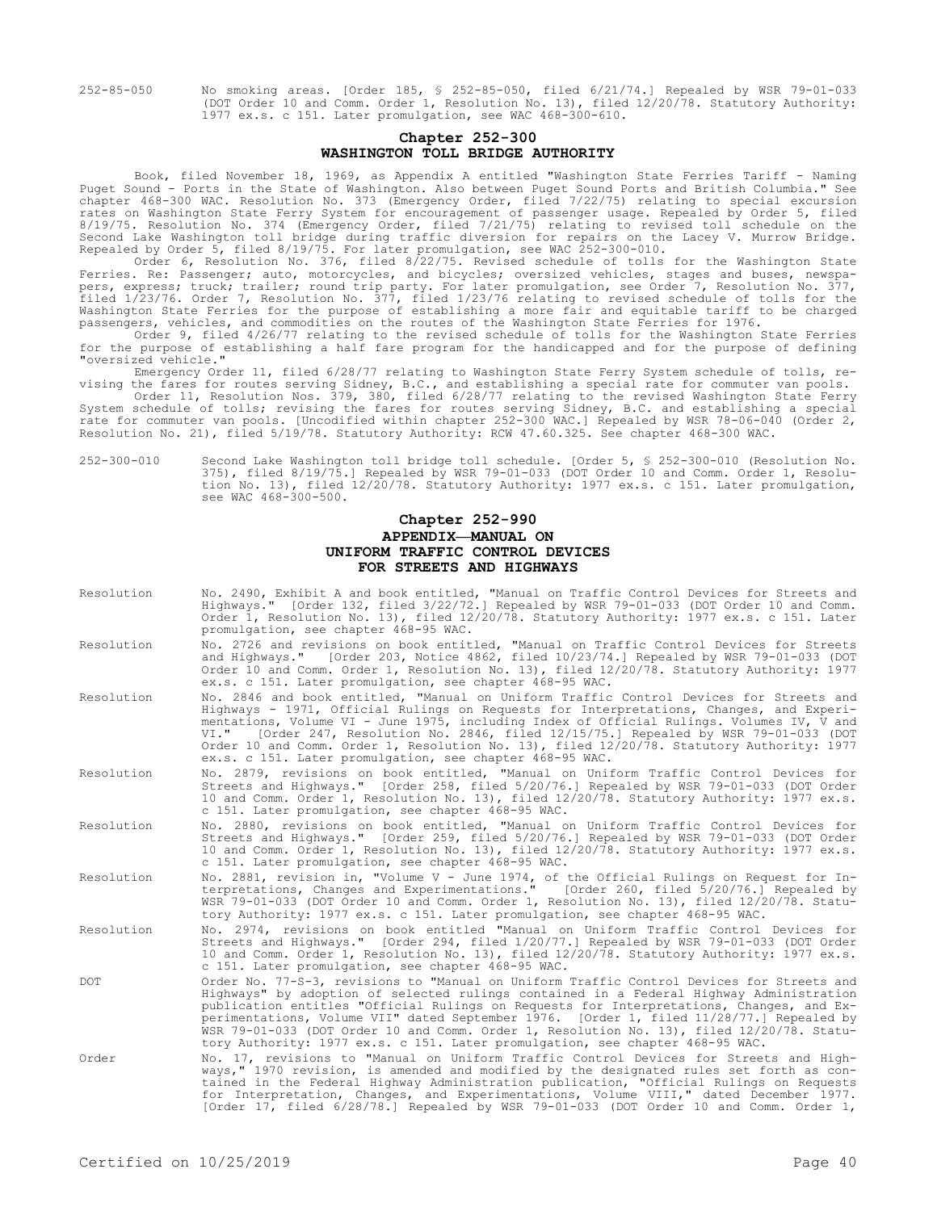252-85-050 No smoking areas. [Order 185, § 252-85-050, filed 6/21/74.] Repealed by WSR 79-01-033 (DOT Order 10 and Comm. Order 1, Resolution No. 13), filed 12/20/78. Statutory Authority: 1977 ex.s. c 151. Later promulgation, see WAC 468-300-610.

## Chapter 252-300
## WASHINGTON TOLL BRIDGE AUTHORITY

Book, filed November 18, 1969, as Appendix A entitled "Washington State Ferries Tariff - Naming Puget Sound - Ports in the State of Washington. Also between Puget Sound Ports and British Columbia." See chapter 468-300 WAC. Resolution No. 373 (Emergency Order, filed 7/22/75) relating to special excursion rates on Washington State Ferry System for encouragement of passenger usage. Repealed by Order 5, filed 8/19/75. Resolution No. 374 (Emergency Order, filed 7/21/75) relating to revised toll schedule on the Second Lake Washington toll bridge during traffic diversion for repairs on the Lacey V. Murrow Bridge. Repealed by Order 5, filed 8/19/75. For later promulgation, see WAC 252-300-010.

Order 6, Resolution No. 376, filed 8/22/75. Revised schedule of tolls for the Washington State Ferries. Re: Passenger; auto, motorcycles, and bicycles; oversized vehicles, stages and buses, newspapers, express; truck; trailer; round trip party. For later promulgation, see Order 7, Resolution No. 377, filed 1/23/76. Order 7, Resolution No. 377, filed 1/23/76 relating to revised schedule of tolls for the Washington State Ferries for the purpose of establishing a more fair and equitable tariff to be charged passengers, vehicles, and commodities on the routes of the Washington State Ferries for 1976.

Order 9, filed 4/26/77 relating to the revised schedule of tolls for the Washington State Ferries for the purpose of establishing a half fare program for the handicapped and for the purpose of defining "oversized vehicle."

Emergency Order 11, filed 6/28/77 relating to Washington State Ferry System schedule of tolls, revising the fares for routes serving Sidney, B.C., and establishing a special rate for commuter van pools.

Order 11, Resolution Nos. 379, 380, filed 6/28/77 relating to the revised Washington State Ferry System schedule of tolls; revising the fares for routes serving Sidney, B.C. and establishing a special rate for commuter van pools. [Uncodified within chapter 252-300 WAC.] Repealed by WSR 78-06-040 (Order 2, Resolution No. 21), filed 5/19/78. Statutory Authority: RCW 47.60.325. See chapter 468-300 WAC.

252-300-010 Second Lake Washington toll bridge toll schedule. [Order 5, § 252-300-010 (Resolution No. 375), filed 8/19/75.] Repealed by WSR 79-01-033 (DOT Order 10 and Comm. Order 1, Resolution No. 13), filed 12/20/78. Statutory Authority: 1977 ex.s. c 151. Later promulgation, see WAC 468-300-500.

## Chapter 252-990
## APPENDIX—MANUAL ON UNIFORM TRAFFIC CONTROL DEVICES FOR STREETS AND HIGHWAYS

Resolution No. 2490, Exhibit A and book entitled, "Manual on Traffic Control Devices for Streets and Highways." [Order 132, filed 3/22/72.] Repealed by WSR 79-01-033 (DOT Order 10 and Comm. Order 1, Resolution No. 13), filed 12/20/78. Statutory Authority: 1977 ex.s. c 151. Later promulgation, see chapter 468-95 WAC.

Resolution No. 2726 and revisions on book entitled, "Manual on Traffic Control Devices for Streets and Highways." [Order 203, Notice 4862, filed 10/23/74.] Repealed by WSR 79-01-033 (DOT Order 10 and Comm. Order 1, Resolution No. 13), filed 12/20/78. Statutory Authority: 1977 ex.s. c 151. Later promulgation, see chapter 468-95 WAC.

Resolution No. 2846 and book entitled, "Manual on Uniform Traffic Control Devices for Streets and Highways - 1971, Official Rulings on Requests for Interpretations, Changes, and Experimentations, Volume VI - June 1975, including Index of Official Rulings. Volumes IV, V and VI." [Order 247, Resolution No. 2846, filed 12/15/75.] Repealed by WSR 79-01-033 (DOT Order 10 and Comm. Order 1, Resolution No. 13), filed 12/20/78. Statutory Authority: 1977 ex.s. c 151. Later promulgation, see chapter 468-95 WAC.

Resolution No. 2879, revisions on book entitled, "Manual on Uniform Traffic Control Devices for Streets and Highways." [Order 258, filed 5/20/76.] Repealed by WSR 79-01-033 (DOT Order 10 and Comm. Order 1, Resolution No. 13), filed 12/20/78. Statutory Authority: 1977 ex.s. c 151. Later promulgation, see chapter 468-95 WAC.

Resolution No. 2880, revisions on book entitled, "Manual on Uniform Traffic Control Devices for Streets and Highways." [Order 259, filed 5/20/76.] Repealed by WSR 79-01-033 (DOT Order 10 and Comm. Order 1, Resolution No. 13), filed 12/20/78. Statutory Authority: 1977 ex.s. c 151. Later promulgation, see chapter 468-95 WAC.

Resolution No. 2881, revision in, "Volume V - June 1974, of the Official Rulings on Request for Interpretations, Changes and Experimentations." [Order 260, filed 5/20/76.] Repealed by WSR 79-01-033 (DOT Order 10 and Comm. Order 1, Resolution No. 13), filed 12/20/78. Statutory Authority: 1977 ex.s. c 151. Later promulgation, see chapter 468-95 WAC.

Resolution No. 2974, revisions on book entitled "Manual on Uniform Traffic Control Devices for Streets and Highways." [Order 294, filed 1/20/77.] Repealed by WSR 79-01-033 (DOT Order 10 and Comm. Order 1, Resolution No. 13), filed 12/20/78. Statutory Authority: 1977 ex.s. c 151. Later promulgation, see chapter 468-95 WAC.

DOT Order No. 77-S-3, revisions to "Manual on Uniform Traffic Control Devices for Streets and Highways" by adoption of selected rulings contained in a Federal Highway Administration publication entitles "Official Rulings on Requests for Interpretations, Changes, and Experimentations, Volume VII" dated September 1976. [Order 1, filed 11/28/77.] Repealed by WSR 79-01-033 (DOT Order 10 and Comm. Order 1, Resolution No. 13), filed 12/20/78. Statutory Authority: 1977 ex.s. c 151. Later promulgation, see chapter 468-95 WAC.

Order No. 17, revisions to "Manual on Uniform Traffic Control Devices for Streets and Highways," 1970 revision, is amended and modified by the designated rules set forth as contained in the Federal Highway Administration publication, "Official Rulings on Requests for Interpretation, Changes, and Experimentations, Volume VIII," dated December 1977. [Order 17, filed 6/28/78.] Repealed by WSR 79-01-033 (DOT Order 10 and Comm. Order 1,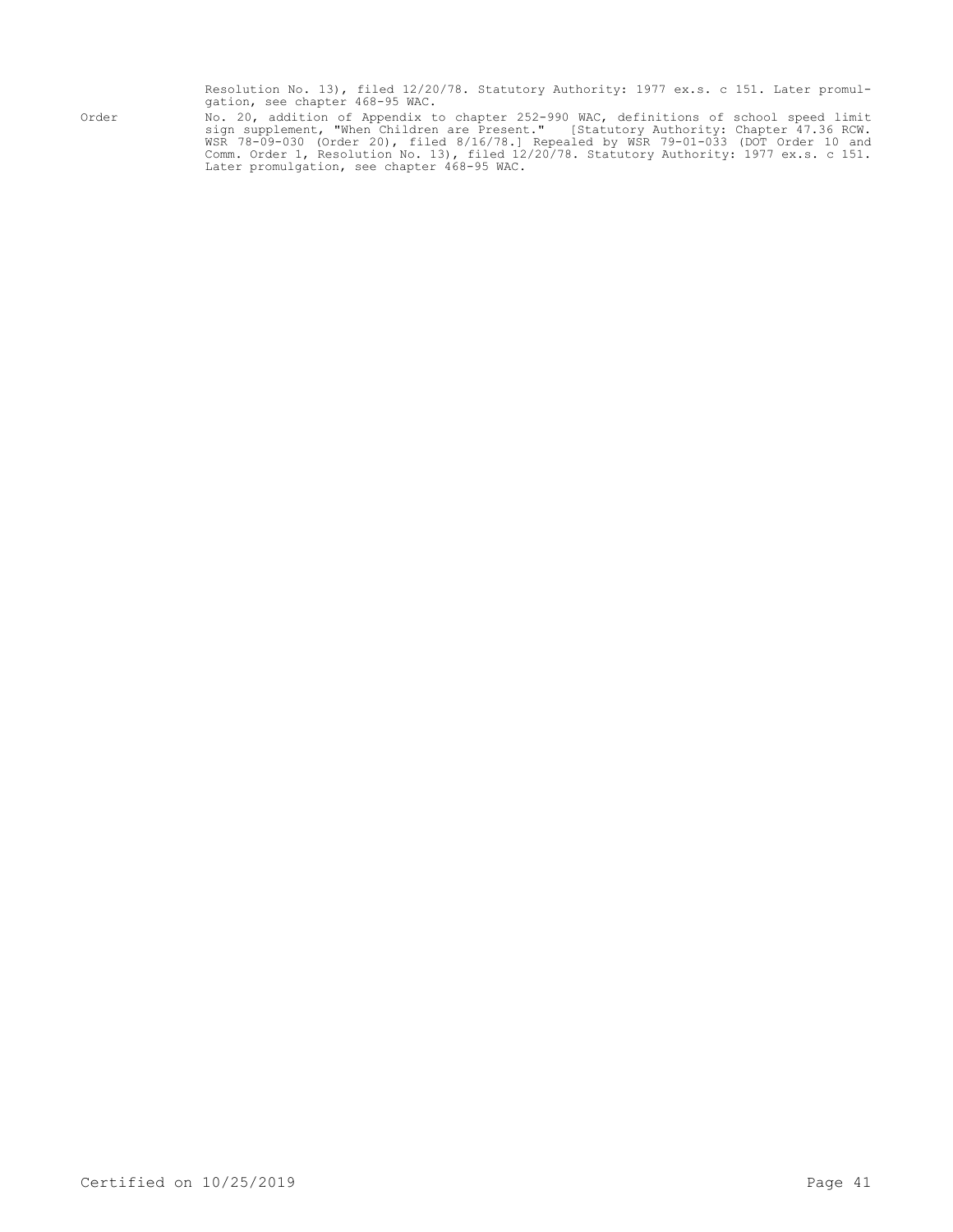Resolution No. 13), filed 12/20/78. Statutory Authority: 1977 ex.s. c 151. Later promulgation, see chapter 468-95 WAC.

Order No. 20, addition of Appendix to chapter 252-990 WAC, definitions of school speed limit sign supplement, "When Children are Present." [Statutory Authority: Chapter 47.36 RCW. WSR 78-09-030 (Order 20), filed 8/16/78.] Repealed by WSR 79-01-033 (DOT Order 10 and Comm. Order 1, Resolution No. 13), filed 12/20/78. Statutory Authority: 1977 ex.s. c 151. Later promulgation, see chapter 468-95 WAC.